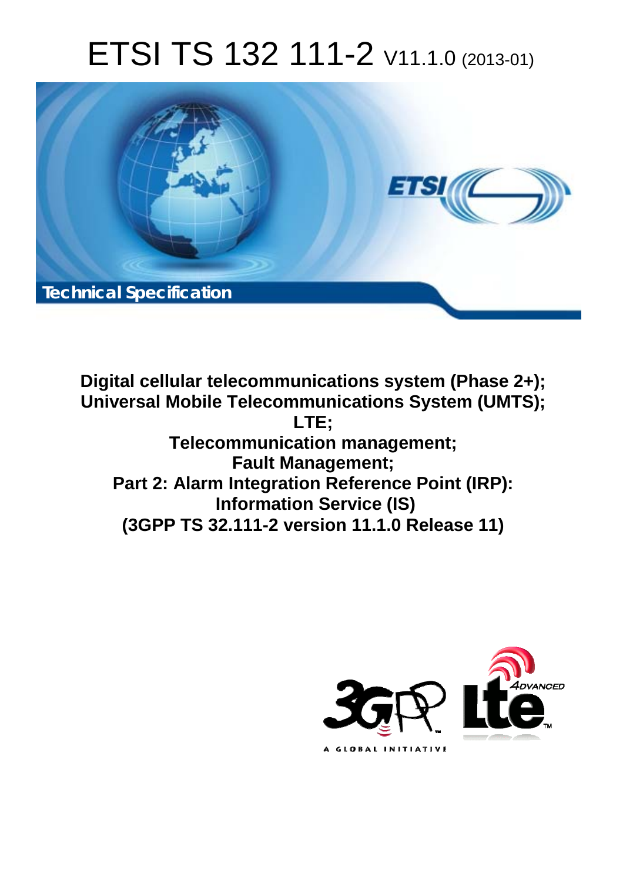# ETSI TS 132 111-2 V11.1.0 (2013-01)

Technical Specification

**Digital cellular telecommunications system (Phase 2+);**
**Universal Mobile Telecommunications System (UMTS);**
**LTE;**
**Telecommunication management;**
**Fault Management;**
**Part 2: Alarm Integration Reference Point (IRP):**
**Information Service (IS)**
**(3GPP TS 32.111-2 version 11.1.0 Release 11)**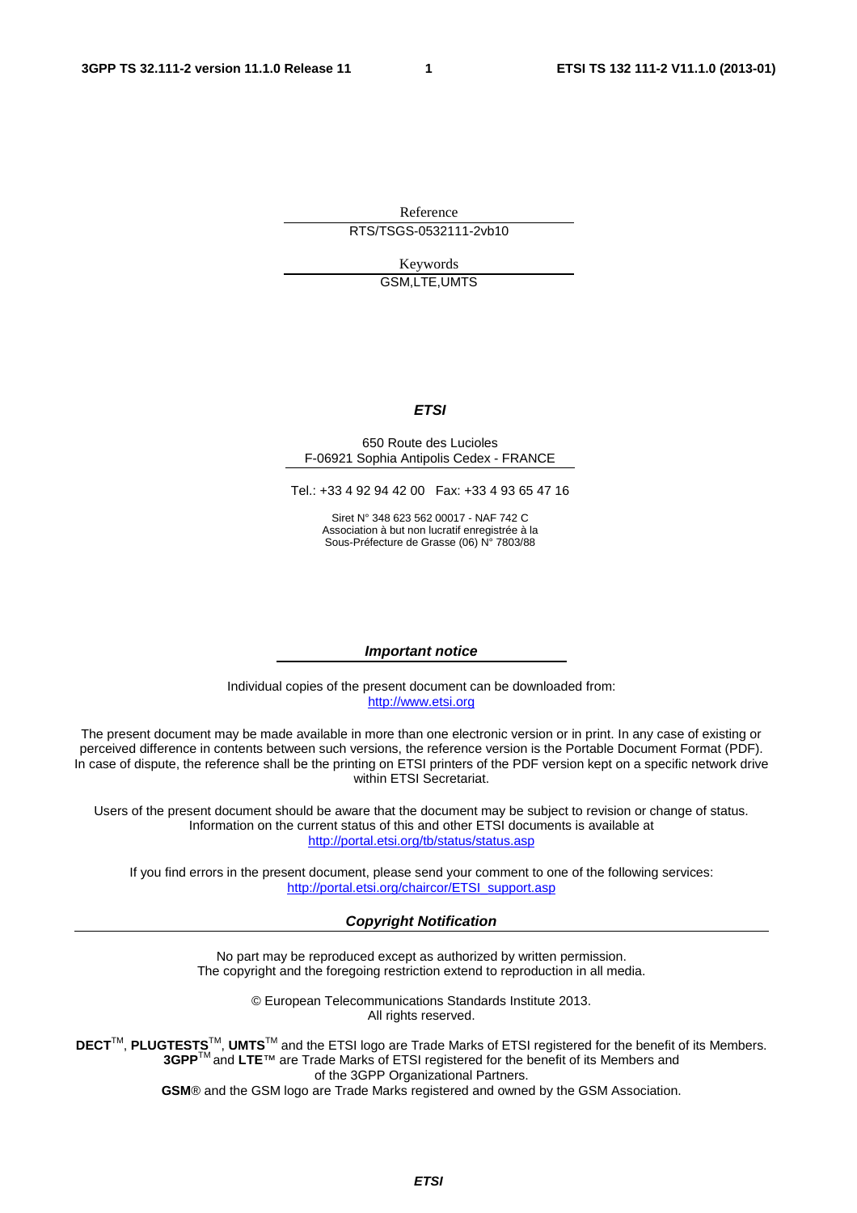Reference

RTS/TSGS-0532111-2vb10

Keywords

GSM,LTE,UMTS

***ETSI***

650 Route des Lucioles
F-06921 Sophia Antipolis Cedex - FRANCE

Tel.: +33 4 92 94 42 00   Fax: +33 4 93 65 47 16

Siret N° 348 623 562 00017 - NAF 742 C
Association à but non lucratif enregistrée à la
Sous-Préfecture de Grasse (06) N° 7803/88

***Important notice***

Individual copies of the present document can be downloaded from:
http://www.etsi.org

The present document may be made available in more than one electronic version or in print. In any case of existing or perceived difference in contents between such versions, the reference version is the Portable Document Format (PDF). In case of dispute, the reference shall be the printing on ETSI printers of the PDF version kept on a specific network drive within ETSI Secretariat.

Users of the present document should be aware that the document may be subject to revision or change of status. Information on the current status of this and other ETSI documents is available at
http://portal.etsi.org/tb/status/status.asp

If you find errors in the present document, please send your comment to one of the following services:
http://portal.etsi.org/chaircor/ETSI_support.asp

***Copyright Notification***

No part may be reproduced except as authorized by written permission.
The copyright and the foregoing restriction extend to reproduction in all media.

© European Telecommunications Standards Institute 2013.
All rights reserved.

**DECT**™, **PLUGTESTS**™, **UMTS**™ and the ETSI logo are Trade Marks of ETSI registered for the benefit of its Members.
**3GPP**™ and **LTE**™ are Trade Marks of ETSI registered for the benefit of its Members and
of the 3GPP Organizational Partners.
**GSM**® and the GSM logo are Trade Marks registered and owned by the GSM Association.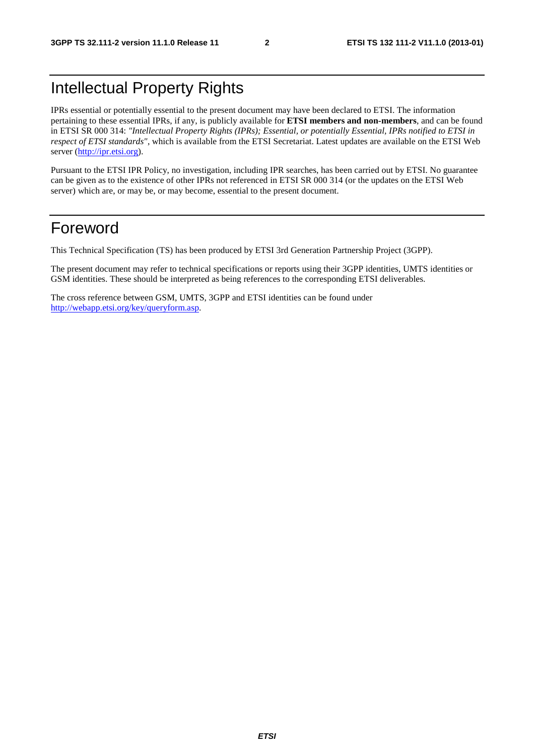# Intellectual Property Rights

IPRs essential or potentially essential to the present document may have been declared to ETSI. The information pertaining to these essential IPRs, if any, is publicly available for **ETSI members and non-members**, and can be found in ETSI SR 000 314: *"Intellectual Property Rights (IPRs); Essential, or potentially Essential, IPRs notified to ETSI in respect of ETSI standards"*, which is available from the ETSI Secretariat. Latest updates are available on the ETSI Web server (http://ipr.etsi.org).

Pursuant to the ETSI IPR Policy, no investigation, including IPR searches, has been carried out by ETSI. No guarantee can be given as to the existence of other IPRs not referenced in ETSI SR 000 314 (or the updates on the ETSI Web server) which are, or may be, or may become, essential to the present document.

# Foreword

This Technical Specification (TS) has been produced by ETSI 3rd Generation Partnership Project (3GPP).

The present document may refer to technical specifications or reports using their 3GPP identities, UMTS identities or GSM identities. These should be interpreted as being references to the corresponding ETSI deliverables.

The cross reference between GSM, UMTS, 3GPP and ETSI identities can be found under http://webapp.etsi.org/key/queryform.asp.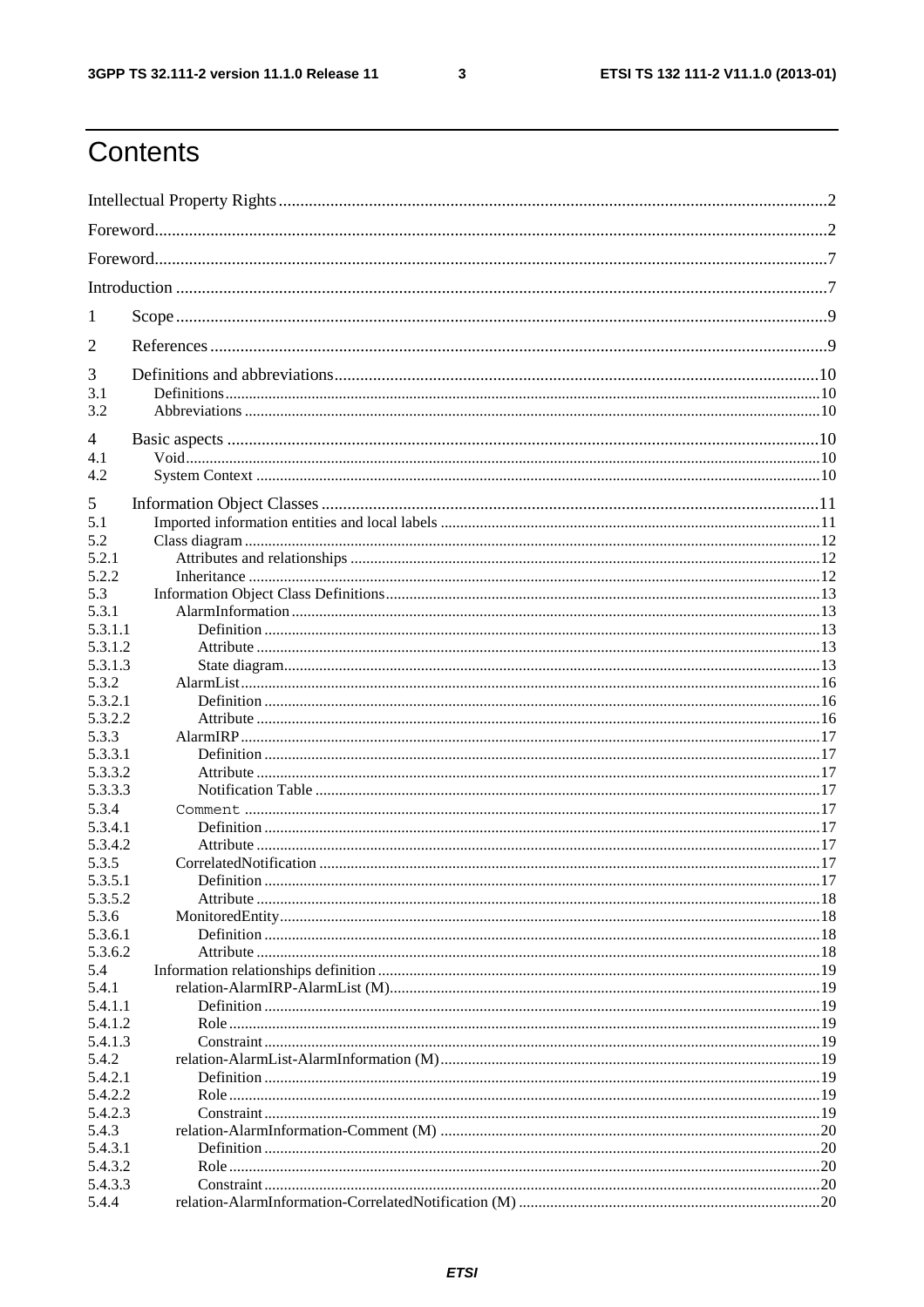# Contents

Intellectual Property Rights ... 2
Foreword ... 2
Foreword ... 7
Introduction ... 7

1 Scope ... 9

2 References ... 9

3 Definitions and abbreviations ... 10
3.1 Definitions ... 10
3.2 Abbreviations ... 10

4 Basic aspects ... 10
4.1 Void ... 10
4.2 System Context ... 10

5 Information Object Classes ... 11
5.1 Imported information entities and local labels ... 11
5.2 Class diagram ... 12
5.2.1 Attributes and relationships ... 12
5.2.2 Inheritance ... 12
5.3 Information Object Class Definitions ... 13
5.3.1 AlarmInformation ... 13
5.3.1.1 Definition ... 13
5.3.1.2 Attribute ... 13
5.3.1.3 State diagram ... 13
5.3.2 AlarmList ... 16
5.3.2.1 Definition ... 16
5.3.2.2 Attribute ... 16
5.3.3 AlarmIRP ... 17
5.3.3.1 Definition ... 17
5.3.3.2 Attribute ... 17
5.3.3.3 Notification Table ... 17
5.3.4 `Comment` ... 17
5.3.4.1 Definition ... 17
5.3.4.2 Attribute ... 17
5.3.5 CorrelatedNotification ... 17
5.3.5.1 Definition ... 17
5.3.5.2 Attribute ... 18
5.3.6 MonitoredEntity ... 18
5.3.6.1 Definition ... 18
5.3.6.2 Attribute ... 18
5.4 Information relationships definition ... 19
5.4.1 relation-AlarmIRP-AlarmList (M) ... 19
5.4.1.1 Definition ... 19
5.4.1.2 Role ... 19
5.4.1.3 Constraint ... 19
5.4.2 relation-AlarmList-AlarmInformation (M) ... 19
5.4.2.1 Definition ... 19
5.4.2.2 Role ... 19
5.4.2.3 Constraint ... 19
5.4.3 relation-AlarmInformation-Comment (M) ... 20
5.4.3.1 Definition ... 20
5.4.3.2 Role ... 20
5.4.3.3 Constraint ... 20
5.4.4 relation-AlarmInformation-CorrelatedNotification (M) ... 20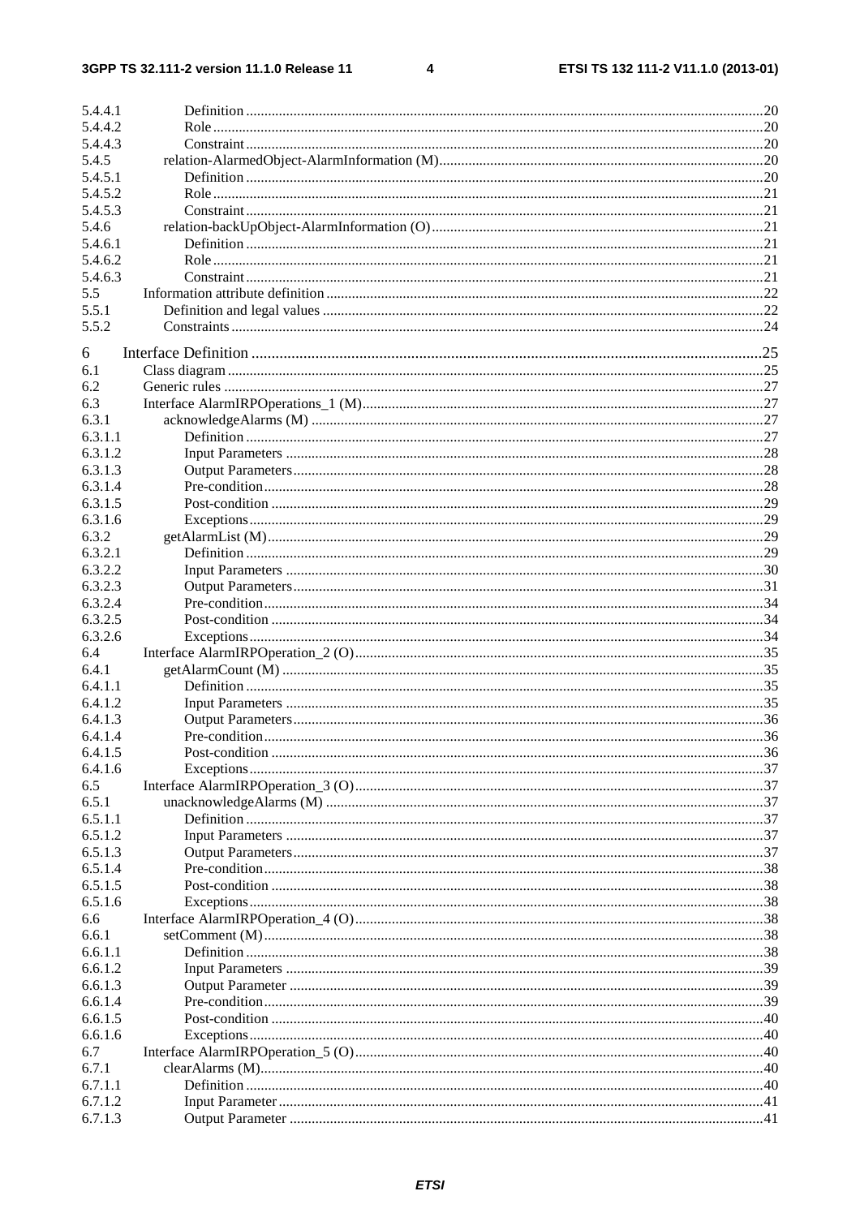5.4.4.1 Definition ....................................................................................................................................20
5.4.4.2 Role ............................................................................................................................................20
5.4.4.3 Constraint ....................................................................................................................................20
5.4.5 relation-AlarmedObject-AlarmInformation (M) ........................................................................................20
5.4.5.1 Definition ....................................................................................................................................20
5.4.5.2 Role ............................................................................................................................................21
5.4.5.3 Constraint ....................................................................................................................................21
5.4.6 relation-backUpObject-AlarmInformation (O) ..........................................................................................21
5.4.6.1 Definition ....................................................................................................................................21
5.4.6.2 Role ............................................................................................................................................21
5.4.6.3 Constraint ....................................................................................................................................21
5.5 Information attribute definition ......................................................................................................................22
5.5.1 Definition and legal values .......................................................................................................................22
5.5.2 Constraints ................................................................................................................................................24

6 Interface Definition ..............................................................................................................................25
6.1 Class diagram ..................................................................................................................................................25
6.2 Generic rules ...................................................................................................................................................27
6.3 Interface AlarmIRPOperations_1 (M) .............................................................................................................27
6.3.1 acknowledgeAlarms (M) ..........................................................................................................................27
6.3.1.1 Definition ....................................................................................................................................27
6.3.1.2 Input Parameters .........................................................................................................................28
6.3.1.3 Output Parameters .......................................................................................................................28
6.3.1.4 Pre-condition ...............................................................................................................................28
6.3.1.5 Post-condition .............................................................................................................................29
6.3.1.6 Exceptions ...................................................................................................................................29
6.3.2 getAlarmList (M) ......................................................................................................................................29
6.3.2.1 Definition ....................................................................................................................................29
6.3.2.2 Input Parameters .........................................................................................................................30
6.3.2.3 Output Parameters .......................................................................................................................31
6.3.2.4 Pre-condition ...............................................................................................................................34
6.3.2.5 Post-condition .............................................................................................................................34
6.3.2.6 Exceptions ...................................................................................................................................34
6.4 Interface AlarmIRPOperation_2 (O) ...............................................................................................................35
6.4.1 getAlarmCount (M) ..................................................................................................................................35
6.4.1.1 Definition ....................................................................................................................................35
6.4.1.2 Input Parameters .........................................................................................................................35
6.4.1.3 Output Parameters .......................................................................................................................36
6.4.1.4 Pre-condition ...............................................................................................................................36
6.4.1.5 Post-condition .............................................................................................................................36
6.4.1.6 Exceptions ...................................................................................................................................37
6.5 Interface AlarmIRPOperation_3 (O) ...............................................................................................................37
6.5.1 unacknowledgeAlarms (M) ......................................................................................................................37
6.5.1.1 Definition ....................................................................................................................................37
6.5.1.2 Input Parameters .........................................................................................................................37
6.5.1.3 Output Parameters .......................................................................................................................37
6.5.1.4 Pre-condition ...............................................................................................................................38
6.5.1.5 Post-condition .............................................................................................................................38
6.5.1.6 Exceptions ...................................................................................................................................38
6.6 Interface AlarmIRPOperation_4 (O) ...............................................................................................................38
6.6.1 setComment (M) .......................................................................................................................................38
6.6.1.1 Definition ....................................................................................................................................38
6.6.1.2 Input Parameters .........................................................................................................................39
6.6.1.3 Output Parameter ........................................................................................................................39
6.6.1.4 Pre-condition ...............................................................................................................................39
6.6.1.5 Post-condition .............................................................................................................................40
6.6.1.6 Exceptions ...................................................................................................................................40
6.7 Interface AlarmIRPOperation_5 (O) ...............................................................................................................40
6.7.1 clearAlarms (M) ........................................................................................................................................40
6.7.1.1 Definition ....................................................................................................................................40
6.7.1.2 Input Parameter ...........................................................................................................................41
6.7.1.3 Output Parameter ........................................................................................................................41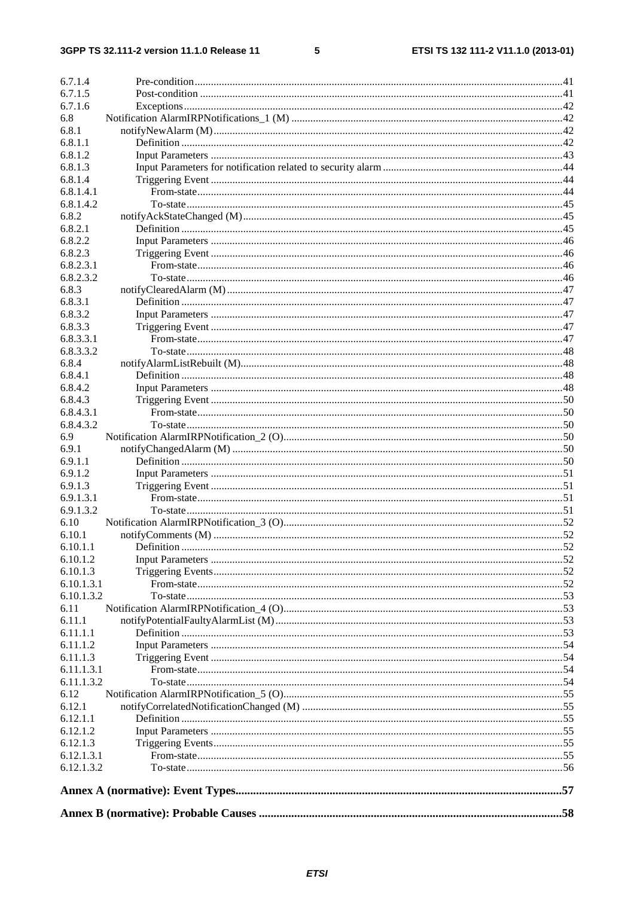6.7.1.4 Pre-condition ........ 41
6.7.1.5 Post-condition ........ 41
6.7.1.6 Exceptions ........ 42
6.8 Notification AlarmIRPNotifications_1 (M) ........ 42
6.8.1 notifyNewAlarm (M) ........ 42
6.8.1.1 Definition ........ 42
6.8.1.2 Input Parameters ........ 43
6.8.1.3 Input Parameters for notification related to security alarm ........ 44
6.8.1.4 Triggering Event ........ 44
6.8.1.4.1 From-state ........ 44
6.8.1.4.2 To-state ........ 45
6.8.2 notifyAckStateChanged (M) ........ 45
6.8.2.1 Definition ........ 45
6.8.2.2 Input Parameters ........ 46
6.8.2.3 Triggering Event ........ 46
6.8.2.3.1 From-state ........ 46
6.8.2.3.2 To-state ........ 46
6.8.3 notifyClearedAlarm (M) ........ 47
6.8.3.1 Definition ........ 47
6.8.3.2 Input Parameters ........ 47
6.8.3.3 Triggering Event ........ 47
6.8.3.3.1 From-state ........ 47
6.8.3.3.2 To-state ........ 48
6.8.4 notifyAlarmListRebuilt (M) ........ 48
6.8.4.1 Definition ........ 48
6.8.4.2 Input Parameters ........ 48
6.8.4.3 Triggering Event ........ 50
6.8.4.3.1 From-state ........ 50
6.8.4.3.2 To-state ........ 50
6.9 Notification AlarmIRPNotification_2 (O) ........ 50
6.9.1 notifyChangedAlarm (M) ........ 50
6.9.1.1 Definition ........ 50
6.9.1.2 Input Parameters ........ 51
6.9.1.3 Triggering Event ........ 51
6.9.1.3.1 From-state ........ 51
6.9.1.3.2 To-state ........ 51
6.10 Notification AlarmIRPNotification_3 (O) ........ 52
6.10.1 notifyComments (M) ........ 52
6.10.1.1 Definition ........ 52
6.10.1.2 Input Parameters ........ 52
6.10.1.3 Triggering Events ........ 52
6.10.1.3.1 From-state ........ 52
6.10.1.3.2 To-state ........ 53
6.11 Notification AlarmIRPNotification_4 (O) ........ 53
6.11.1 notifyPotentialFaultyAlarmList (M) ........ 53
6.11.1.1 Definition ........ 53
6.11.1.2 Input Parameters ........ 54
6.11.1.3 Triggering Event ........ 54
6.11.1.3.1 From-state ........ 54
6.11.1.3.2 To-state ........ 54
6.12 Notification AlarmIRPNotification_5 (O) ........ 55
6.12.1 notifyCorrelatedNotificationChanged (M) ........ 55
6.12.1.1 Definition ........ 55
6.12.1.2 Input Parameters ........ 55
6.12.1.3 Triggering Events ........ 55
6.12.1.3.1 From-state ........ 55
6.12.1.3.2 To-state ........ 56

**Annex A (normative): Event Types ........ 57**

**Annex B (normative): Probable Causes ........ 58**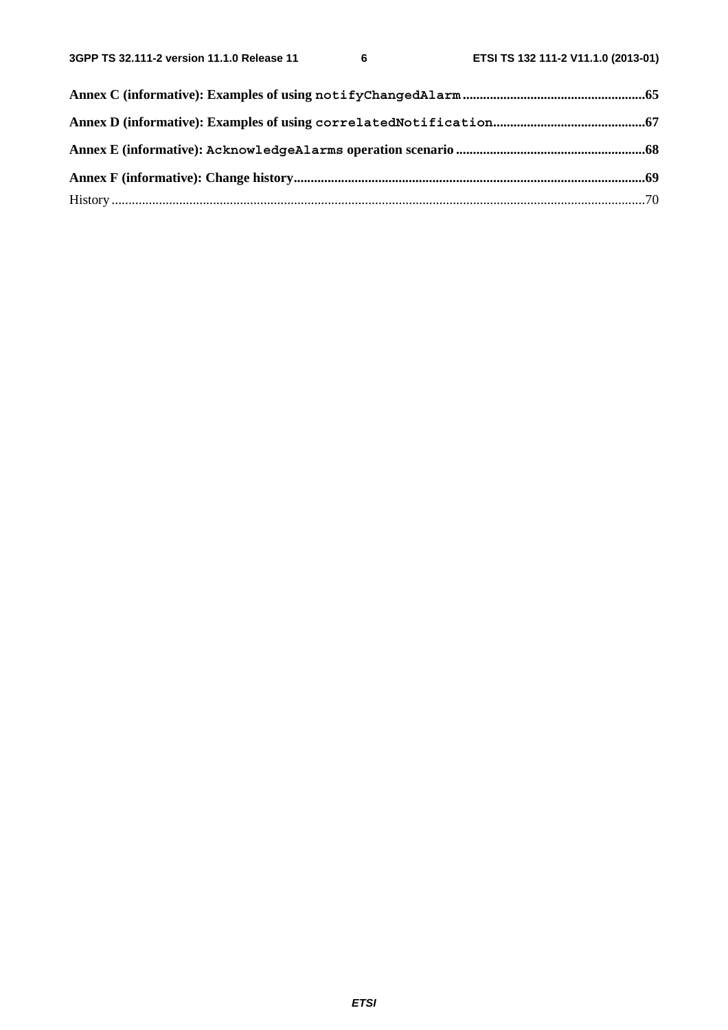**Annex C (informative): Examples of using `notifyChangedAlarm`......................................................65**

**Annex D (informative): Examples of using `correlatedNotification`.............................................67**

**Annex E (informative): `AcknowledgeAlarms` operation scenario .......................................................68**

**Annex F (informative): Change history.......................................................................................................69**

History ..............................................................................................................................................................70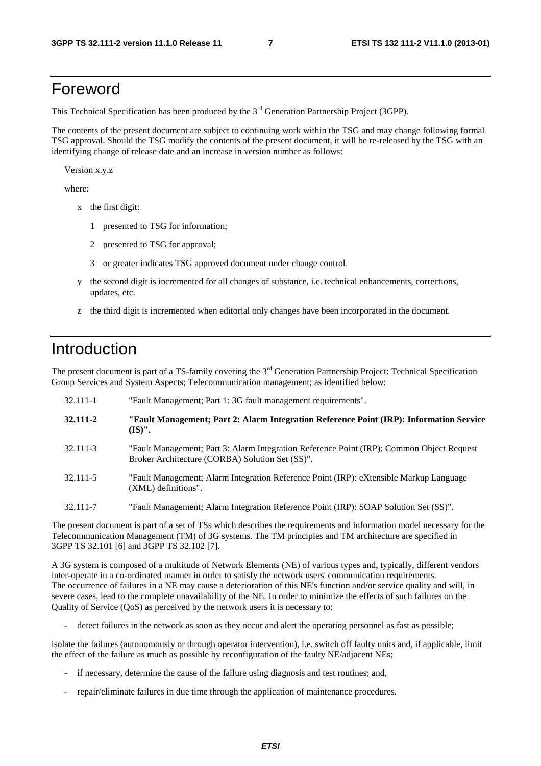# Foreword

This Technical Specification has been produced by the 3rd Generation Partnership Project (3GPP).

The contents of the present document are subject to continuing work within the TSG and may change following formal TSG approval. Should the TSG modify the contents of the present document, it will be re-released by the TSG with an identifying change of release date and an increase in version number as follows:

Version x.y.z

where:

x the first digit:

1 presented to TSG for information;

2 presented to TSG for approval;

3 or greater indicates TSG approved document under change control.

y the second digit is incremented for all changes of substance, i.e. technical enhancements, corrections, updates, etc.

z the third digit is incremented when editorial only changes have been incorporated in the document.

# Introduction

The present document is part of a TS-family covering the 3rd Generation Partnership Project: Technical Specification Group Services and System Aspects; Telecommunication management; as identified below:

| | |
|---|---|
| 32.111-1 | "Fault Management; Part 1: 3G fault management requirements". |
| **32.111-2** | **"Fault Management; Part 2: Alarm Integration Reference Point (IRP): Information Service (IS)".** |
| 32.111-3 | "Fault Management; Part 3: Alarm Integration Reference Point (IRP): Common Object Request Broker Architecture (CORBA) Solution Set (SS)". |
| 32.111-5 | "Fault Management; Alarm Integration Reference Point (IRP): eXtensible Markup Language (XML) definitions". |
| 32.111-7 | "Fault Management; Alarm Integration Reference Point (IRP): SOAP Solution Set (SS)". |

The present document is part of a set of TSs which describes the requirements and information model necessary for the Telecommunication Management (TM) of 3G systems. The TM principles and TM architecture are specified in 3GPP TS 32.101 [6] and 3GPP TS 32.102 [7].

A 3G system is composed of a multitude of Network Elements (NE) of various types and, typically, different vendors inter-operate in a co-ordinated manner in order to satisfy the network users' communication requirements. The occurrence of failures in a NE may cause a deterioration of this NE's function and/or service quality and will, in severe cases, lead to the complete unavailability of the NE. In order to minimize the effects of such failures on the Quality of Service (QoS) as perceived by the network users it is necessary to:

- detect failures in the network as soon as they occur and alert the operating personnel as fast as possible;

isolate the failures (autonomously or through operator intervention), i.e. switch off faulty units and, if applicable, limit the effect of the failure as much as possible by reconfiguration of the faulty NE/adjacent NEs;

- if necessary, determine the cause of the failure using diagnosis and test routines; and,
- repair/eliminate failures in due time through the application of maintenance procedures.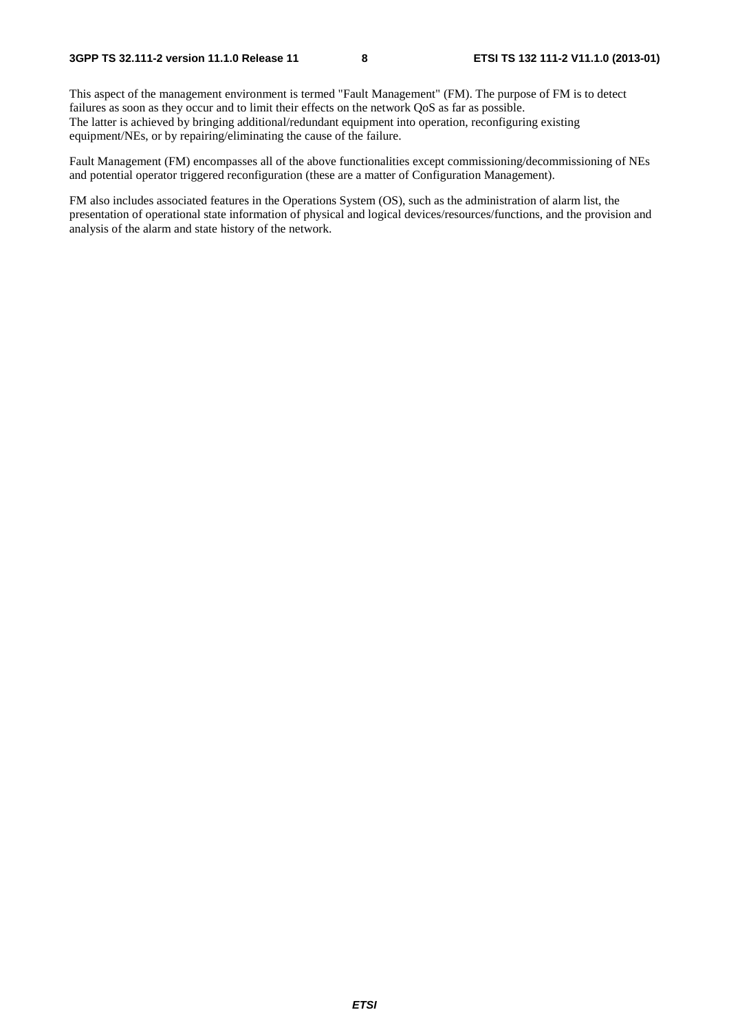This aspect of the management environment is termed "Fault Management" (FM). The purpose of FM is to detect failures as soon as they occur and to limit their effects on the network QoS as far as possible.
The latter is achieved by bringing additional/redundant equipment into operation, reconfiguring existing equipment/NEs, or by repairing/eliminating the cause of the failure.

Fault Management (FM) encompasses all of the above functionalities except commissioning/decommissioning of NEs and potential operator triggered reconfiguration (these are a matter of Configuration Management).

FM also includes associated features in the Operations System (OS), such as the administration of alarm list, the presentation of operational state information of physical and logical devices/resources/functions, and the provision and analysis of the alarm and state history of the network.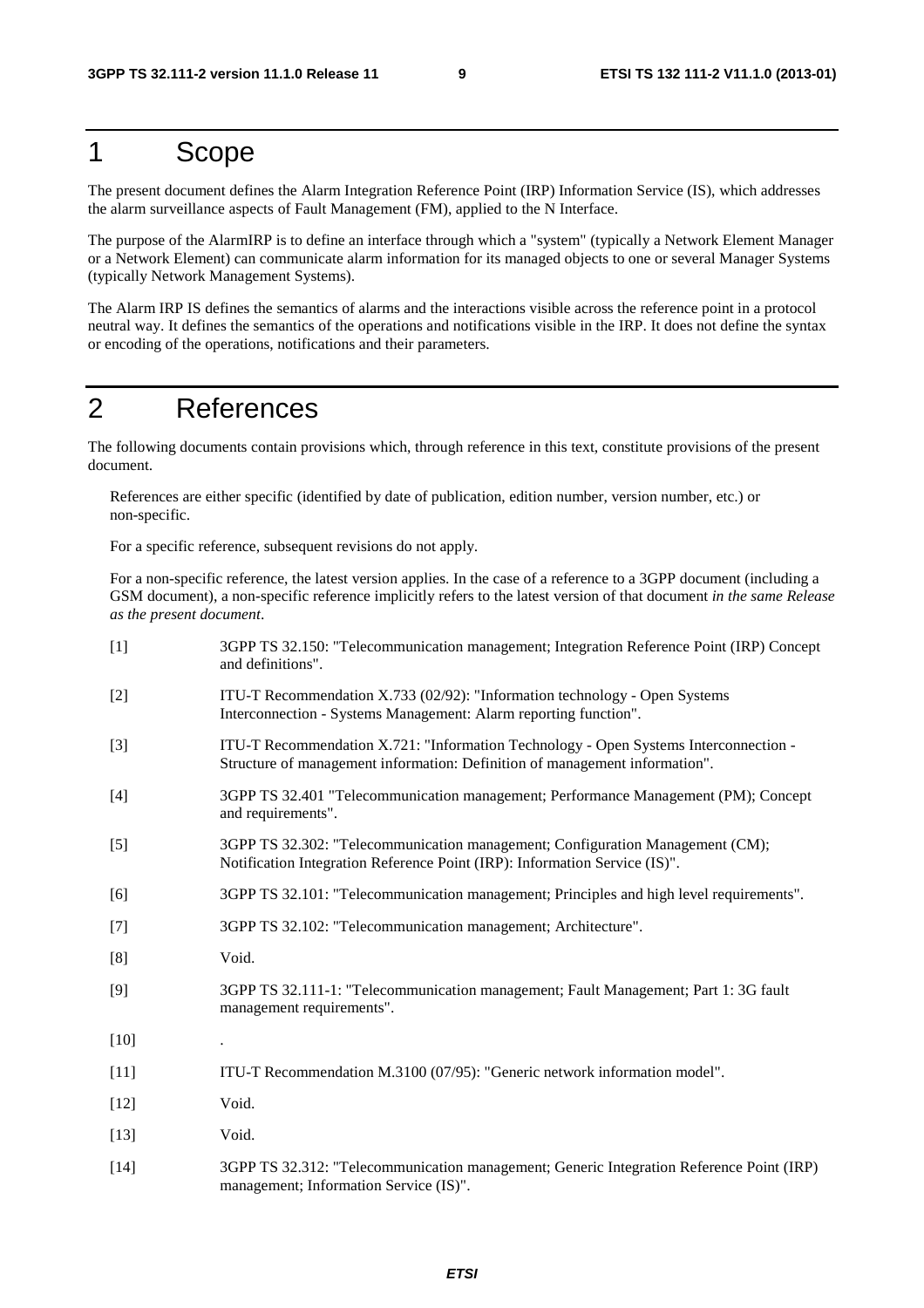# 1 Scope

The present document defines the Alarm Integration Reference Point (IRP) Information Service (IS), which addresses the alarm surveillance aspects of Fault Management (FM), applied to the N Interface.

The purpose of the AlarmIRP is to define an interface through which a "system" (typically a Network Element Manager or a Network Element) can communicate alarm information for its managed objects to one or several Manager Systems (typically Network Management Systems).

The Alarm IRP IS defines the semantics of alarms and the interactions visible across the reference point in a protocol neutral way. It defines the semantics of the operations and notifications visible in the IRP. It does not define the syntax or encoding of the operations, notifications and their parameters.

# 2 References

The following documents contain provisions which, through reference in this text, constitute provisions of the present document.

References are either specific (identified by date of publication, edition number, version number, etc.) or non-specific.

For a specific reference, subsequent revisions do not apply.

For a non-specific reference, the latest version applies. In the case of a reference to a 3GPP document (including a GSM document), a non-specific reference implicitly refers to the latest version of that document *in the same Release as the present document*.

[1] 3GPP TS 32.150: "Telecommunication management; Integration Reference Point (IRP) Concept and definitions".

[2] ITU-T Recommendation X.733 (02/92): "Information technology - Open Systems Interconnection - Systems Management: Alarm reporting function".

[3] ITU-T Recommendation X.721: "Information Technology - Open Systems Interconnection - Structure of management information: Definition of management information".

[4] 3GPP TS 32.401 "Telecommunication management; Performance Management (PM); Concept and requirements".

[5] 3GPP TS 32.302: "Telecommunication management; Configuration Management (CM); Notification Integration Reference Point (IRP): Information Service (IS)".

[6] 3GPP TS 32.101: "Telecommunication management; Principles and high level requirements".

[7] 3GPP TS 32.102: "Telecommunication management; Architecture".

[8] Void.

[9] 3GPP TS 32.111-1: "Telecommunication management; Fault Management; Part 1: 3G fault management requirements".

[10] .

[11] ITU-T Recommendation M.3100 (07/95): "Generic network information model".

[12] Void.

[13] Void.

[14] 3GPP TS 32.312: "Telecommunication management; Generic Integration Reference Point (IRP) management; Information Service (IS)".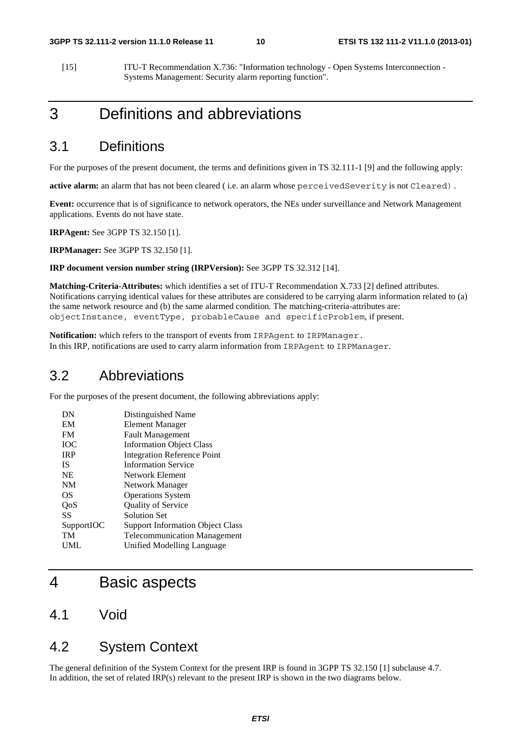[15] ITU-T Recommendation X.736: "Information technology - Open Systems Interconnection - Systems Management: Security alarm reporting function".

# 3 Definitions and abbreviations

## 3.1 Definitions

For the purposes of the present document, the terms and definitions given in TS 32.111-1 [9] and the following apply:

**active alarm:** an alarm that has not been cleared ( i.e. an alarm whose `perceivedSeverity` is not `Cleared)`.

**Event:** occurrence that is of significance to network operators, the NEs under surveillance and Network Management applications. Events do not have state.

**IRPAgent:** See 3GPP TS 32.150 [1].

**IRPManager:** See 3GPP TS 32.150 [1].

**IRP document version number string (IRPVersion):** See 3GPP TS 32.312 [14].

**Matching-Criteria-Attributes:** which identifies a set of ITU-T Recommendation X.733 [2] defined attributes. Notifications carrying identical values for these attributes are considered to be carrying alarm information related to (a) the same network resource and (b) the same alarmed condition. The matching-criteria-attributes are: `objectInstance, eventType, probableCause and specificProblem`, if present.

**Notification:** which refers to the transport of events from `IRPAgent` to `IRPManager`.
In this IRP, notifications are used to carry alarm information from `IRPAgent` to `IRPManager`.

## 3.2 Abbreviations

For the purposes of the present document, the following abbreviations apply:

| | |
|---|---|
| DN | Distinguished Name |
| EM | Element Manager |
| FM | Fault Management |
| IOC | Information Object Class |
| IRP | Integration Reference Point |
| IS | Information Service |
| NE | Network Element |
| NM | Network Manager |
| OS | Operations System |
| QoS | Quality of Service |
| SS | Solution Set |
| SupportIOC | Support Information Object Class |
| TM | Telecommunication Management |
| UML | Unified Modelling Language |

# 4 Basic aspects

## 4.1 Void

## 4.2 System Context

The general definition of the System Context for the present IRP is found in 3GPP TS 32.150 [1] subclause 4.7.
In addition, the set of related IRP(s) relevant to the present IRP is shown in the two diagrams below.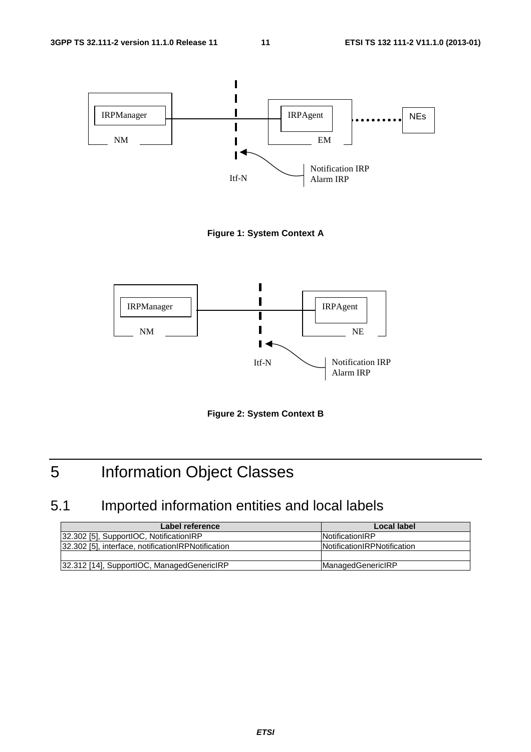Figure 1: System Context A

Figure 2: System Context B

# 5 Information Object Classes

## 5.1 Imported information entities and local labels

| Label reference | Local label |
|---|---|
| 32.302 [5], SupportIOC, NotificationIRP | NotificationIRP |
| 32.302 [5], interface, notificationIRPNotification | NotificationIRPNotification |
| | |
| 32.312 [14], SupportIOC, ManagedGenericIRP | ManagedGenericIRP |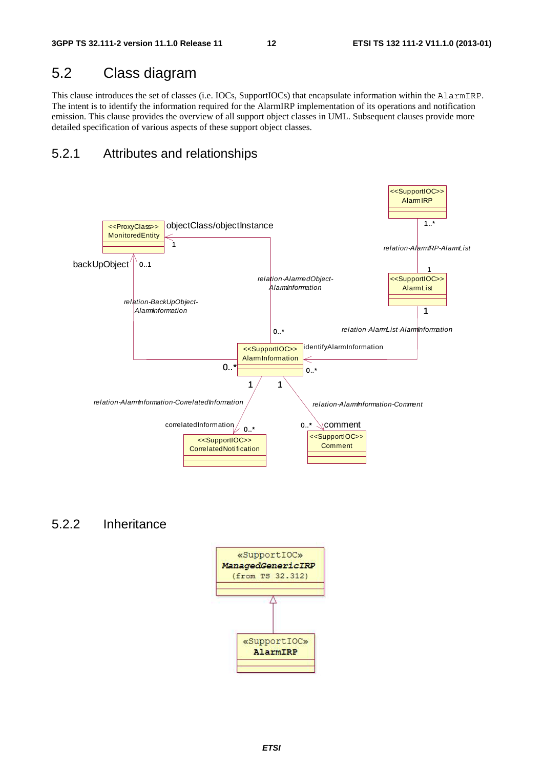## 5.2 Class diagram

This clause introduces the set of classes (i.e. IOCs, SupportIOCs) that encapsulate information within the AlarmIRP. The intent is to identify the information required for the AlarmIRP implementation of its operations and notification emission. This clause provides the overview of all support object classes in UML. Subsequent clauses provide more detailed specification of various aspects of these support object classes.

### 5.2.1 Attributes and relationships

### 5.2.2 Inheritance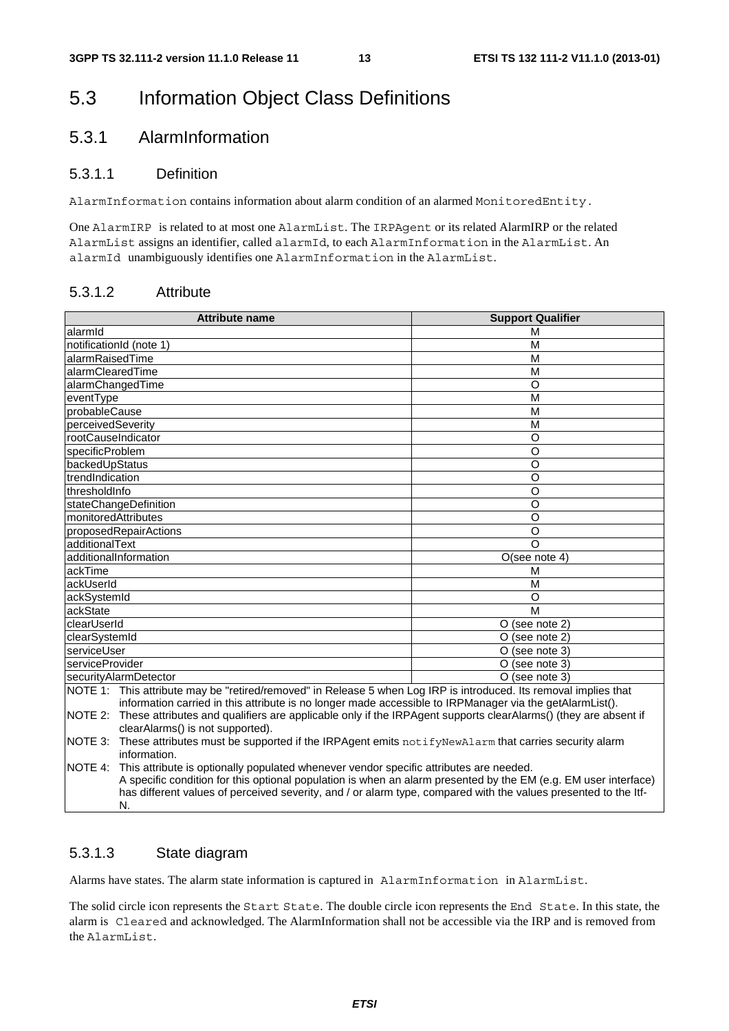# 5.3 Information Object Class Definitions

## 5.3.1 AlarmInformation

### 5.3.1.1 Definition

AlarmInformation contains information about alarm condition of an alarmed MonitoredEntity.

One AlarmIRP is related to at most one AlarmList. The IRPAgent or its related AlarmIRP or the related AlarmList assigns an identifier, called alarmId, to each AlarmInformation in the AlarmList. An alarmId unambiguously identifies one AlarmInformation in the AlarmList.

### 5.3.1.2 Attribute

| Attribute name | Support Qualifier |
|---|---|
| alarmId | M |
| notificationId (note 1) | M |
| alarmRaisedTime | M |
| alarmClearedTime | M |
| alarmChangedTime | O |
| eventType | M |
| probableCause | M |
| perceivedSeverity | M |
| rootCauseIndicator | O |
| specificProblem | O |
| backedUpStatus | O |
| trendIndication | O |
| thresholdInfo | O |
| stateChangeDefinition | O |
| monitoredAttributes | O |
| proposedRepairActions | O |
| additionalText | O |
| additionalInformation | O(see note 4) |
| ackTime | M |
| ackUserId | M |
| ackSystemId | O |
| ackState | M |
| clearUserId | O (see note 2) |
| clearSystemId | O (see note 2) |
| serviceUser | O (see note 3) |
| serviceProvider | O (see note 3) |
| securityAlarmDetector | O (see note 3) |

NOTE 1: This attribute may be "retired/removed" in Release 5 when Log IRP is introduced. Its removal implies that information carried in this attribute is no longer made accessible to IRPManager via the getAlarmList().

NOTE 2: These attributes and qualifiers are applicable only if the IRPAgent supports clearAlarms() (they are absent if clearAlarms() is not supported).

NOTE 3: These attributes must be supported if the IRPAgent emits notifyNewAlarm that carries security alarm information.

NOTE 4: This attribute is optionally populated whenever vendor specific attributes are needed. A specific condition for this optional population is when an alarm presented by the EM (e.g. EM user interface) has different values of perceived severity, and / or alarm type, compared with the values presented to the Itf-N.

### 5.3.1.3 State diagram

Alarms have states. The alarm state information is captured in AlarmInformation in AlarmList.

The solid circle icon represents the Start State. The double circle icon represents the End State. In this state, the alarm is Cleared and acknowledged. The AlarmInformation shall not be accessible via the IRP and is removed from the AlarmList.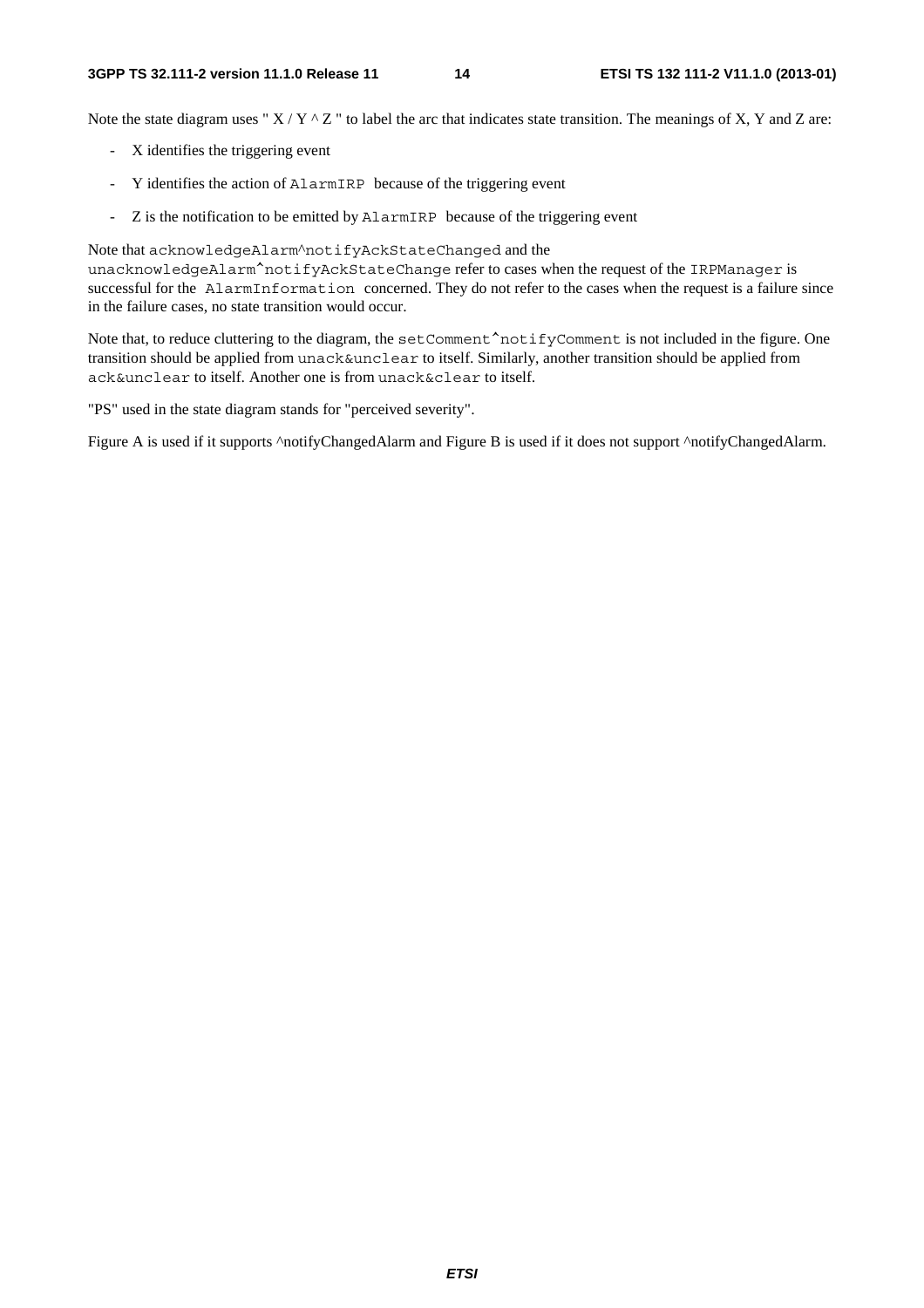Note the state diagram uses " X / Y ^ Z " to label the arc that indicates state transition. The meanings of X, Y and Z are:

- X identifies the triggering event
- Y identifies the action of `AlarmIRP` because of the triggering event
- Z is the notification to be emitted by `AlarmIRP` because of the triggering event

Note that `acknowledgeAlarm^notifyAckStateChanged` and the `unacknowledgeAlarm^notifyAckStateChange` refer to cases when the request of the `IRPManager` is successful for the `AlarmInformation` concerned. They do not refer to the cases when the request is a failure since in the failure cases, no state transition would occur.

Note that, to reduce cluttering to the diagram, the `setComment^notifyComment` is not included in the figure. One transition should be applied from `unack&unclear` to itself. Similarly, another transition should be applied from `ack&unclear` to itself. Another one is from `unack&clear` to itself.

"PS" used in the state diagram stands for "perceived severity".

Figure A is used if it supports ^notifyChangedAlarm and Figure B is used if it does not support ^notifyChangedAlarm.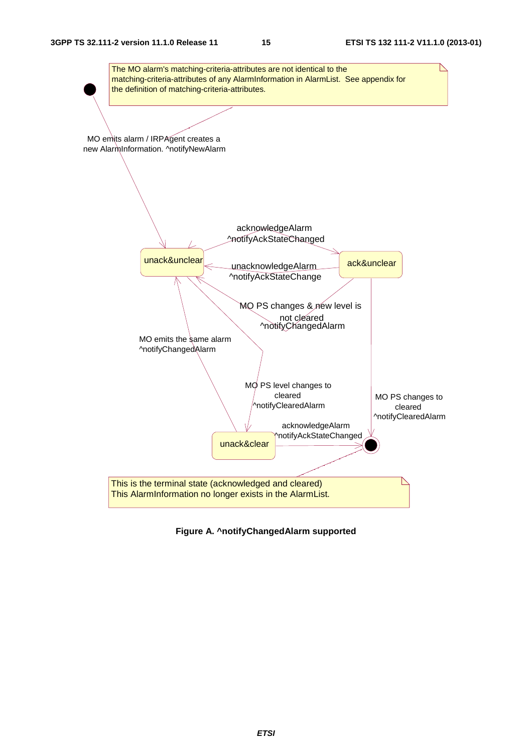The MO alarm's matching-criteria-attributes are not identical to the matching-criteria-attributes of any AlarmInformation in AlarmList. See appendix for the definition of matching-criteria-attributes.

MO emits alarm / IRPAgent creates a new AlarmInformation. ^notifyNewAlarm

acknowledgeAlarm ^notifyAckStateChanged

unack&unclear

ack&unclear

unacknowledgeAlarm ^notifyAckStateChange

MO PS changes & new level is not cleared ^notifyChangedAlarm

MO emits the same alarm ^notifyChangedAlarm

MO PS level changes to cleared ^notifyClearedAlarm

MO PS changes to cleared ^notifyClearedAlarm

acknowledgeAlarm ^notifyAckStateChanged

unack&clear

This is the terminal state (acknowledged and cleared) This AlarmInformation no longer exists in the AlarmList.

**Figure A. ^notifyChangedAlarm supported**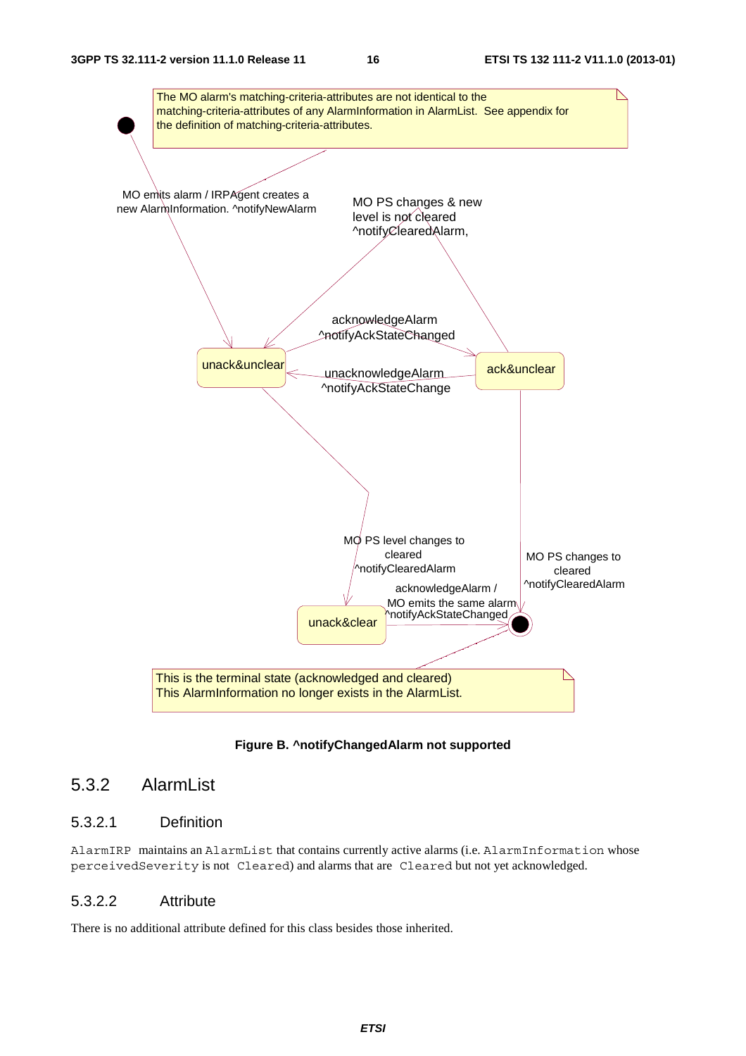The MO alarm's matching-criteria-attributes are not identical to the matching-criteria-attributes of any AlarmInformation in AlarmList. See appendix for the definition of matching-criteria-attributes.

MO emits alarm / IRPAgent creates a new AlarmInformation. ^notifyNewAlarm

MO PS changes & new level is not cleared ^notifyClearedAlarm,

acknowledgeAlarm ^notifyAckStateChanged

unack&unclear

ack&unclear

unacknowledgeAlarm ^notifyAckStateChange

MO PS level changes to cleared ^notifyClearedAlarm

MO PS changes to cleared ^notifyClearedAlarm

acknowledgeAlarm / MO emits the same alarm ^notifyAckStateChanged

unack&clear

This is the terminal state (acknowledged and cleared) This AlarmInformation no longer exists in the AlarmList.

**Figure B. ^notifyChangedAlarm not supported**

### 5.3.2 AlarmList

#### 5.3.2.1 Definition

`AlarmIRP` maintains an `AlarmList` that contains currently active alarms (i.e. `AlarmInformation` whose `perceivedSeverity` is not `Cleared`) and alarms that are `Cleared` but not yet acknowledged.

#### 5.3.2.2 Attribute

There is no additional attribute defined for this class besides those inherited.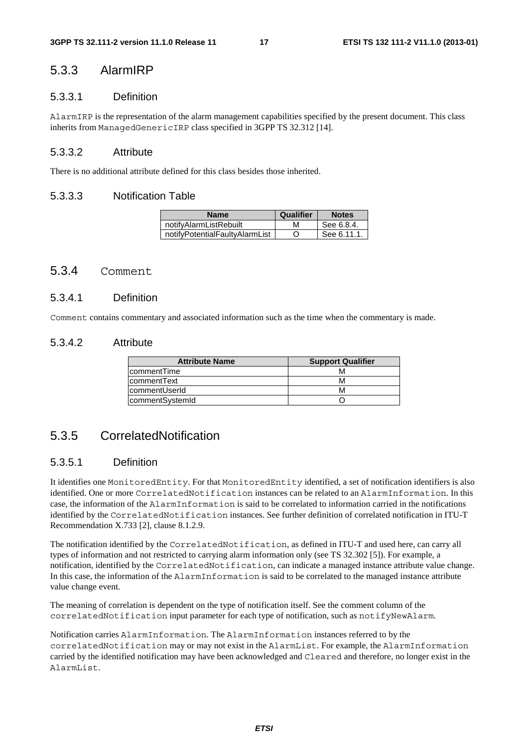### 5.3.3 AlarmIRP

#### 5.3.3.1 Definition

AlarmIRP is the representation of the alarm management capabilities specified by the present document. This class inherits from ManagedGenericIRP class specified in 3GPP TS 32.312 [14].

#### 5.3.3.2 Attribute

There is no additional attribute defined for this class besides those inherited.

#### 5.3.3.3 Notification Table

| Name | Qualifier | Notes |
|---|---|---|
| notifyAlarmListRebuilt | M | See 6.8.4. |
| notifyPotentialFaultyAlarmList | O | See 6.11.1. |

### 5.3.4 Comment

#### 5.3.4.1 Definition

Comment contains commentary and associated information such as the time when the commentary is made.

#### 5.3.4.2 Attribute

| Attribute Name | Support Qualifier |
|---|---|
| commentTime | M |
| commentText | M |
| commentUserId | M |
| commentSystemId | O |

### 5.3.5 CorrelatedNotification

#### 5.3.5.1 Definition

It identifies one MonitoredEntity. For that MonitoredEntity identified, a set of notification identifiers is also identified. One or more CorrelatedNotification instances can be related to an AlarmInformation. In this case, the information of the AlarmInformation is said to be correlated to information carried in the notifications identified by the CorrelatedNotification instances. See further definition of correlated notification in ITU-T Recommendation X.733 [2], clause 8.1.2.9.

The notification identified by the CorrelatedNotification, as defined in ITU-T and used here, can carry all types of information and not restricted to carrying alarm information only (see TS 32.302 [5]). For example, a notification, identified by the CorrelatedNotification, can indicate a managed instance attribute value change. In this case, the information of the AlarmInformation is said to be correlated to the managed instance attribute value change event.

The meaning of correlation is dependent on the type of notification itself. See the comment column of the correlatedNotification input parameter for each type of notification, such as notifyNewAlarm.

Notification carries AlarmInformation. The AlarmInformation instances referred to by the correlatedNotification may or may not exist in the AlarmList. For example, the AlarmInformation carried by the identified notification may have been acknowledged and Cleared and therefore, no longer exist in the AlarmList.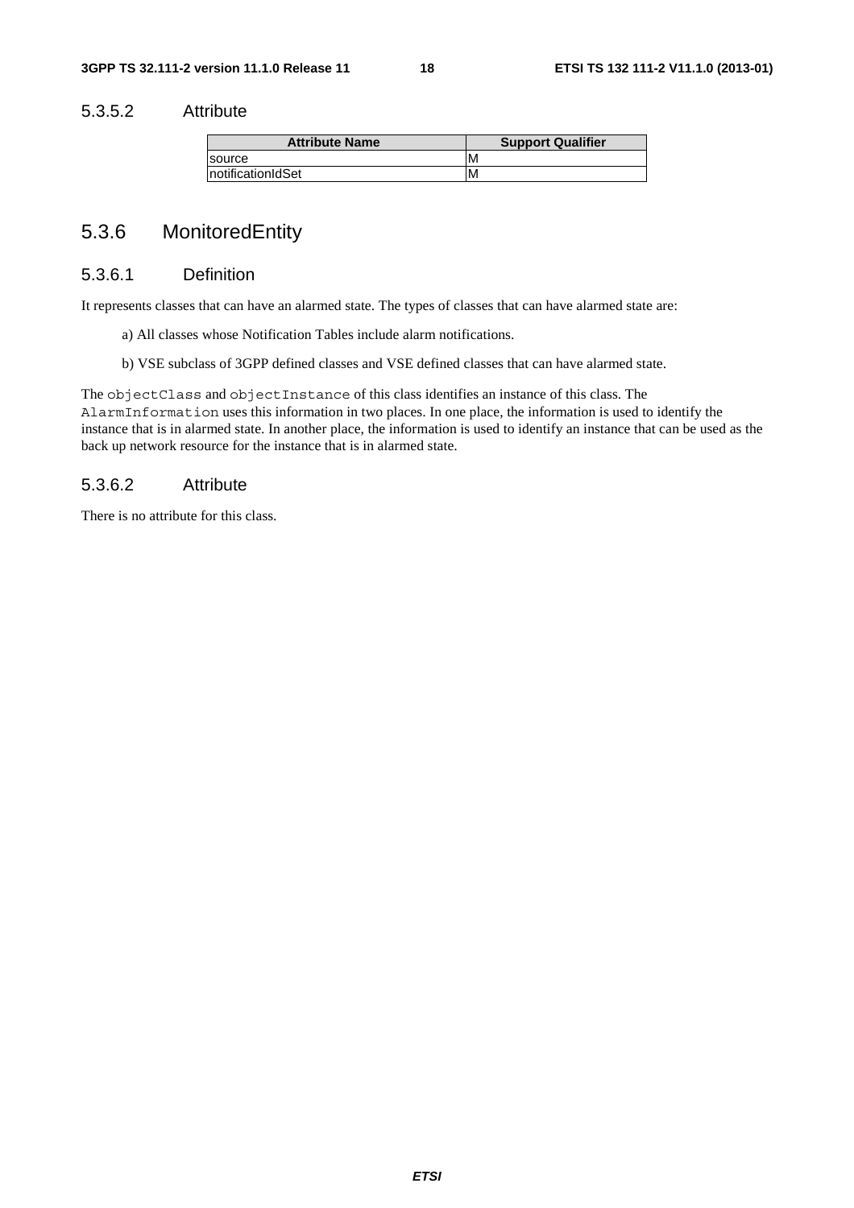#### 5.3.5.2 Attribute

| Attribute Name | Support Qualifier |
| --- | --- |
| source | M |
| notificationIdSet | M |

### 5.3.6 MonitoredEntity

#### 5.3.6.1 Definition

It represents classes that can have an alarmed state. The types of classes that can have alarmed state are:

a) All classes whose Notification Tables include alarm notifications.

b) VSE subclass of 3GPP defined classes and VSE defined classes that can have alarmed state.

The `objectClass` and `objectInstance` of this class identifies an instance of this class. The `AlarmInformation` uses this information in two places. In one place, the information is used to identify the instance that is in alarmed state. In another place, the information is used to identify an instance that can be used as the back up network resource for the instance that is in alarmed state.

#### 5.3.6.2 Attribute

There is no attribute for this class.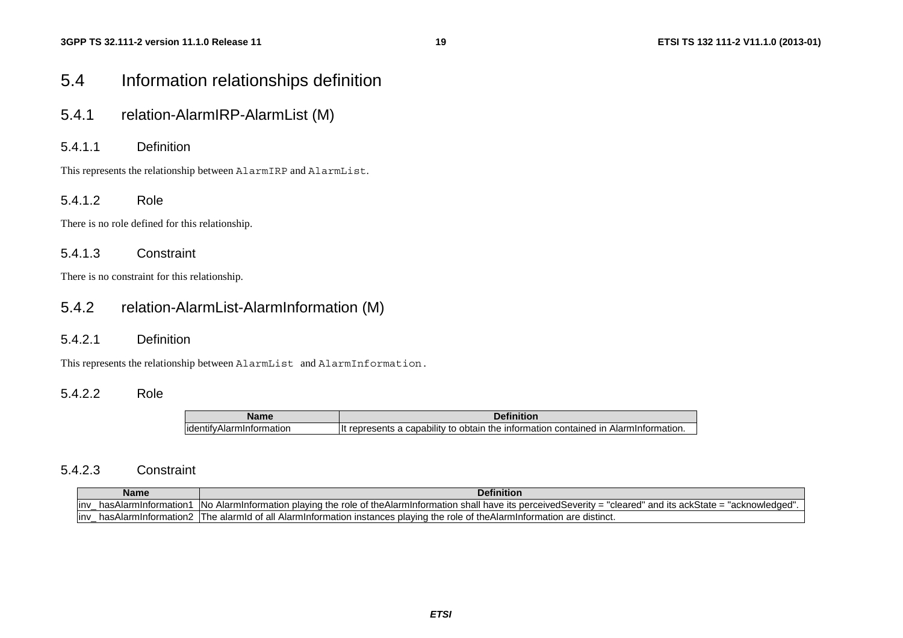## 5.4 Information relationships definition

### 5.4.1 relation-AlarmIRP-AlarmList (M)

#### 5.4.1.1 Definition

This represents the relationship between `AlarmIRP` and `AlarmList`.

#### 5.4.1.2 Role

There is no role defined for this relationship.

#### 5.4.1.3 Constraint

There is no constraint for this relationship.

### 5.4.2 relation-AlarmList-AlarmInformation (M)

#### 5.4.2.1 Definition

This represents the relationship between `AlarmList` and `AlarmInformation.`

#### 5.4.2.2 Role

| Name | Definition |
|---|---|
| identifyAlarmInformation | It represents a capability to obtain the information contained in AlarmInformation. |

#### 5.4.2.3 Constraint

| Name | Definition |
|---|---|
| inv_ hasAlarmInformation1 | No AlarmInformation playing the role of theAlarmInformation shall have its perceivedSeverity = "cleared" and its ackState = "acknowledged". |
| inv_ hasAlarmInformation2 | The alarmId of all AlarmInformation instances playing the role of theAlarmInformation are distinct. |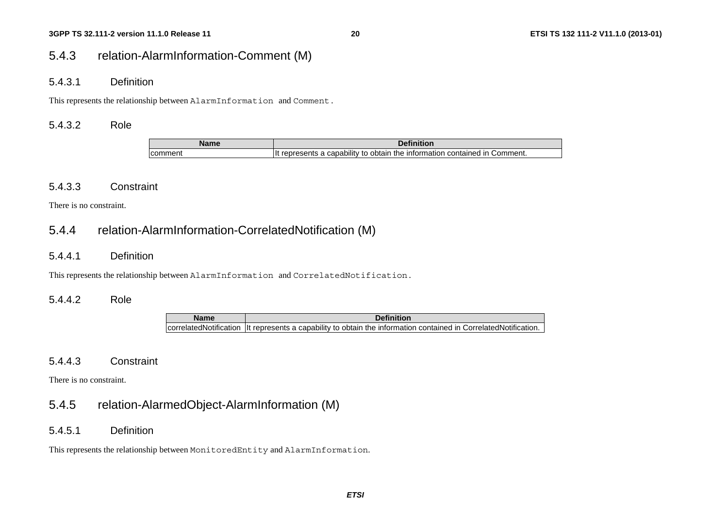### 5.4.3 relation-AlarmInformation-Comment (M)

#### 5.4.3.1 Definition

This represents the relationship between `AlarmInformation` and `Comment`.

#### 5.4.3.2 Role

| Name | Definition |
| --- | --- |
| comment | It represents a capability to obtain the information contained in Comment. |

#### 5.4.3.3 Constraint

There is no constraint.

### 5.4.4 relation-AlarmInformation-CorrelatedNotification (M)

#### 5.4.4.1 Definition

This represents the relationship between `AlarmInformation` and `CorrelatedNotification`.

#### 5.4.4.2 Role

| Name | Definition |
| --- | --- |
| correlatedNotification | It represents a capability to obtain the information contained in CorrelatedNotification. |

#### 5.4.4.3 Constraint

There is no constraint.

### 5.4.5 relation-AlarmedObject-AlarmInformation (M)

#### 5.4.5.1 Definition

This represents the relationship between `MonitoredEntity` and `AlarmInformation`.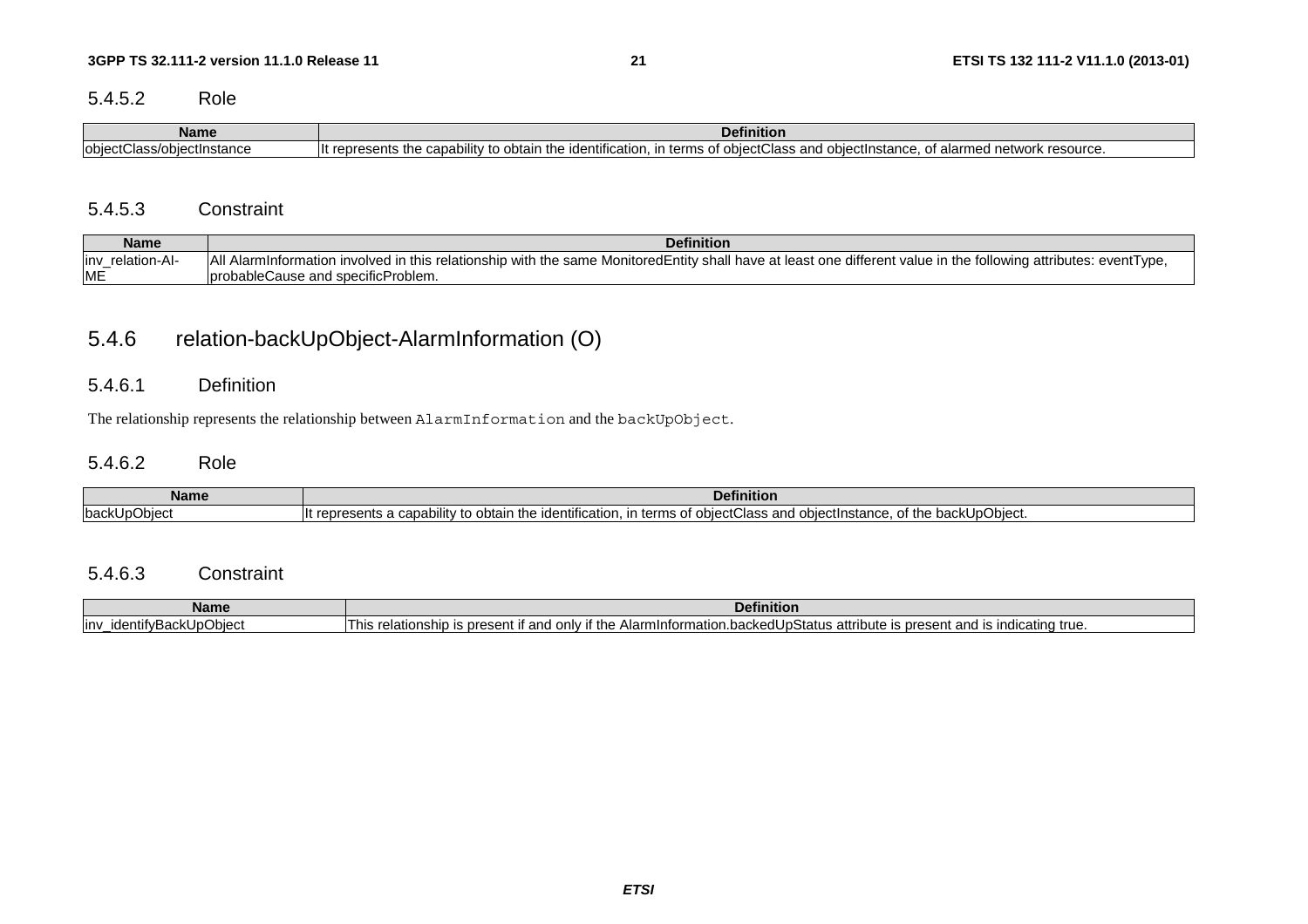#### 5.4.5.2 Role

| Name | Definition |
|---|---|
| objectClass/objectInstance | It represents the capability to obtain the identification, in terms of objectClass and objectInstance, of alarmed network resource. |

#### 5.4.5.3 Constraint

| Name | Definition |
|---|---|
| inv_relation-AI-ME | All AlarmInformation involved in this relationship with the same MonitoredEntity shall have at least one different value in the following attributes: eventType, probableCause and specificProblem. |

### 5.4.6 relation-backUpObject-AlarmInformation (O)

#### 5.4.6.1 Definition

The relationship represents the relationship between `AlarmInformation` and the `backUpObject`.

#### 5.4.6.2 Role

| Name | Definition |
|---|---|
| backUpObject | It represents a capability to obtain the identification, in terms of objectClass and objectInstance, of the backUpObject. |

#### 5.4.6.3 Constraint

| Name | Definition |
|---|---|
| inv_identifyBackUpObject | This relationship is present if and only if the AlarmInformation.backedUpStatus attribute is present and is indicating true. |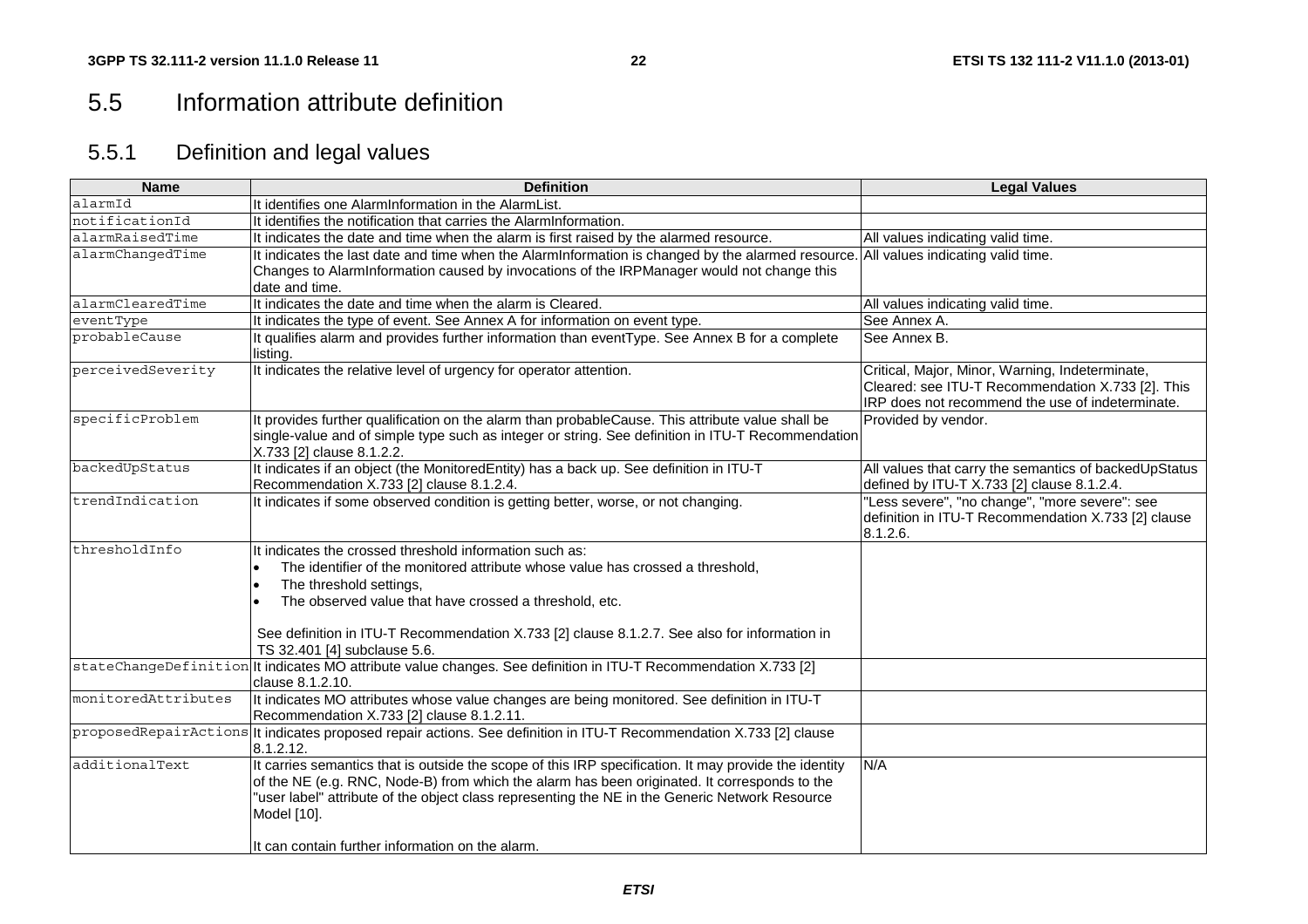## 5.5 Information attribute definition

### 5.5.1 Definition and legal values

| Name | Definition | Legal Values |
|---|---|---|
| alarmId | It identifies one AlarmInformation in the AlarmList. | |
| notificationId | It identifies the notification that carries the AlarmInformation. | |
| alarmRaisedTime | It indicates the date and time when the alarm is first raised by the alarmed resource. | All values indicating valid time. |
| alarmChangedTime | It indicates the last date and time when the AlarmInformation is changed by the alarmed resource. Changes to AlarmInformation caused by invocations of the IRPManager would not change this date and time. | All values indicating valid time. |
| alarmClearedTime | It indicates the date and time when the alarm is Cleared. | All values indicating valid time. |
| eventType | It indicates the type of event. See Annex A for information on event type. | See Annex A. |
| probableCause | It qualifies alarm and provides further information than eventType. See Annex B for a complete listing. | See Annex B. |
| perceivedSeverity | It indicates the relative level of urgency for operator attention. | Critical, Major, Minor, Warning, Indeterminate, Cleared: see ITU-T Recommendation X.733 [2]. This IRP does not recommend the use of indeterminate. |
| specificProblem | It provides further qualification on the alarm than probableCause. This attribute value shall be single-value and of simple type such as integer or string. See definition in ITU-T Recommendation X.733 [2] clause 8.1.2.2. | Provided by vendor. |
| backedUpStatus | It indicates if an object (the MonitoredEntity) has a back up. See definition in ITU-T Recommendation X.733 [2] clause 8.1.2.4. | All values that carry the semantics of backedUpStatus defined by ITU-T X.733 [2] clause 8.1.2.4. |
| trendIndication | It indicates if some observed condition is getting better, worse, or not changing. | "Less severe", "no change", "more severe": see definition in ITU-T Recommendation X.733 [2] clause 8.1.2.6. |
| thresholdInfo | It indicates the crossed threshold information such as:<br>• The identifier of the monitored attribute whose value has crossed a threshold,<br>• The threshold settings,<br>• The observed value that have crossed a threshold, etc.<br><br>See definition in ITU-T Recommendation X.733 [2] clause 8.1.2.7. See also for information in TS 32.401 [4] subclause 5.6. | |
| stateChangeDefinition | It indicates MO attribute value changes. See definition in ITU-T Recommendation X.733 [2] clause 8.1.2.10. | |
| monitoredAttributes | It indicates MO attributes whose value changes are being monitored. See definition in ITU-T Recommendation X.733 [2] clause 8.1.2.11. | |
| proposedRepairActions | It indicates proposed repair actions. See definition in ITU-T Recommendation X.733 [2] clause 8.1.2.12. | |
| additionalText | It carries semantics that is outside the scope of this IRP specification. It may provide the identity of the NE (e.g. RNC, Node-B) from which the alarm has been originated. It corresponds to the "user label" attribute of the object class representing the NE in the Generic Network Resource Model [10].<br><br>It can contain further information on the alarm. | N/A |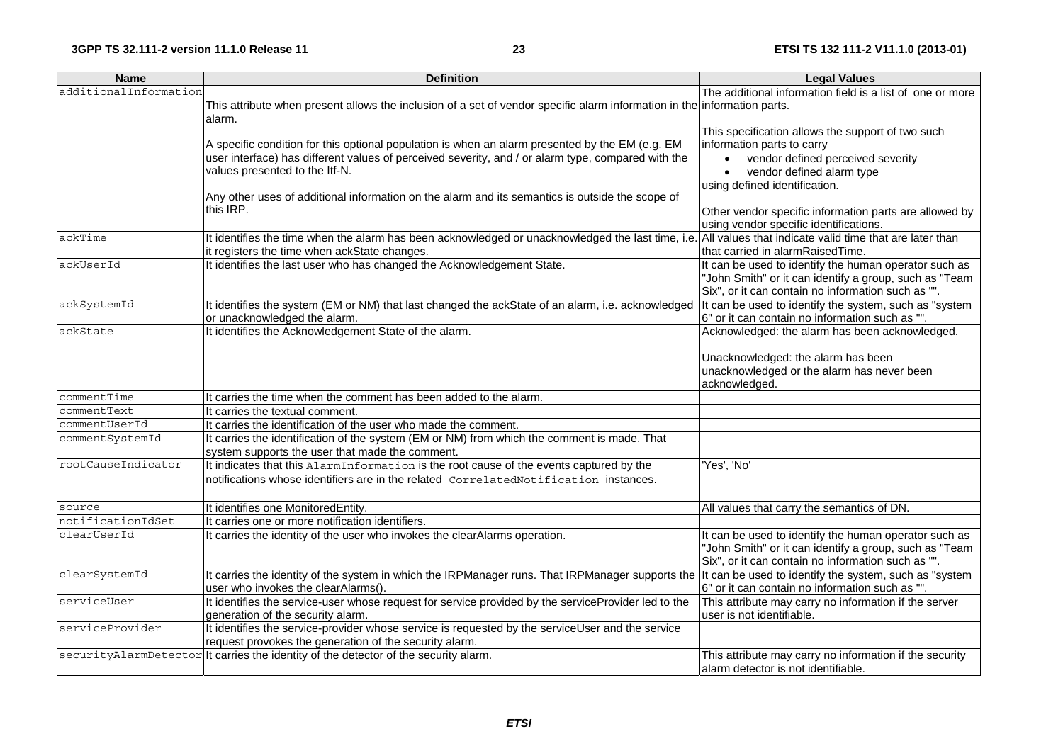| Name | Definition | Legal Values |
| --- | --- | --- |
| additionalInformation | This attribute when present allows the inclusion of a set of vendor specific alarm information in the alarm.<br><br>A specific condition for this optional population is when an alarm presented by the EM (e.g. EM user interface) has different values of perceived severity, and / or alarm type, compared with the values presented to the Itf-N.<br><br>Any other uses of additional information on the alarm and its semantics is outside the scope of this IRP. | The additional information field is a list of one or more information parts.<br><br>This specification allows the support of two such information parts to carry<br>• vendor defined perceived severity<br>• vendor defined alarm type<br>using defined identification.<br><br>Other vendor specific information parts are allowed by using vendor specific identifications. |
| ackTime | It identifies the time when the alarm has been acknowledged or unacknowledged the last time, i.e. it registers the time when ackState changes. | All values that indicate valid time that are later than that carried in alarmRaisedTime. |
| ackUserId | It identifies the last user who has changed the Acknowledgement State. | It can be used to identify the human operator such as "John Smith" or it can identify a group, such as "Team Six", or it can contain no information such as "". |
| ackSystemId | It identifies the system (EM or NM) that last changed the ackState of an alarm, i.e. acknowledged or unacknowledged the alarm. | It can be used to identify the system, such as "system 6" or it can contain no information such as "". |
| ackState | It identifies the Acknowledgement State of the alarm. | Acknowledged: the alarm has been acknowledged.<br><br>Unacknowledged: the alarm has been unacknowledged or the alarm has never been acknowledged. |
| commentTime | It carries the time when the comment has been added to the alarm. | |
| commentText | It carries the textual comment. | |
| commentUserId | It carries the identification of the user who made the comment. | |
| commentSystemId | It carries the identification of the system (EM or NM) from which the comment is made. That system supports the user that made the comment. | |
| rootCauseIndicator | It indicates that this `AlarmInformation` is the root cause of the events captured by the notifications whose identifiers are in the related `CorrelatedNotification` instances. | 'Yes', 'No' |
| | | |
| source | It identifies one MonitoredEntity. | All values that carry the semantics of DN. |
| notificationIdSet | It carries one or more notification identifiers. | |
| clearUserId | It carries the identity of the user who invokes the clearAlarms operation. | It can be used to identify the human operator such as "John Smith" or it can identify a group, such as "Team Six", or it can contain no information such as "". |
| clearSystemId | It carries the identity of the system in which the IRPManager runs. That IRPManager supports the user who invokes the clearAlarms(). | It can be used to identify the system, such as "system 6" or it can contain no information such as "". |
| serviceUser | It identifies the service-user whose request for service provided by the serviceProvider led to the generation of the security alarm. | This attribute may carry no information if the server user is not identifiable. |
| serviceProvider | It identifies the service-provider whose service is requested by the serviceUser and the service request provokes the generation of the security alarm. | |
| securityAlarmDetector | It carries the identity of the detector of the security alarm. | This attribute may carry no information if the security alarm detector is not identifiable. |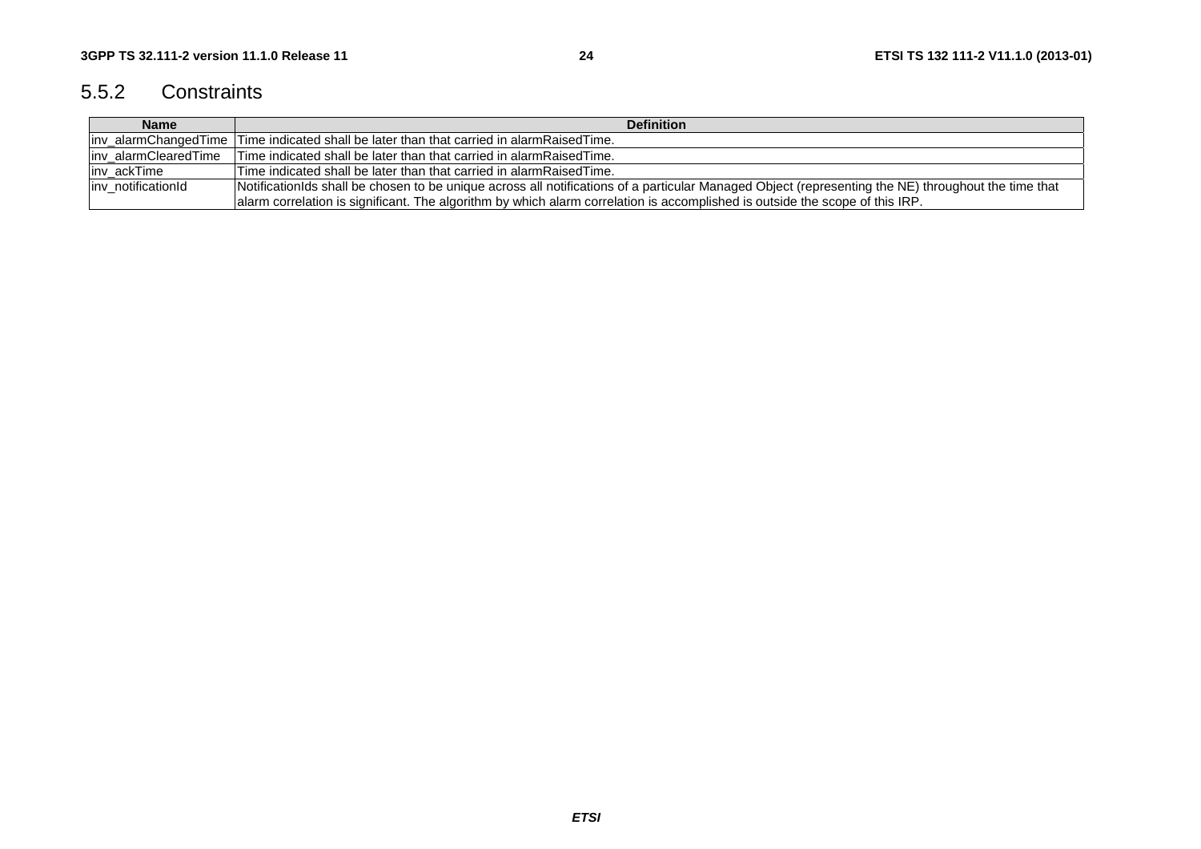### 5.5.2 Constraints

| Name | Definition |
|---|---|
| inv_alarmChangedTime | Time indicated shall be later than that carried in alarmRaisedTime. |
| inv_alarmClearedTime | Time indicated shall be later than that carried in alarmRaisedTime. |
| inv_ackTime | Time indicated shall be later than that carried in alarmRaisedTime. |
| inv_notificationId | NotificationIds shall be chosen to be unique across all notifications of a particular Managed Object (representing the NE) throughout the time that alarm correlation is significant. The algorithm by which alarm correlation is accomplished is outside the scope of this IRP. |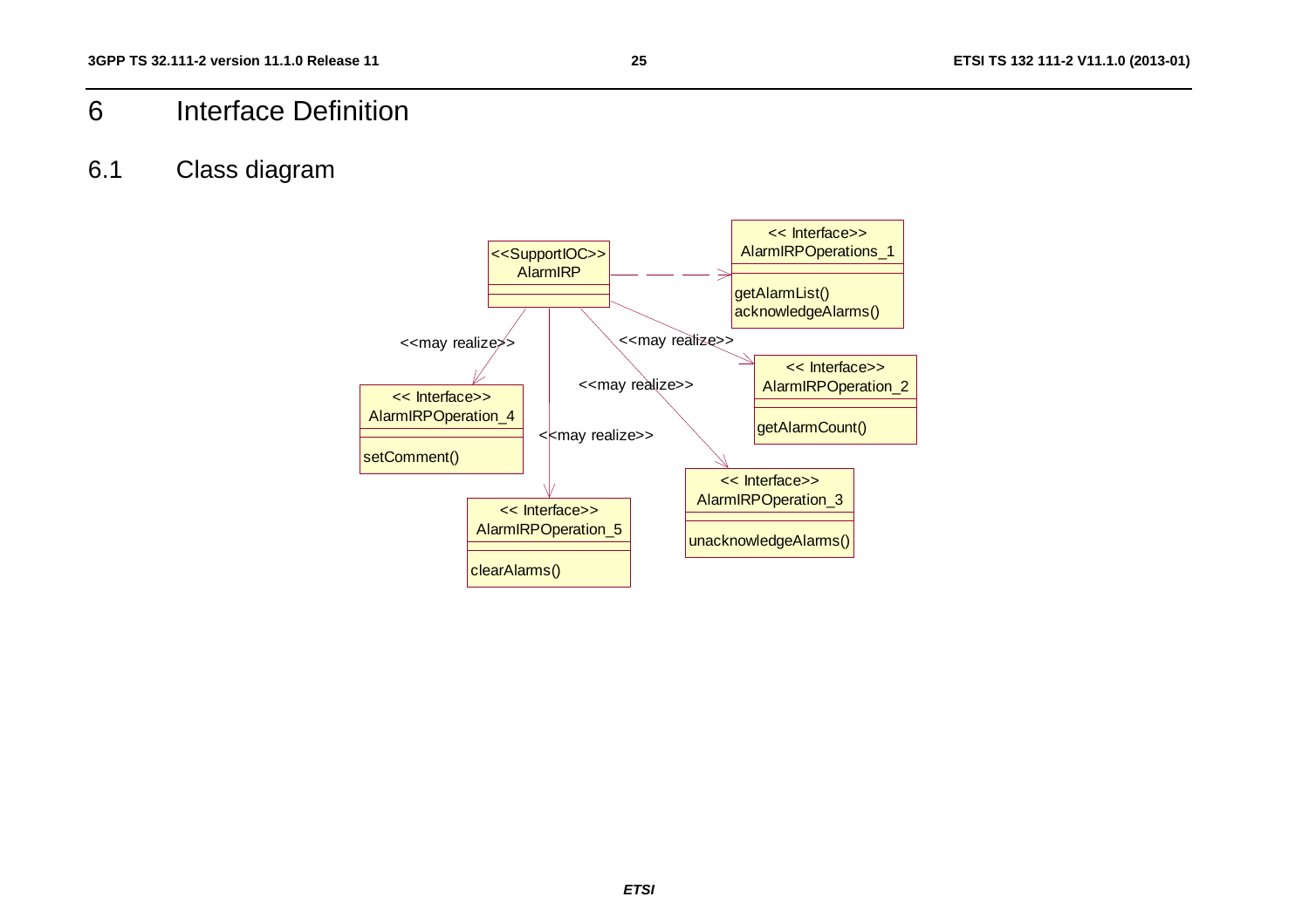# 6 Interface Definition

## 6.1 Class diagram

<<SupportIOC>>
AlarmIRP

<< Interface>>
AlarmIRPOperations_1

getAlarmList()
acknowledgeAlarms()

<<may realize>>

<< Interface>>
AlarmIRPOperation_2

getAlarmCount()

<<may realize>>

<< Interface>>
AlarmIRPOperation_3

unacknowledgeAlarms()

<<may realize>>

<< Interface>>
AlarmIRPOperation_4

setComment()

<<may realize>>

<< Interface>>
AlarmIRPOperation_5

clearAlarms()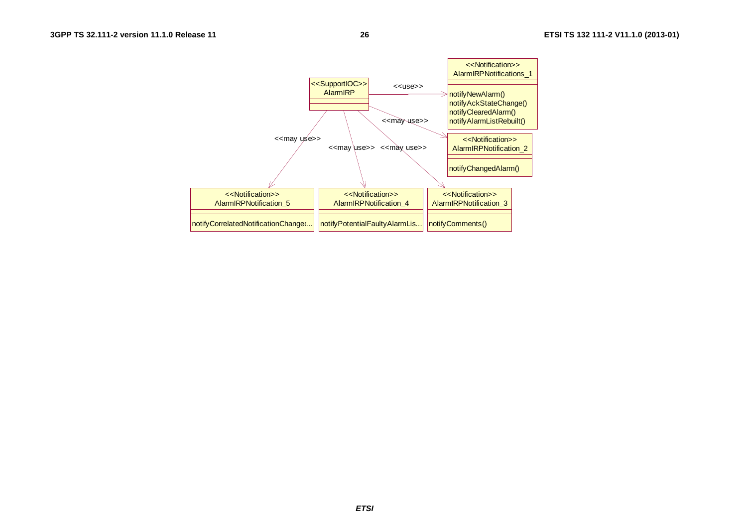<<SupportIOC>>
AlarmIRP

<<use>> → <<Notification>> AlarmIRPNotifications_1
- notifyNewAlarm()
- notifyAckStateChange()
- notifyClearedAlarm()
- notifyAlarmListRebuilt()

<<may use>> → <<Notification>> AlarmIRPNotification_2
- notifyChangedAlarm()

<<may use>> → <<Notification>> AlarmIRPNotification_3
- notifyComments()

<<may use>> → <<Notification>> AlarmIRPNotification_4
- notifyPotentialFaultyAlarmLis...

<<may use>> → <<Notification>> AlarmIRPNotification_5
- notifyCorrelatedNotificationChange(...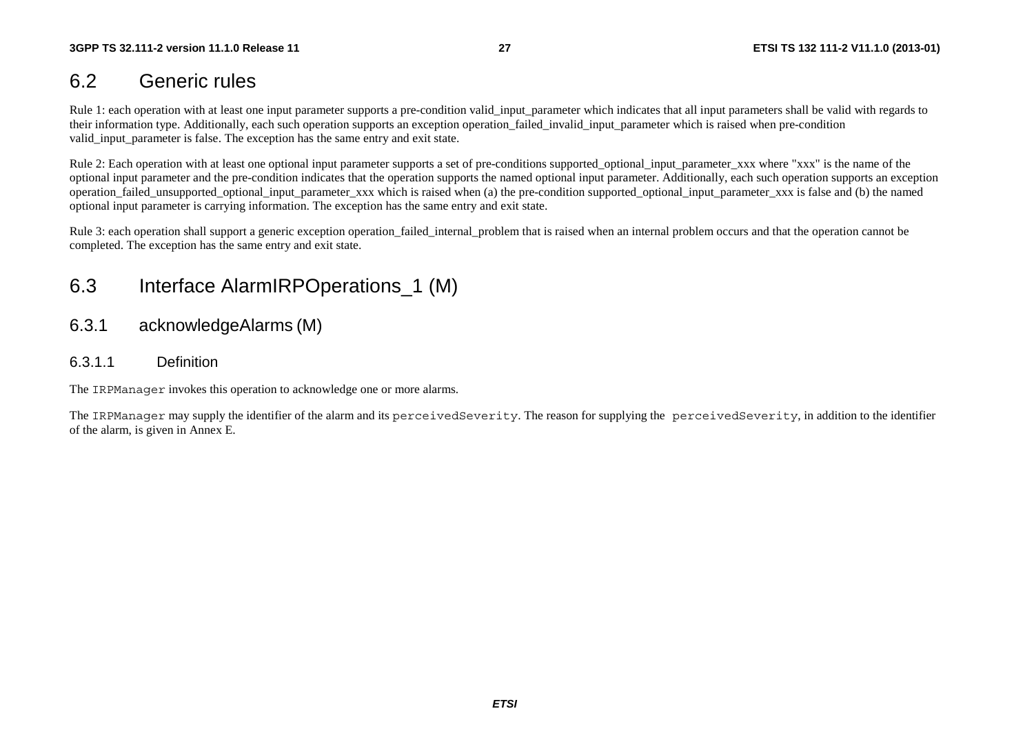## 6.2 Generic rules

Rule 1: each operation with at least one input parameter supports a pre-condition valid_input_parameter which indicates that all input parameters shall be valid with regards to their information type. Additionally, each such operation supports an exception operation_failed_invalid_input_parameter which is raised when pre-condition valid_input_parameter is false. The exception has the same entry and exit state.

Rule 2: Each operation with at least one optional input parameter supports a set of pre-conditions supported_optional_input_parameter_xxx where "xxx" is the name of the optional input parameter and the pre-condition indicates that the operation supports the named optional input parameter. Additionally, each such operation supports an exception operation_failed_unsupported_optional_input_parameter_xxx which is raised when (a) the pre-condition supported_optional_input_parameter_xxx is false and (b) the named optional input parameter is carrying information. The exception has the same entry and exit state.

Rule 3: each operation shall support a generic exception operation_failed_internal_problem that is raised when an internal problem occurs and that the operation cannot be completed. The exception has the same entry and exit state.

## 6.3 Interface AlarmIRPOperations_1 (M)

### 6.3.1 acknowledgeAlarms (M)

#### 6.3.1.1 Definition

The `IRPManager` invokes this operation to acknowledge one or more alarms.

The `IRPManager` may supply the identifier of the alarm and its `perceivedSeverity`. The reason for supplying the `perceivedSeverity`, in addition to the identifier of the alarm, is given in Annex E.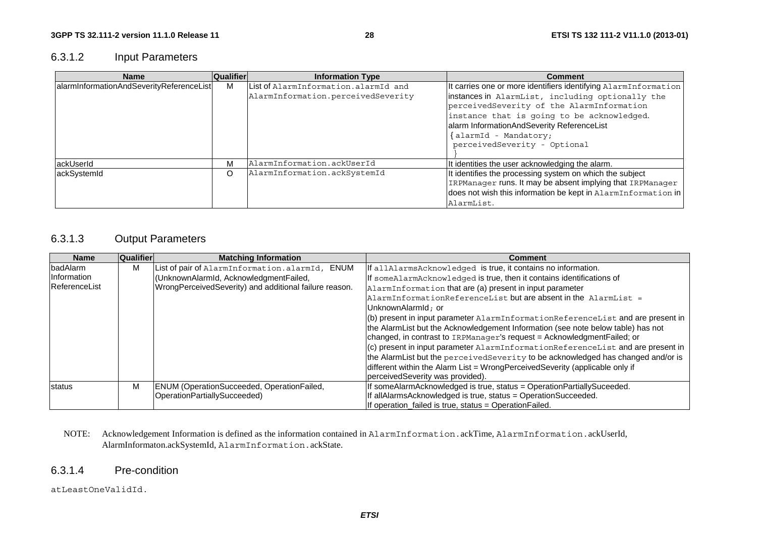### 6.3.1.2 Input Parameters

| Name | Qualifier | Information Type | Comment |
|---|---|---|---|
| alarmInformationAndSeverityReferenceList | M | List of AlarmInformation.alarmId and AlarmInformation.perceivedSeverity | It carries one or more identifiers identifying AlarmInformation instances in AlarmList, including optionally the perceivedSeverity of the AlarmInformation instance that is going to be acknowledged. alarm InformationAndSeverity ReferenceList { alarmId - Mandatory; perceivedSeverity - Optional } |
| ackUserId | M | AlarmInformation.ackUserId | It identities the user acknowledging the alarm. |
| ackSystemId | O | AlarmInformation.ackSystemId | It identifies the processing system on which the subject IRPManager runs. It may be absent implying that IRPManager does not wish this information be kept in AlarmInformation in AlarmList. |

### 6.3.1.3 Output Parameters

| Name | Qualifier | Matching Information | Comment |
|---|---|---|---|
| badAlarm Information ReferenceList | M | List of pair of AlarmInformation.alarmId, ENUM (UnknownAlarmId, AcknowledgmentFailed, WrongPerceivedSeverity) and additional failure reason. | If allAlarmsAcknowledged is true, it contains no information. If someAlarmAcknowledged is true, then it contains identifications of AlarmInformation that are (a) present in input parameter AlarmInformationReferenceList but are absent in the AlarmList = UnknownAlarmId; or (b) present in input parameter AlarmInformationReferenceList and are present in the AlarmList but the Acknowledgement Information (see note below table) has not changed, in contrast to IRPManager's request = AcknowledgmentFailed; or (c) present in input parameter AlarmInformationReferenceList and are present in the AlarmList but the perceivedSeverity to be acknowledged has changed and/or is different within the Alarm List = WrongPerceivedSeverity (applicable only if perceivedSeverity was provided). |
| status | M | ENUM (OperationSucceeded, OperationFailed, OperationPartiallySucceeded) | If someAlarmAcknowledged is true, status = OperationPartiallySuceeded. If allAlarmsAcknowledged is true, status = OperationSucceeded. If operation_failed is true, status = OperationFailed. |

NOTE: Acknowledgement Information is defined as the information contained in AlarmInformation.ackTime, AlarmInformation.ackUserId, AlarmInformaton.ackSystemId, AlarmInformation.ackState.

### 6.3.1.4 Pre-condition

atLeastOneValidId.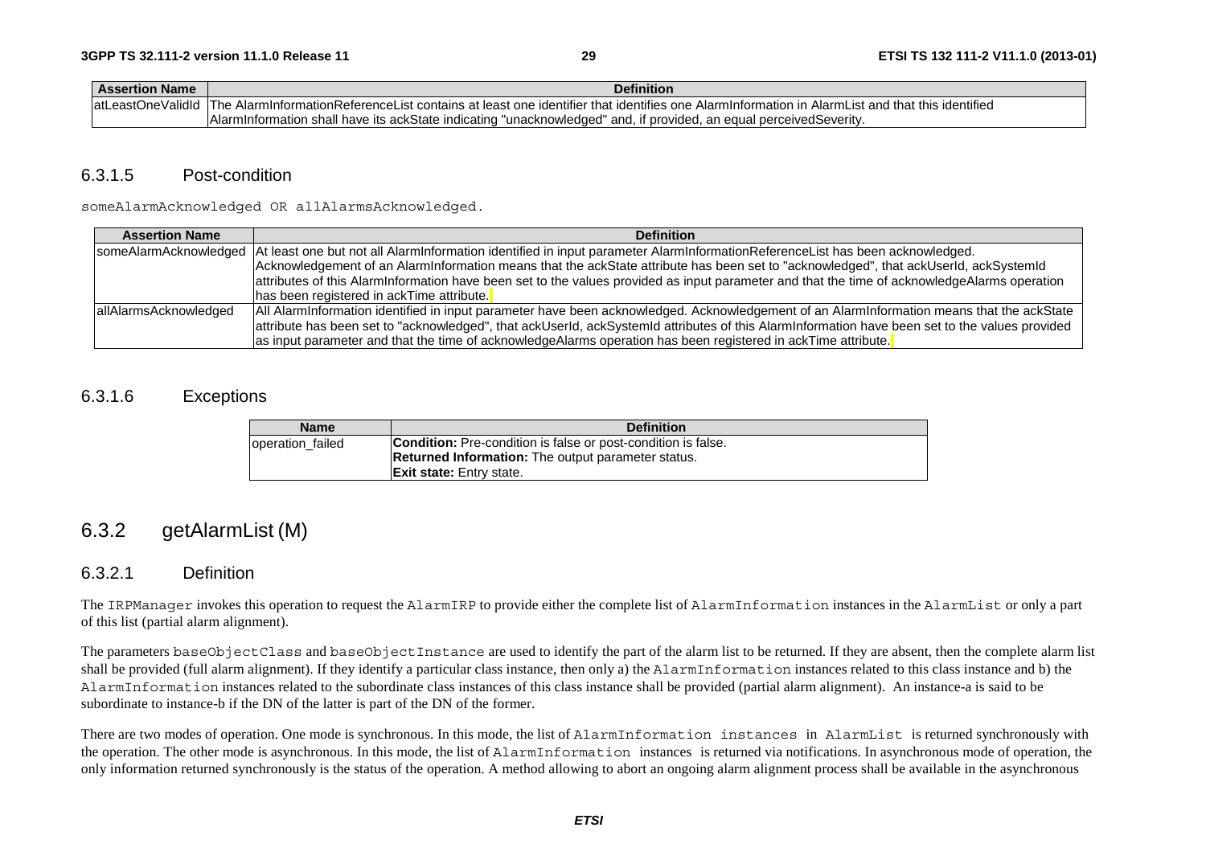| Assertion Name | Definition |
| --- | --- |
| atLeastOneValidId | The AlarmInformationReferenceList contains at least one identifier that identifies one AlarmInformation in AlarmList and that this identified AlarmInformation shall have its ackState indicating "unacknowledged" and, if provided, an equal perceivedSeverity. |

#### 6.3.1.5 Post-condition

someAlarmAcknowledged OR allAlarmsAcknowledged.

| Assertion Name | Definition |
| --- | --- |
| someAlarmAcknowledged | At least one but not all AlarmInformation identified in input parameter AlarmInformationReferenceList has been acknowledged. Acknowledgement of an AlarmInformation means that the ackState attribute has been set to "acknowledged", that ackUserId, ackSystemId attributes of this AlarmInformation have been set to the values provided as input parameter and that the time of acknowledgeAlarms operation has been registered in ackTime attribute. |
| allAlarmsAcknowledged | All AlarmInformation identified in input parameter have been acknowledged. Acknowledgement of an AlarmInformation means that the ackState attribute has been set to "acknowledged", that ackUserId, ackSystemId attributes of this AlarmInformation have been set to the values provided as input parameter and that the time of acknowledgeAlarms operation has been registered in ackTime attribute. |

#### 6.3.1.6 Exceptions

| Name | Definition |
| --- | --- |
| operation_failed | **Condition:** Pre-condition is false or post-condition is false.<br>**Returned Information:** The output parameter status.<br>**Exit state:** Entry state. |

### 6.3.2 getAlarmList (M)

#### 6.3.2.1 Definition

The IRPManager invokes this operation to request the AlarmIRP to provide either the complete list of AlarmInformation instances in the AlarmList or only a part of this list (partial alarm alignment).

The parameters baseObjectClass and baseObjectInstance are used to identify the part of the alarm list to be returned. If they are absent, then the complete alarm list shall be provided (full alarm alignment). If they identify a particular class instance, then only a) the AlarmInformation instances related to this class instance and b) the AlarmInformation instances related to the subordinate class instances of this class instance shall be provided (partial alarm alignment). An instance-a is said to be subordinate to instance-b if the DN of the latter is part of the DN of the former.

There are two modes of operation. One mode is synchronous. In this mode, the list of AlarmInformation instances in AlarmList is returned synchronously with the operation. The other mode is asynchronous. In this mode, the list of AlarmInformation instances is returned via notifications. In asynchronous mode of operation, the only information returned synchronously is the status of the operation. A method allowing to abort an ongoing alarm alignment process shall be available in the asynchronous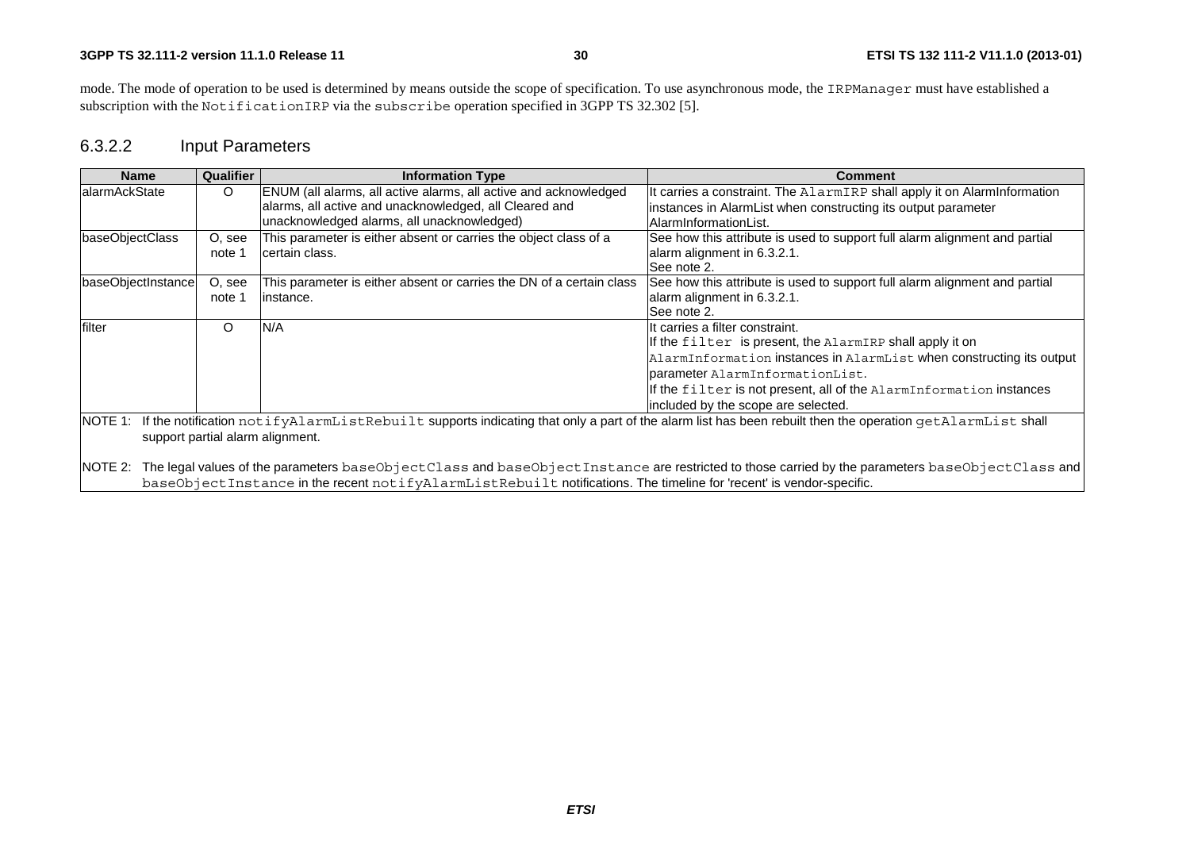mode. The mode of operation to be used is determined by means outside the scope of specification. To use asynchronous mode, the IRPManager must have established a subscription with the NotificationIRP via the subscribe operation specified in 3GPP TS 32.302 [5].

#### 6.3.2.2 Input Parameters

| Name | Qualifier | Information Type | Comment |
|---|---|---|---|
| alarmAckState | O | ENUM (all alarms, all active alarms, all active and acknowledged alarms, all active and unacknowledged, all Cleared and unacknowledged alarms, all unacknowledged) | It carries a constraint. The AlarmIRP shall apply it on AlarmInformation instances in AlarmList when constructing its output parameter AlarmInformationList. |
| baseObjectClass | O, see note 1 | This parameter is either absent or carries the object class of a certain class. | See how this attribute is used to support full alarm alignment and partial alarm alignment in 6.3.2.1.<br>See note 2. |
| baseObjectInstance | O, see note 1 | This parameter is either absent or carries the DN of a certain class instance. | See how this attribute is used to support full alarm alignment and partial alarm alignment in 6.3.2.1.<br>See note 2. |
| filter | O | N/A | It carries a filter constraint.<br>If the filter is present, the AlarmIRP shall apply it on AlarmInformation instances in AlarmList when constructing its output parameter AlarmInformationList.<br>If the filter is not present, all of the AlarmInformation instances included by the scope are selected. |
| NOTE 1: If the notification notifyAlarmListRebuilt supports indicating that only a part of the alarm list has been rebuilt then the operation getAlarmList shall support partial alarm alignment.<br><br>NOTE 2: The legal values of the parameters baseObjectClass and baseObjectInstance are restricted to those carried by the parameters baseObjectClass and baseObjectInstance in the recent notifyAlarmListRebuilt notifications. The timeline for 'recent' is vendor-specific. | | | |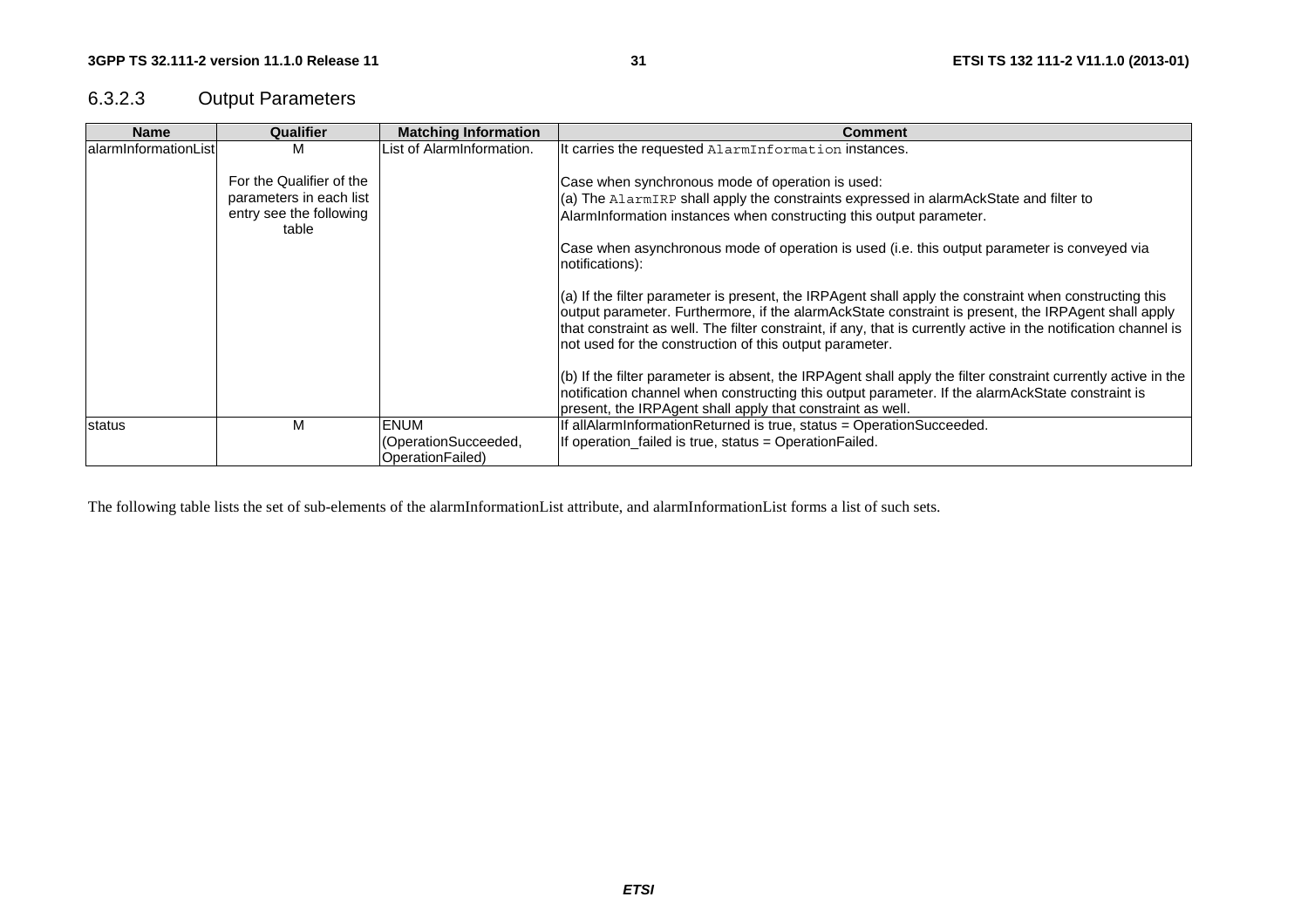#### 6.3.2.3 Output Parameters

| Name | Qualifier | Matching Information | Comment |
|---|---|---|---|
| alarmInformationList | M<br><br>For the Qualifier of the parameters in each list entry see the following table | List of AlarmInformation. | It carries the requested `AlarmInformation` instances.<br><br>Case when synchronous mode of operation is used:<br>(a) The `AlarmIRP` shall apply the constraints expressed in alarmAckState and filter to AlarmInformation instances when constructing this output parameter.<br><br>Case when asynchronous mode of operation is used (i.e. this output parameter is conveyed via notifications):<br><br>(a) If the filter parameter is present, the IRPAgent shall apply the constraint when constructing this output parameter. Furthermore, if the alarmAckState constraint is present, the IRPAgent shall apply that constraint as well. The filter constraint, if any, that is currently active in the notification channel is not used for the construction of this output parameter.<br><br>(b) If the filter parameter is absent, the IRPAgent shall apply the filter constraint currently active in the notification channel when constructing this output parameter. If the alarmAckState constraint is present, the IRPAgent shall apply that constraint as well. |
| status | M | ENUM (OperationSucceeded, OperationFailed) | If allAlarmInformationReturned is true, status = OperationSucceeded.<br>If operation_failed is true, status = OperationFailed. |

The following table lists the set of sub-elements of the alarmInformationList attribute, and alarmInformationList forms a list of such sets.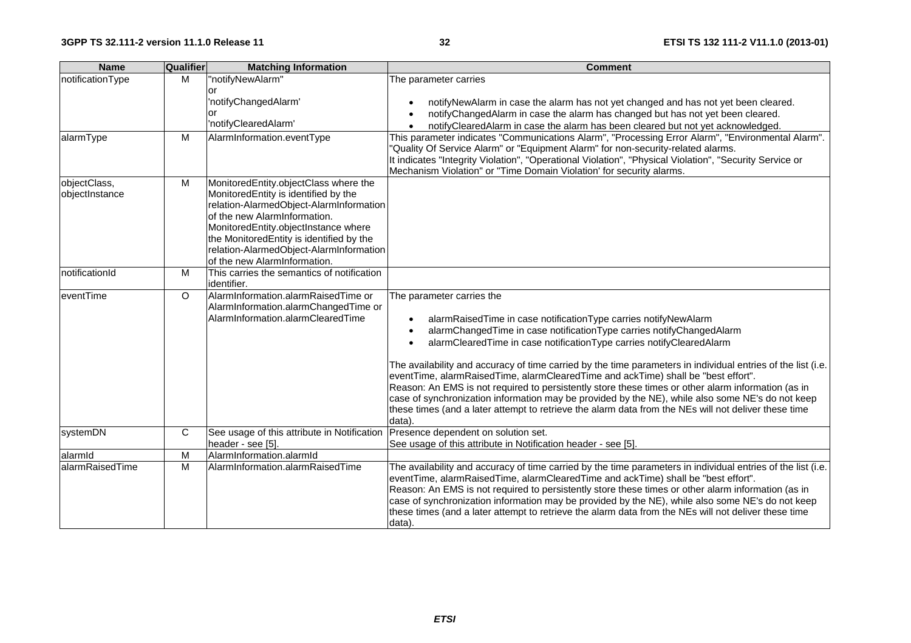| Name | Qualifier | Matching Information | Comment |
|---|---|---|---|
| notificationType | M | "notifyNewAlarm" or 'notifyChangedAlarm' or 'notifyClearedAlarm' | The parameter carries<br>• notifyNewAlarm in case the alarm has not yet changed and has not yet been cleared.<br>• notifyChangedAlarm in case the alarm has changed but has not yet been cleared.<br>• notifyClearedAlarm in case the alarm has been cleared but not yet acknowledged. |
| alarmType | M | AlarmInformation.eventType | This parameter indicates "Communications Alarm", "Processing Error Alarm", "Environmental Alarm". "Quality Of Service Alarm" or "Equipment Alarm" for non-security-related alarms.<br>It indicates "Integrity Violation", "Operational Violation", "Physical Violation", "Security Service or Mechanism Violation" or "Time Domain Violation' for security alarms. |
| objectClass, objectInstance | M | MonitoredEntity.objectClass where the MonitoredEntity is identified by the relation-AlarmedObject-AlarmInformation of the new AlarmInformation.<br>MonitoredEntity.objectInstance where the MonitoredEntity is identified by the relation-AlarmedObject-AlarmInformation of the new AlarmInformation. | |
| notificationId | M | This carries the semantics of notification identifier. | |
| eventTime | O | AlarmInformation.alarmRaisedTime or AlarmInformation.alarmChangedTime or AlarmInformation.alarmClearedTime | The parameter carries the<br>• alarmRaisedTime in case notificationType carries notifyNewAlarm<br>• alarmChangedTime in case notificationType carries notifyChangedAlarm<br>• alarmClearedTime in case notificationType carries notifyClearedAlarm<br><br>The availability and accuracy of time carried by the time parameters in individual entries of the list (i.e. eventTime, alarmRaisedTime, alarmClearedTime and ackTime) shall be "best effort".<br>Reason: An EMS is not required to persistently store these times or other alarm information (as in case of synchronization information may be provided by the NE), while also some NE's do not keep these times (and a later attempt to retrieve the alarm data from the NEs will not deliver these time data). |
| systemDN | C | See usage of this attribute in Notification header - see [5]. | Presence dependent on solution set.<br>See usage of this attribute in Notification header - see [5]. |
| alarmId | M | AlarmInformation.alarmId | |
| alarmRaisedTime | M | AlarmInformation.alarmRaisedTime | The availability and accuracy of time carried by the time parameters in individual entries of the list (i.e. eventTime, alarmRaisedTime, alarmClearedTime and ackTime) shall be "best effort".<br>Reason: An EMS is not required to persistently store these times or other alarm information (as in case of synchronization information may be provided by the NE), while also some NE's do not keep these times (and a later attempt to retrieve the alarm data from the NEs will not deliver these time data). |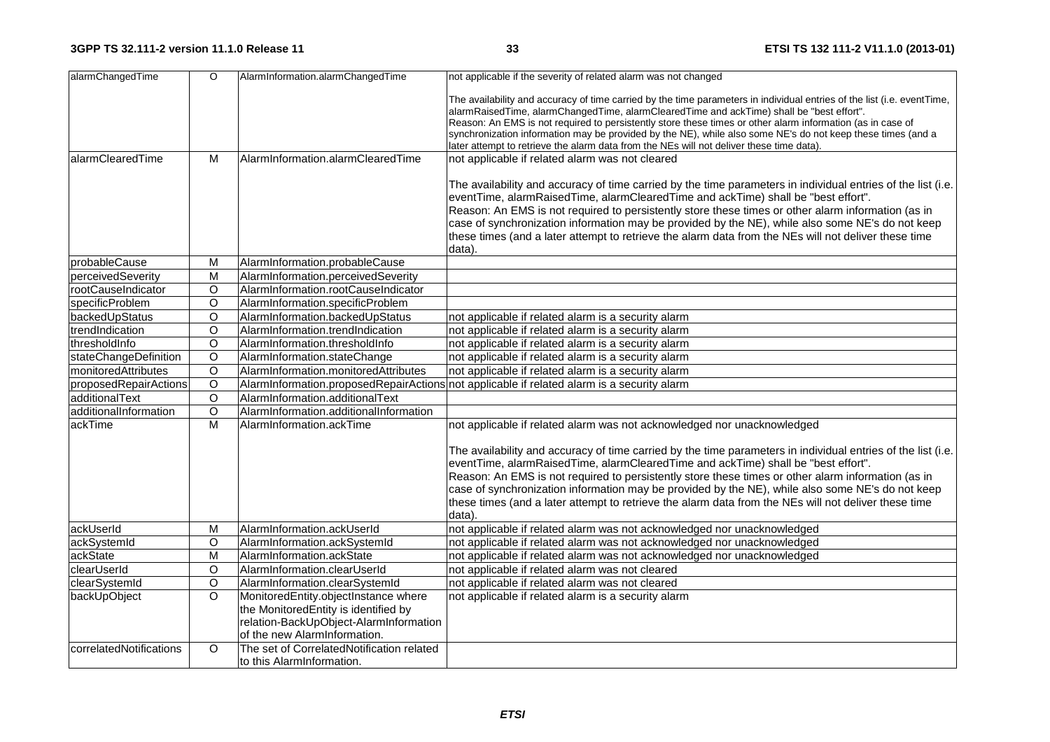| alarmChangedTime | O | AlarmInformation.alarmChangedTime | not applicable if the severity of related alarm was not changed<br><br>The availability and accuracy of time carried by the time parameters in individual entries of the list (i.e. eventTime, alarmRaisedTime, alarmChangedTime, alarmClearedTime and ackTime) shall be "best effort".<br>Reason: An EMS is not required to persistently store these times or other alarm information (as in case of synchronization information may be provided by the NE), while also some NE's do not keep these times (and a later attempt to retrieve the alarm data from the NEs will not deliver these time data). |
|---|---|---|---|
| alarmClearedTime | M | AlarmInformation.alarmClearedTime | not applicable if related alarm was not cleared<br><br>The availability and accuracy of time carried by the time parameters in individual entries of the list (i.e. eventTime, alarmRaisedTime, alarmClearedTime and ackTime) shall be "best effort".<br>Reason: An EMS is not required to persistently store these times or other alarm information (as in case of synchronization information may be provided by the NE), while also some NE's do not keep these times (and a later attempt to retrieve the alarm data from the NEs will not deliver these time data). |
| probableCause | M | AlarmInformation.probableCause | |
| perceivedSeverity | M | AlarmInformation.perceivedSeverity | |
| rootCauseIndicator | O | AlarmInformation.rootCauseIndicator | |
| specificProblem | O | AlarmInformation.specificProblem | |
| backedUpStatus | O | AlarmInformation.backedUpStatus | not applicable if related alarm is a security alarm |
| trendIndication | O | AlarmInformation.trendIndication | not applicable if related alarm is a security alarm |
| thresholdInfo | O | AlarmInformation.thresholdInfo | not applicable if related alarm is a security alarm |
| stateChangeDefinition | O | AlarmInformation.stateChange | not applicable if related alarm is a security alarm |
| monitoredAttributes | O | AlarmInformation.monitoredAttributes | not applicable if related alarm is a security alarm |
| proposedRepairActions | O | AlarmInformation.proposedRepairActions | not applicable if related alarm is a security alarm |
| additionalText | O | AlarmInformation.additionalText | |
| additionalInformation | O | AlarmInformation.additionalInformation | |
| ackTime | M | AlarmInformation.ackTime | not applicable if related alarm was not acknowledged nor unacknowledged<br><br>The availability and accuracy of time carried by the time parameters in individual entries of the list (i.e. eventTime, alarmRaisedTime, alarmClearedTime and ackTime) shall be "best effort".<br>Reason: An EMS is not required to persistently store these times or other alarm information (as in case of synchronization information may be provided by the NE), while also some NE's do not keep these times (and a later attempt to retrieve the alarm data from the NEs will not deliver these time data). |
| ackUserId | M | AlarmInformation.ackUserId | not applicable if related alarm was not acknowledged nor unacknowledged |
| ackSystemId | O | AlarmInformation.ackSystemId | not applicable if related alarm was not acknowledged nor unacknowledged |
| ackState | M | AlarmInformation.ackState | not applicable if related alarm was not acknowledged nor unacknowledged |
| clearUserId | O | AlarmInformation.clearUserId | not applicable if related alarm was not cleared |
| clearSystemId | O | AlarmInformation.clearSystemId | not applicable if related alarm was not cleared |
| backUpObject | O | MonitoredEntity.objectInstance where the MonitoredEntity is identified by relation-BackUpObject-AlarmInformation of the new AlarmInformation. | not applicable if related alarm is a security alarm |
| correlatedNotifications | O | The set of CorrelatedNotification related to this AlarmInformation. | |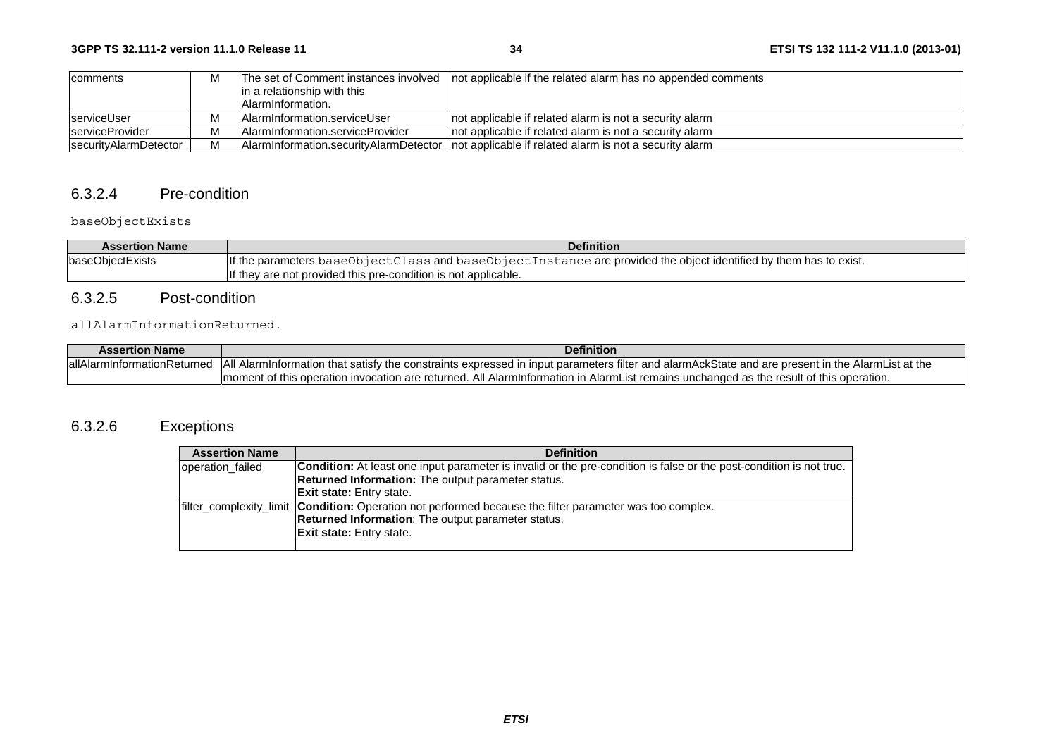| comments | M | The set of Comment instances involved in a relationship with this AlarmInformation. | not applicable if the related alarm has no appended comments |
| --- | --- | --- | --- |
| serviceUser | M | AlarmInformation.serviceUser | not applicable if related alarm is not a security alarm |
| serviceProvider | M | AlarmInformation.serviceProvider | not applicable if related alarm is not a security alarm |
| securityAlarmDetector | M | AlarmInformation.securityAlarmDetector | not applicable if related alarm is not a security alarm |

### 6.3.2.4 Pre-condition

baseObjectExists

| Assertion Name | Definition |
| --- | --- |
| baseObjectExists | If the parameters baseObjectClass and baseObjectInstance are provided the object identified by them has to exist. If they are not provided this pre-condition is not applicable. |

### 6.3.2.5 Post-condition

allAlarmInformationReturned.

| Assertion Name | Definition |
| --- | --- |
| allAlarmInformationReturned | All AlarmInformation that satisfy the constraints expressed in input parameters filter and alarmAckState and are present in the AlarmList at the moment of this operation invocation are returned. All AlarmInformation in AlarmList remains unchanged as the result of this operation. |

### 6.3.2.6 Exceptions

| Assertion Name | Definition |
| --- | --- |
| operation_failed | **Condition:** At least one input parameter is invalid or the pre-condition is false or the post-condition is not true.<br>**Returned Information:** The output parameter status.<br>**Exit state:** Entry state. |
| filter_complexity_limit | **Condition:** Operation not performed because the filter parameter was too complex.<br>**Returned Information**: The output parameter status.<br>**Exit state:** Entry state. |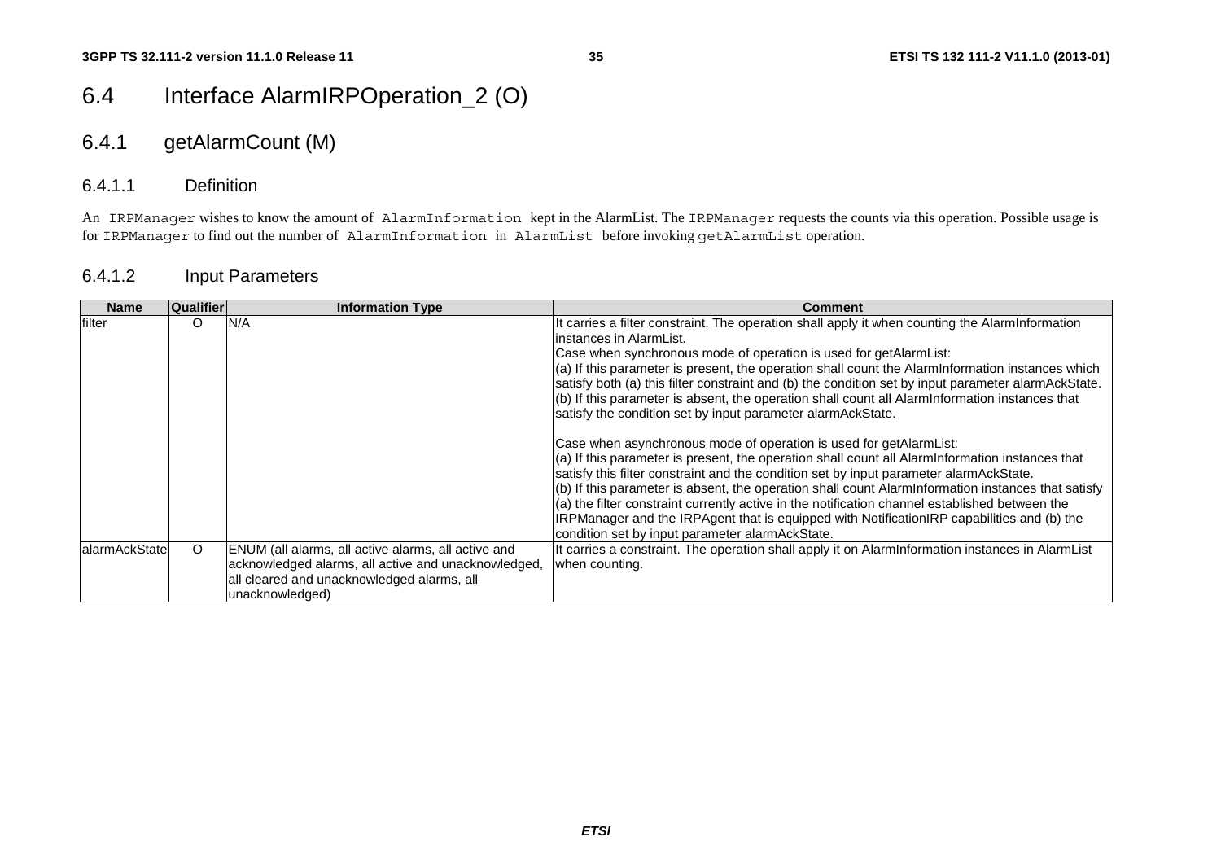# 6.4 Interface AlarmIRPOperation_2 (O)

## 6.4.1 getAlarmCount (M)

### 6.4.1.1 Definition

An IRPManager wishes to know the amount of AlarmInformation kept in the AlarmList. The IRPManager requests the counts via this operation. Possible usage is for IRPManager to find out the number of AlarmInformation in AlarmList before invoking getAlarmList operation.

### 6.4.1.2 Input Parameters

| Name | Qualifier | Information Type | Comment |
|---|---|---|---|
| filter | O | N/A | It carries a filter constraint. The operation shall apply it when counting the AlarmInformation instances in AlarmList.<br>Case when synchronous mode of operation is used for getAlarmList:<br>(a) If this parameter is present, the operation shall count the AlarmInformation instances which satisfy both (a) this filter constraint and (b) the condition set by input parameter alarmAckState.<br>(b) If this parameter is absent, the operation shall count all AlarmInformation instances that satisfy the condition set by input parameter alarmAckState.<br><br>Case when asynchronous mode of operation is used for getAlarmList:<br>(a) If this parameter is present, the operation shall count all AlarmInformation instances that satisfy this filter constraint and the condition set by input parameter alarmAckState.<br>(b) If this parameter is absent, the operation shall count AlarmInformation instances that satisfy (a) the filter constraint currently active in the notification channel established between the IRPManager and the IRPAgent that is equipped with NotificationIRP capabilities and (b) the condition set by input parameter alarmAckState. |
| alarmAckState | O | ENUM (all alarms, all active alarms, all active and acknowledged alarms, all active and unacknowledged, all cleared and unacknowledged alarms, all unacknowledged) | It carries a constraint. The operation shall apply it on AlarmInformation instances in AlarmList when counting. |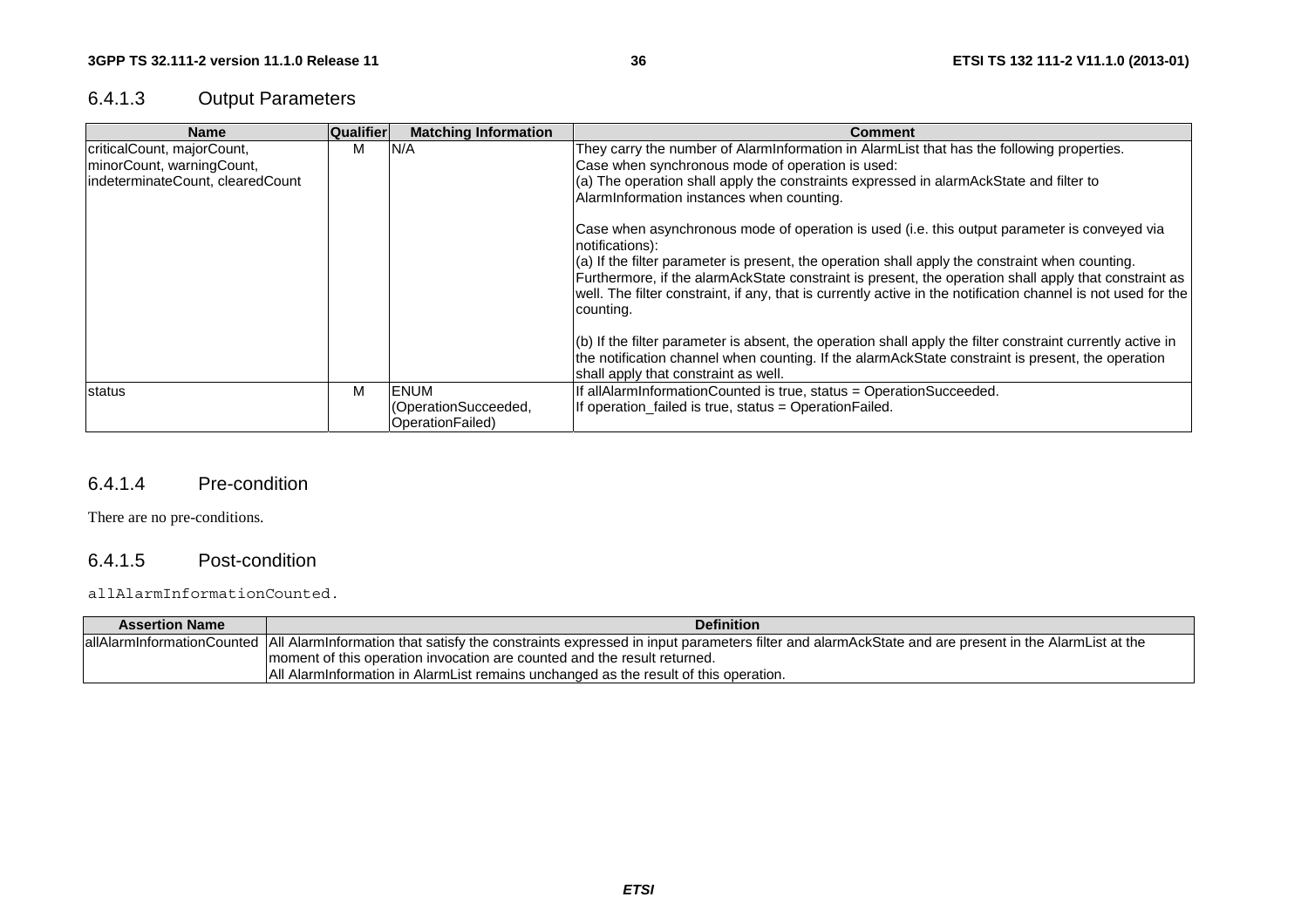#### 6.4.1.3 Output Parameters

| Name | Qualifier | Matching Information | Comment |
|---|---|---|---|
| criticalCount, majorCount, minorCount, warningCount, indeterminateCount, clearedCount | M | N/A | They carry the number of AlarmInformation in AlarmList that has the following properties.<br>Case when synchronous mode of operation is used:<br>(a) The operation shall apply the constraints expressed in alarmAckState and filter to AlarmInformation instances when counting.<br><br>Case when asynchronous mode of operation is used (i.e. this output parameter is conveyed via notifications):<br>(a) If the filter parameter is present, the operation shall apply the constraint when counting. Furthermore, if the alarmAckState constraint is present, the operation shall apply that constraint as well. The filter constraint, if any, that is currently active in the notification channel is not used for the counting.<br><br>(b) If the filter parameter is absent, the operation shall apply the filter constraint currently active in the notification channel when counting. If the alarmAckState constraint is present, the operation shall apply that constraint as well. |
| status | M | ENUM (OperationSucceeded, OperationFailed) | If allAlarmInformationCounted is true, status = OperationSucceeded.<br>If operation_failed is true, status = OperationFailed. |

#### 6.4.1.4 Pre-condition

There are no pre-conditions.

#### 6.4.1.5 Post-condition

allAlarmInformationCounted.

| Assertion Name | Definition |
|---|---|
| allAlarmInformationCounted | All AlarmInformation that satisfy the constraints expressed in input parameters filter and alarmAckState and are present in the AlarmList at the moment of this operation invocation are counted and the result returned.<br>All AlarmInformation in AlarmList remains unchanged as the result of this operation. |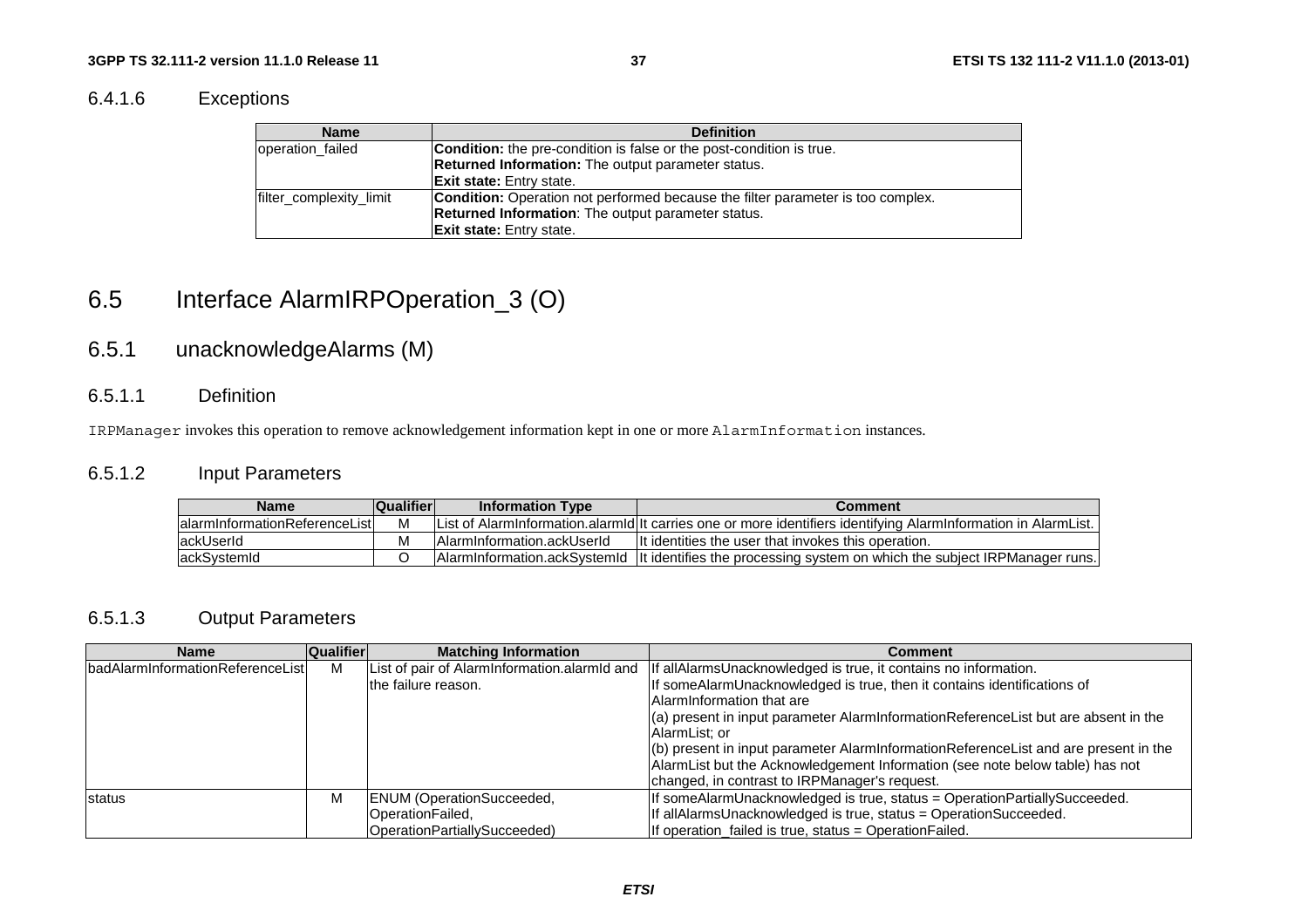#### 6.4.1.6 Exceptions

| Name | Definition |
| --- | --- |
| operation_failed | **Condition:** the pre-condition is false or the post-condition is true.<br>**Returned Information:** The output parameter status.<br>**Exit state:** Entry state. |
| filter_complexity_limit | **Condition:** Operation not performed because the filter parameter is too complex.<br>**Returned Information**: The output parameter status.<br>**Exit state:** Entry state. |

## 6.5 Interface AlarmIRPOperation_3 (O)

### 6.5.1 unacknowledgeAlarms (M)

#### 6.5.1.1 Definition

IRPManager invokes this operation to remove acknowledgement information kept in one or more AlarmInformation instances.

#### 6.5.1.2 Input Parameters

| Name | Qualifier | Information Type | Comment |
| --- | --- | --- | --- |
| alarmInformationReferenceList | M | List of AlarmInformation.alarmId | It carries one or more identifiers identifying AlarmInformation in AlarmList. |
| ackUserId | M | AlarmInformation.ackUserId | It identities the user that invokes this operation. |
| ackSystemId | O | AlarmInformation.ackSystemId | It identifies the processing system on which the subject IRPManager runs. |

#### 6.5.1.3 Output Parameters

| Name | Qualifier | Matching Information | Comment |
| --- | --- | --- | --- |
| badAlarmInformationReferenceList | M | List of pair of AlarmInformation.alarmId and the failure reason. | If allAlarmsUnacknowledged is true, it contains no information.<br>If someAlarmUnacknowledged is true, then it contains identifications of AlarmInformation that are<br>(a) present in input parameter AlarmInformationReferenceList but are absent in the AlarmList; or<br>(b) present in input parameter AlarmInformationReferenceList and are present in the AlarmList but the Acknowledgement Information (see note below table) has not changed, in contrast to IRPManager's request. |
| status | M | ENUM (OperationSucceeded, OperationFailed, OperationPartiallySucceeded) | If someAlarmUnacknowledged is true, status = OperationPartiallySucceeded.<br>If allAlarmsUnacknowledged is true, status = OperationSucceeded.<br>If operation_failed is true, status = OperationFailed. |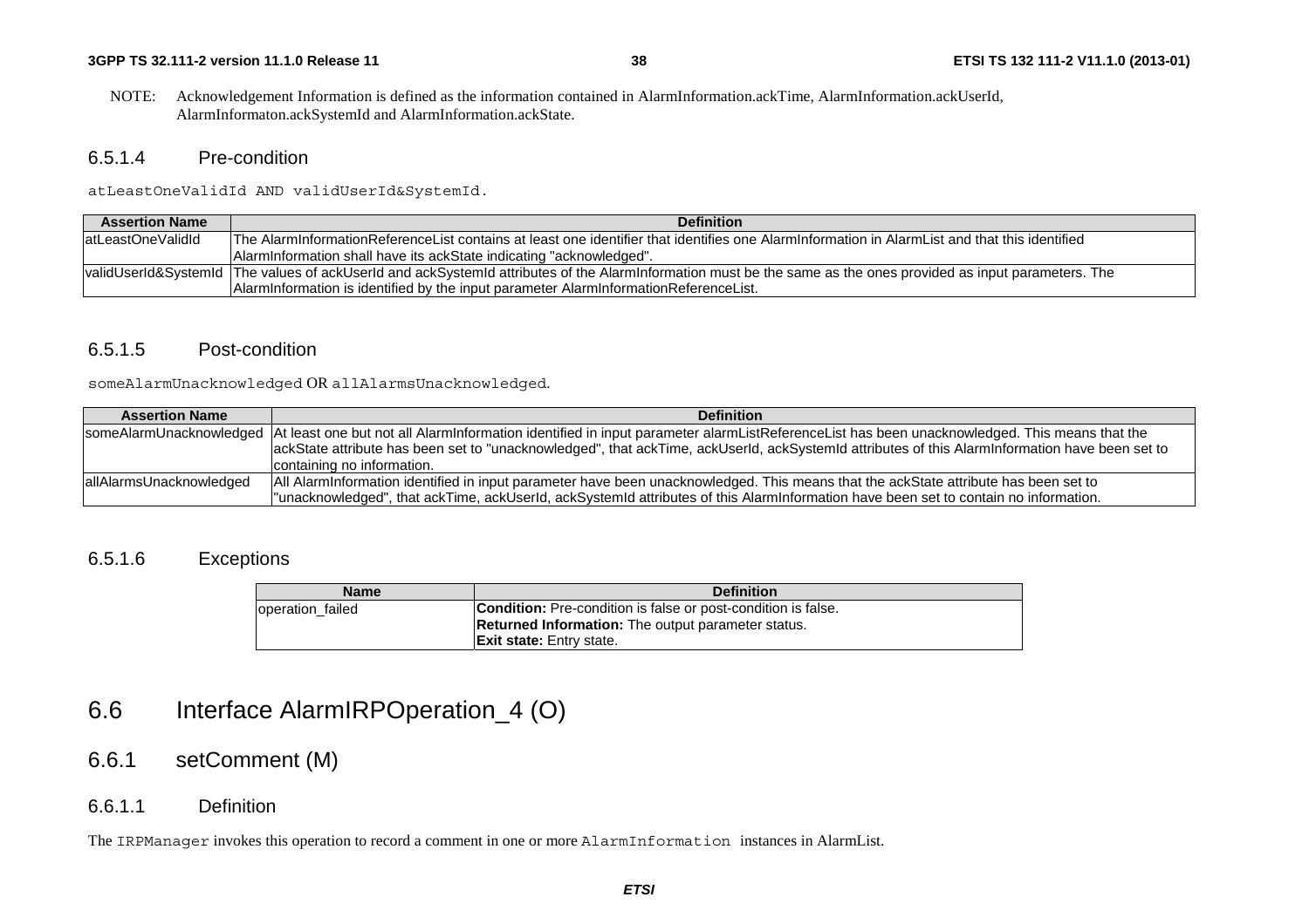NOTE: Acknowledgement Information is defined as the information contained in AlarmInformation.ackTime, AlarmInformation.ackUserId, AlarmInformaton.ackSystemId and AlarmInformation.ackState.

#### 6.5.1.4 Pre-condition

atLeastOneValidId AND validUserId&SystemId.

| Assertion Name | Definition |
|---|---|
| atLeastOneValidId | The AlarmInformationReferenceList contains at least one identifier that identifies one AlarmInformation in AlarmList and that this identified AlarmInformation shall have its ackState indicating "acknowledged". |
| validUserId&SystemId | The values of ackUserId and ackSystemId attributes of the AlarmInformation must be the same as the ones provided as input parameters. The AlarmInformation is identified by the input parameter AlarmInformationReferenceList. |

#### 6.5.1.5 Post-condition

someAlarmUnacknowledged OR allAlarmsUnacknowledged.

| Assertion Name | Definition |
|---|---|
| someAlarmUnacknowledged | At least one but not all AlarmInformation identified in input parameter alarmListReferenceList has been unacknowledged. This means that the ackState attribute has been set to "unacknowledged", that ackTime, ackUserId, ackSystemId attributes of this AlarmInformation have been set to containing no information. |
| allAlarmsUnacknowledged | All AlarmInformation identified in input parameter have been unacknowledged. This means that the ackState attribute has been set to "unacknowledged", that ackTime, ackUserId, ackSystemId attributes of this AlarmInformation have been set to contain no information. |

#### 6.5.1.6 Exceptions

| Name | Definition |
|---|---|
| operation_failed | **Condition:** Pre-condition is false or post-condition is false.<br>**Returned Information:** The output parameter status.<br>**Exit state:** Entry state. |

## 6.6 Interface AlarmIRPOperation_4 (O)

### 6.6.1 setComment (M)

#### 6.6.1.1 Definition

The IRPManager invokes this operation to record a comment in one or more AlarmInformation instances in AlarmList.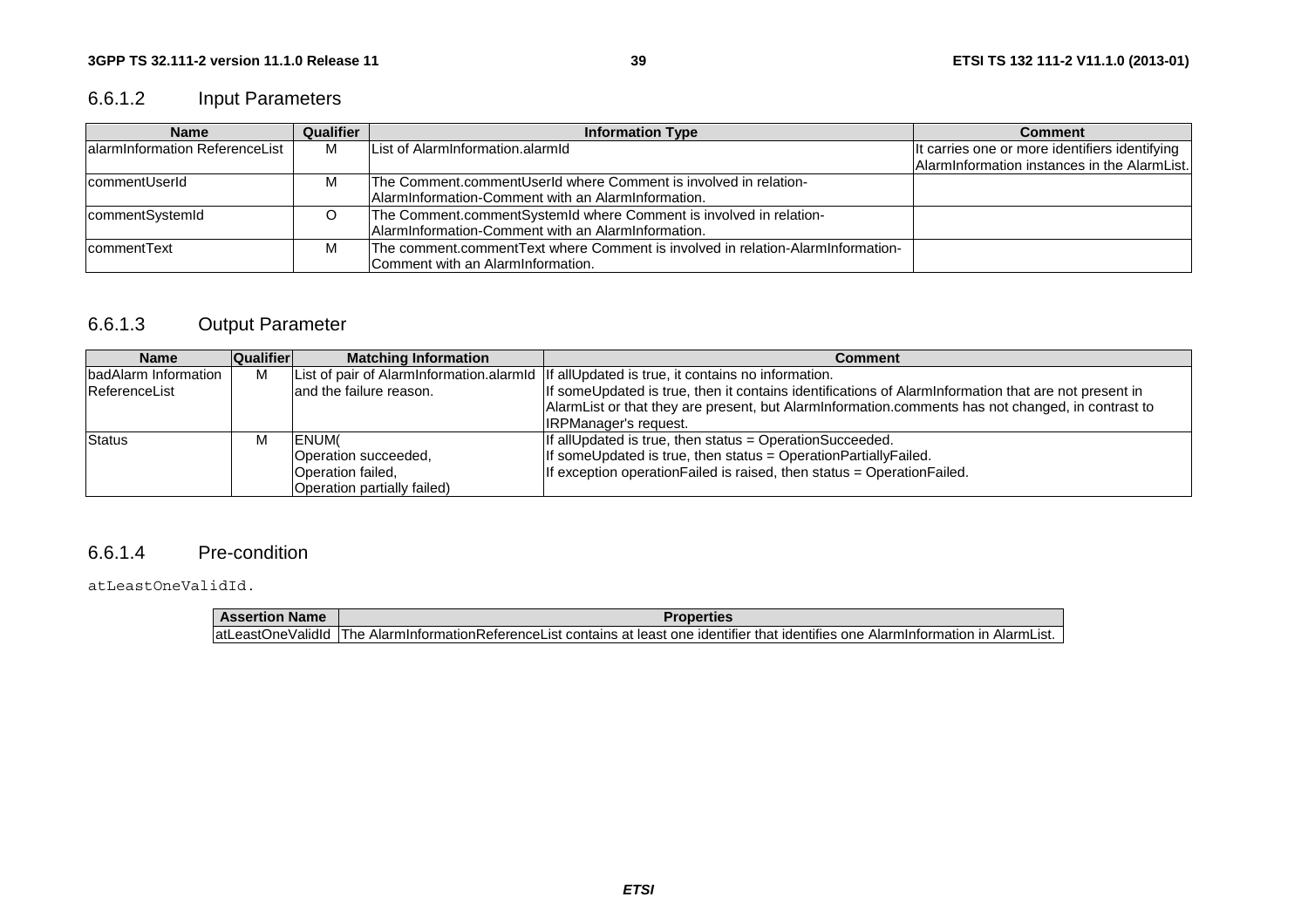#### 6.6.1.2 Input Parameters

| Name | Qualifier | Information Type | Comment |
|---|---|---|---|
| alarmInformation ReferenceList | M | List of AlarmInformation.alarmId | It carries one or more identifiers identifying AlarmInformation instances in the AlarmList. |
| commentUserId | M | The Comment.commentUserId where Comment is involved in relation-AlarmInformation-Comment with an AlarmInformation. | |
| commentSystemId | O | The Comment.commentSystemId where Comment is involved in relation-AlarmInformation-Comment with an AlarmInformation. | |
| commentText | M | The comment.commentText where Comment is involved in relation-AlarmInformation-Comment with an AlarmInformation. | |

#### 6.6.1.3 Output Parameter

| Name | Qualifier | Matching Information | Comment |
|---|---|---|---|
| badAlarm Information ReferenceList | M | List of pair of AlarmInformation.alarmId and the failure reason. | If allUpdated is true, it contains no information. If someUpdated is true, then it contains identifications of AlarmInformation that are not present in AlarmList or that they are present, but AlarmInformation.comments has not changed, in contrast to IRPManager's request. |
| Status | M | ENUM( Operation succeeded, Operation failed, Operation partially failed) | If allUpdated is true, then status = OperationSucceeded. If someUpdated is true, then status = OperationPartiallyFailed. If exception operationFailed is raised, then status = OperationFailed. |

#### 6.6.1.4 Pre-condition

atLeastOneValidId.

| Assertion Name | Properties |
|---|---|
| atLeastOneValidId | The AlarmInformationReferenceList contains at least one identifier that identifies one AlarmInformation in AlarmList. |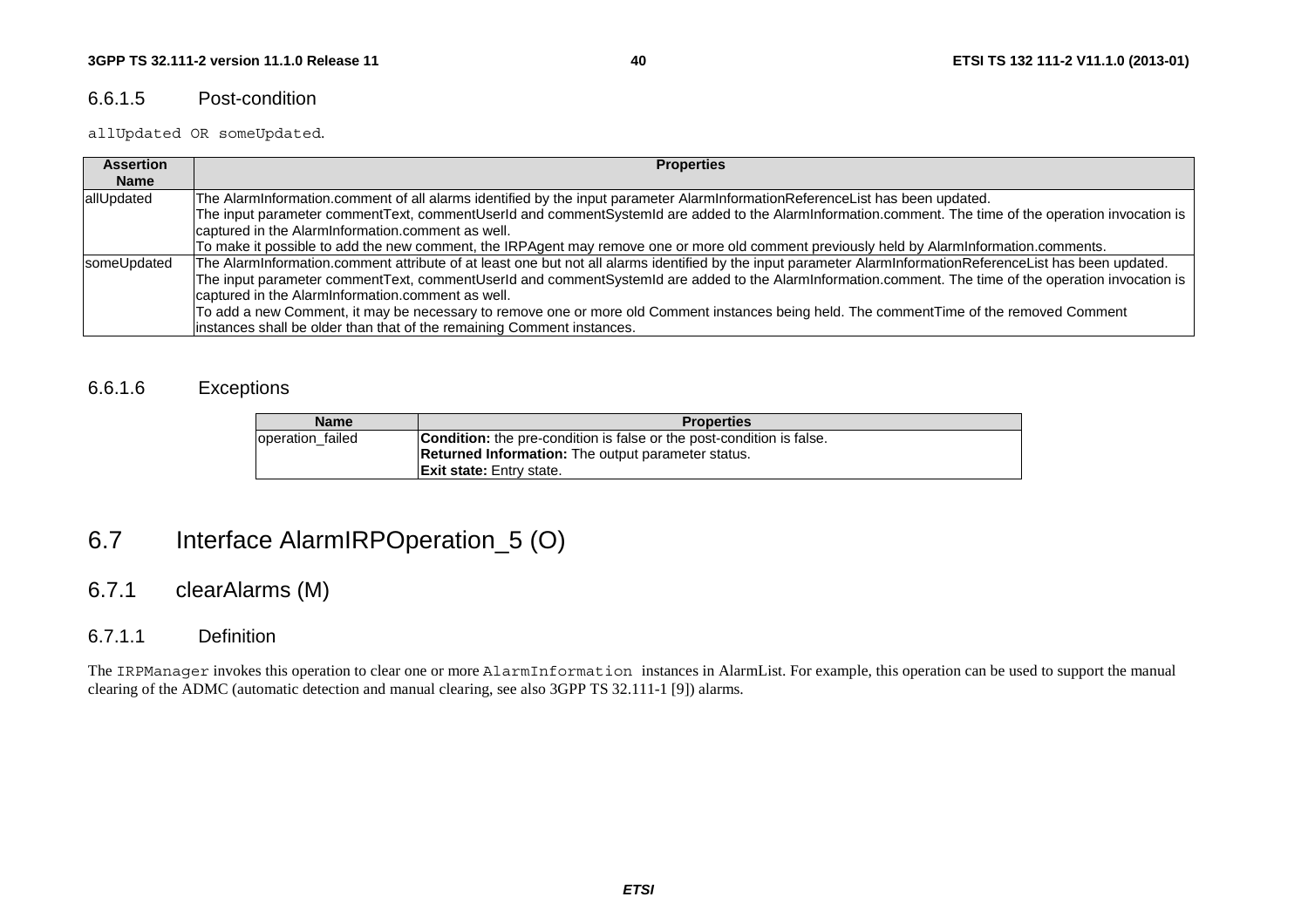### 6.6.1.5 Post-condition

allUpdated OR someUpdated.

| Assertion Name | Properties |
|---|---|
| allUpdated | The AlarmInformation.comment of all alarms identified by the input parameter AlarmInformationReferenceList has been updated.<br>The input parameter commentText, commentUserId and commentSystemId are added to the AlarmInformation.comment. The time of the operation invocation is captured in the AlarmInformation.comment as well.<br>To make it possible to add the new comment, the IRPAgent may remove one or more old comment previously held by AlarmInformation.comments. |
| someUpdated | The AlarmInformation.comment attribute of at least one but not all alarms identified by the input parameter AlarmInformationReferenceList has been updated.<br>The input parameter commentText, commentUserId and commentSystemId are added to the AlarmInformation.comment. The time of the operation invocation is captured in the AlarmInformation.comment as well.<br>To add a new Comment, it may be necessary to remove one or more old Comment instances being held. The commentTime of the removed Comment instances shall be older than that of the remaining Comment instances. |

### 6.6.1.6 Exceptions

| Name | Properties |
|---|---|
| operation_failed | **Condition:** the pre-condition is false or the post-condition is false.<br>**Returned Information:** The output parameter status.<br>**Exit state:** Entry state. |

## 6.7 Interface AlarmIRPOperation_5 (O)

### 6.7.1 clearAlarms (M)

#### 6.7.1.1 Definition

The IRPManager invokes this operation to clear one or more AlarmInformation instances in AlarmList. For example, this operation can be used to support the manual clearing of the ADMC (automatic detection and manual clearing, see also 3GPP TS 32.111-1 [9]) alarms.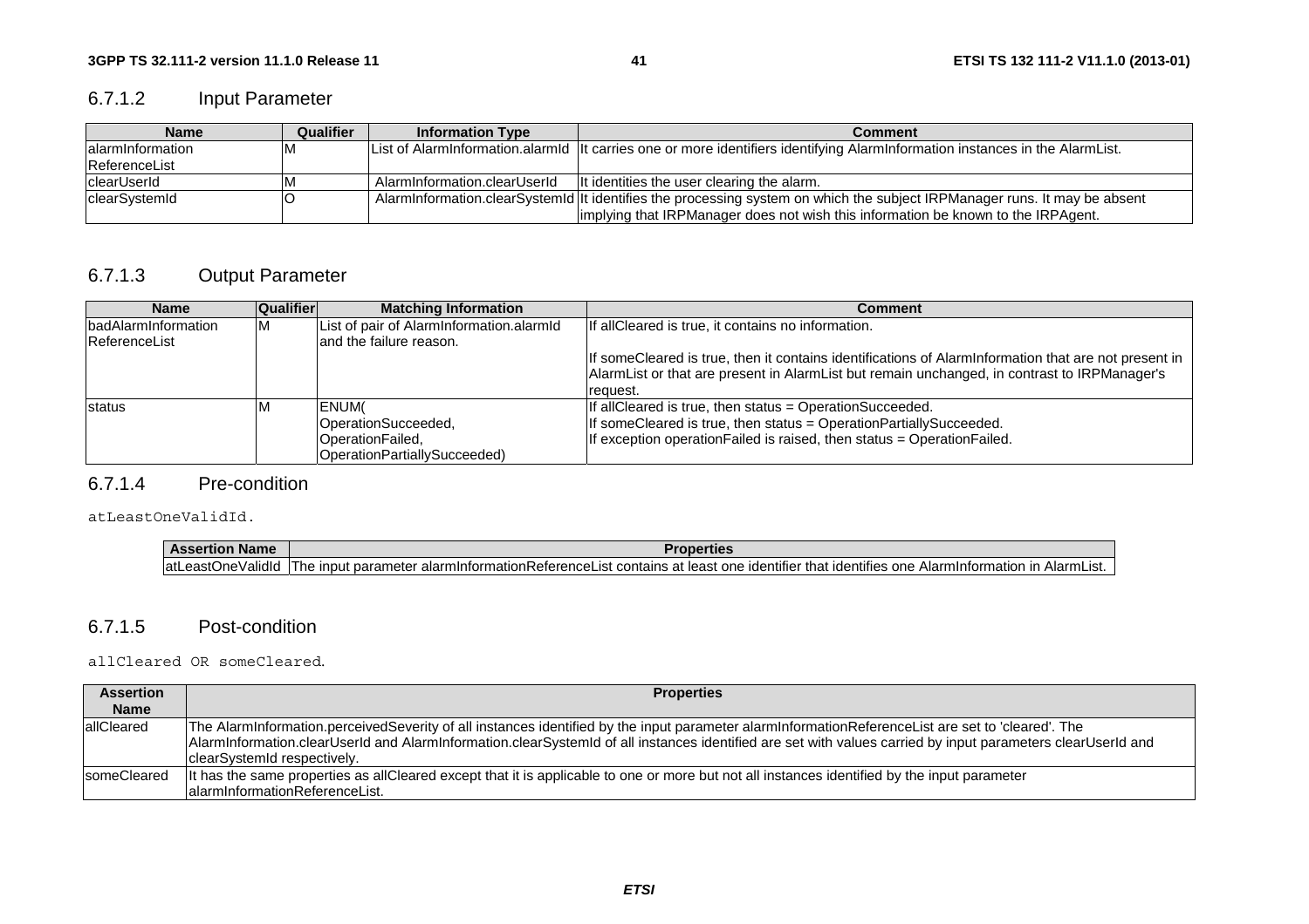#### 6.7.1.2 Input Parameter

| Name | Qualifier | Information Type | Comment |
|---|---|---|---|
| alarmInformation ReferenceList | M | List of AlarmInformation.alarmId | It carries one or more identifiers identifying AlarmInformation instances in the AlarmList. |
| clearUserId | M | AlarmInformation.clearUserId | It identities the user clearing the alarm. |
| clearSystemId | O | AlarmInformation.clearSystemId | It identifies the processing system on which the subject IRPManager runs. It may be absent implying that IRPManager does not wish this information be known to the IRPAgent. |

#### 6.7.1.3 Output Parameter

| Name | Qualifier | Matching Information | Comment |
|---|---|---|---|
| badAlarmInformation ReferenceList | M | List of pair of AlarmInformation.alarmId and the failure reason. | If allCleared is true, it contains no information.<br><br>If someCleared is true, then it contains identifications of AlarmInformation that are not present in AlarmList or that are present in AlarmList but remain unchanged, in contrast to IRPManager's request. |
| status | M | ENUM(<br>OperationSucceeded,<br>OperationFailed,<br>OperationPartiallySucceeded) | If allCleared is true, then status = OperationSucceeded.<br>If someCleared is true, then status = OperationPartiallySucceeded.<br>If exception operationFailed is raised, then status = OperationFailed. |

#### 6.7.1.4 Pre-condition

atLeastOneValidId.

| Assertion Name | Properties |
|---|---|
| atLeastOneValidId | The input parameter alarmInformationReferenceList contains at least one identifier that identifies one AlarmInformation in AlarmList. |

#### 6.7.1.5 Post-condition

allCleared OR someCleared.

| Assertion Name | Properties |
|---|---|
| allCleared | The AlarmInformation.perceivedSeverity of all instances identified by the input parameter alarmInformationReferenceList are set to 'cleared'. The AlarmInformation.clearUserId and AlarmInformation.clearSystemId of all instances identified are set with values carried by input parameters clearUserId and clearSystemId respectively. |
| someCleared | It has the same properties as allCleared except that it is applicable to one or more but not all instances identified by the input parameter alarmInformationReferenceList. |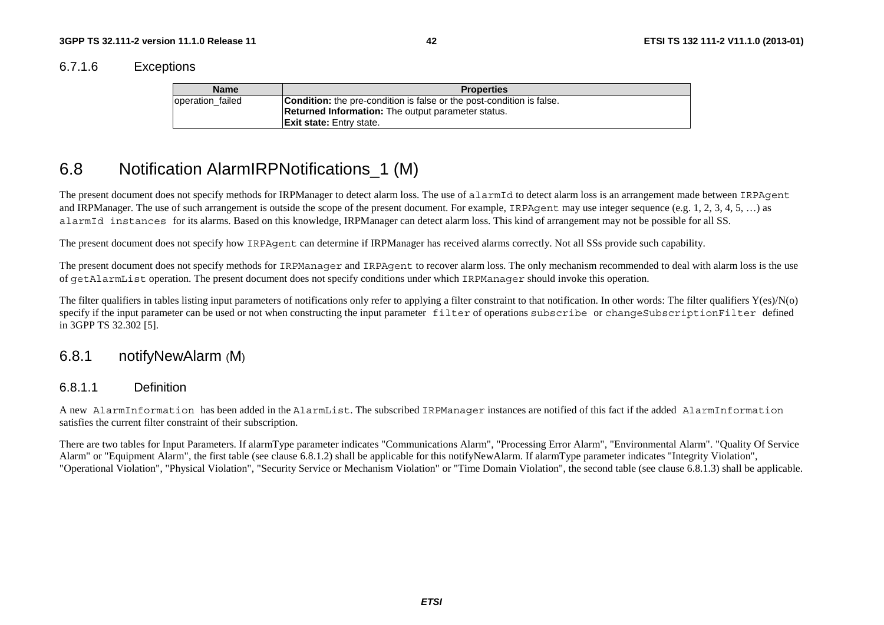#### 6.7.1.6 Exceptions

| Name | Properties |
| --- | --- |
| operation_failed | **Condition:** the pre-condition is false or the post-condition is false.<br>**Returned Information:** The output parameter status.<br>**Exit state:** Entry state. |

## 6.8 Notification AlarmIRPNotifications_1 (M)

The present document does not specify methods for IRPManager to detect alarm loss. The use of `alarmId` to detect alarm loss is an arrangement made between `IRPAgent` and IRPManager. The use of such arrangement is outside the scope of the present document. For example, `IRPAgent` may use integer sequence (e.g. 1, 2, 3, 4, 5, …) as `alarmId instances` for its alarms. Based on this knowledge, IRPManager can detect alarm loss. This kind of arrangement may not be possible for all SS.

The present document does not specify how `IRPAgent` can determine if IRPManager has received alarms correctly. Not all SSs provide such capability.

The present document does not specify methods for `IRPManager` and `IRPAgent` to recover alarm loss. The only mechanism recommended to deal with alarm loss is the use of `getAlarmList` operation. The present document does not specify conditions under which `IRPManager` should invoke this operation.

The filter qualifiers in tables listing input parameters of notifications only refer to applying a filter constraint to that notification. In other words: The filter qualifiers Y(es)/N(o) specify if the input parameter can be used or not when constructing the input parameter `filter` of operations `subscribe` or `changeSubscriptionFilter` defined in 3GPP TS 32.302 [5].

### 6.8.1 notifyNewAlarm (M)

#### 6.8.1.1 Definition

A new `AlarmInformation` has been added in the `AlarmList`. The subscribed `IRPManager` instances are notified of this fact if the added `AlarmInformation` satisfies the current filter constraint of their subscription.

There are two tables for Input Parameters. If alarmType parameter indicates "Communications Alarm", "Processing Error Alarm", "Environmental Alarm". "Quality Of Service Alarm" or "Equipment Alarm", the first table (see clause 6.8.1.2) shall be applicable for this notifyNewAlarm. If alarmType parameter indicates "Integrity Violation", "Operational Violation", "Physical Violation", "Security Service or Mechanism Violation" or "Time Domain Violation", the second table (see clause 6.8.1.3) shall be applicable.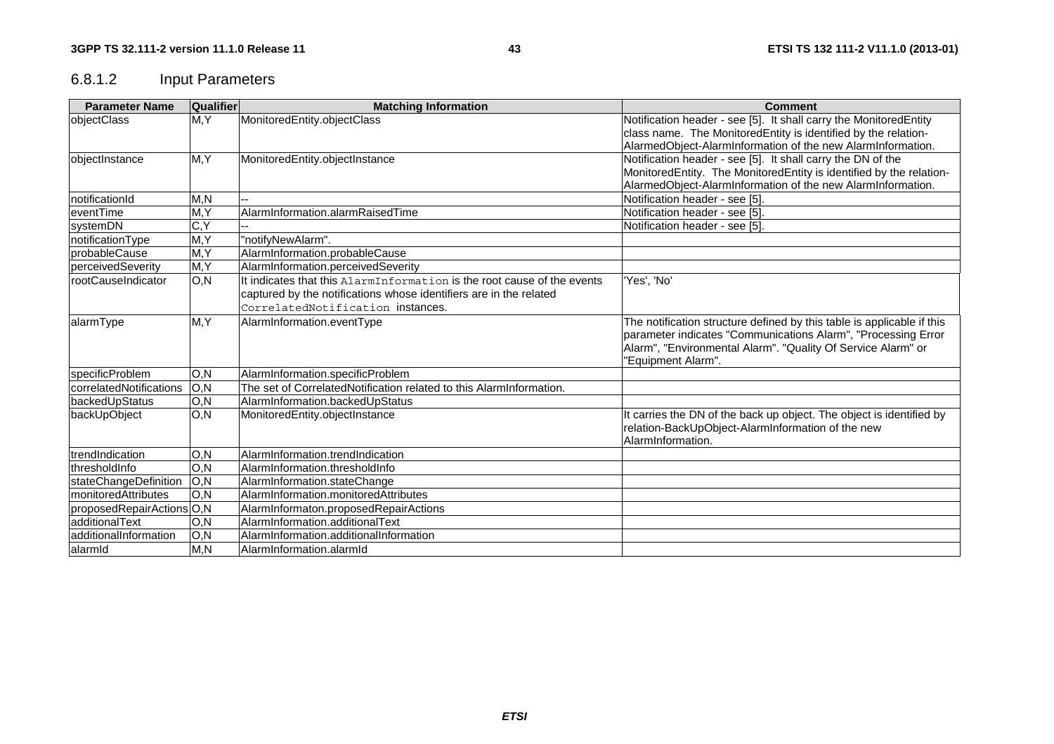### 6.8.1.2 Input Parameters

| Parameter Name | Qualifier | Matching Information | Comment |
|---|---|---|---|
| objectClass | M,Y | MonitoredEntity.objectClass | Notification header - see [5]. It shall carry the MonitoredEntity class name. The MonitoredEntity is identified by the relation-AlarmedObject-AlarmInformation of the new AlarmInformation. |
| objectInstance | M,Y | MonitoredEntity.objectInstance | Notification header - see [5]. It shall carry the DN of the MonitoredEntity. The MonitoredEntity is identified by the relation-AlarmedObject-AlarmInformation of the new AlarmInformation. |
| notificationId | M,N | -- | Notification header - see [5]. |
| eventTime | M,Y | AlarmInformation.alarmRaisedTime | Notification header - see [5]. |
| systemDN | C,Y | -- | Notification header - see [5]. |
| notificationType | M,Y | "notifyNewAlarm". | |
| probableCause | M,Y | AlarmInformation.probableCause | |
| perceivedSeverity | M,Y | AlarmInformation.perceivedSeverity | |
| rootCauseIndicator | O,N | It indicates that this `AlarmInformation` is the root cause of the events captured by the notifications whose identifiers are in the related `CorrelatedNotification` instances. | 'Yes', 'No' |
| alarmType | M,Y | AlarmInformation.eventType | The notification structure defined by this table is applicable if this parameter indicates "Communications Alarm", "Processing Error Alarm", "Environmental Alarm". "Quality Of Service Alarm" or "Equipment Alarm". |
| specificProblem | O,N | AlarmInformation.specificProblem | |
| correlatedNotifications | O,N | The set of CorrelatedNotification related to this AlarmInformation. | |
| backedUpStatus | O,N | AlarmInformation.backedUpStatus | |
| backUpObject | O,N | MonitoredEntity.objectInstance | It carries the DN of the back up object. The object is identified by relation-BackUpObject-AlarmInformation of the new AlarmInformation. |
| trendIndication | O,N | AlarmInformation.trendIndication | |
| thresholdInfo | O,N | AlarmInformation.thresholdInfo | |
| stateChangeDefinition | O,N | AlarmInformation.stateChange | |
| monitoredAttributes | O,N | AlarmInformation.monitoredAttributes | |
| proposedRepairActions | O,N | AlarmInformaton.proposedRepairActions | |
| additionalText | O,N | AlarmInformation.additionalText | |
| additionalInformation | O,N | AlarmInformation.additionalInformation | |
| alarmId | M,N | AlarmInformation.alarmId | |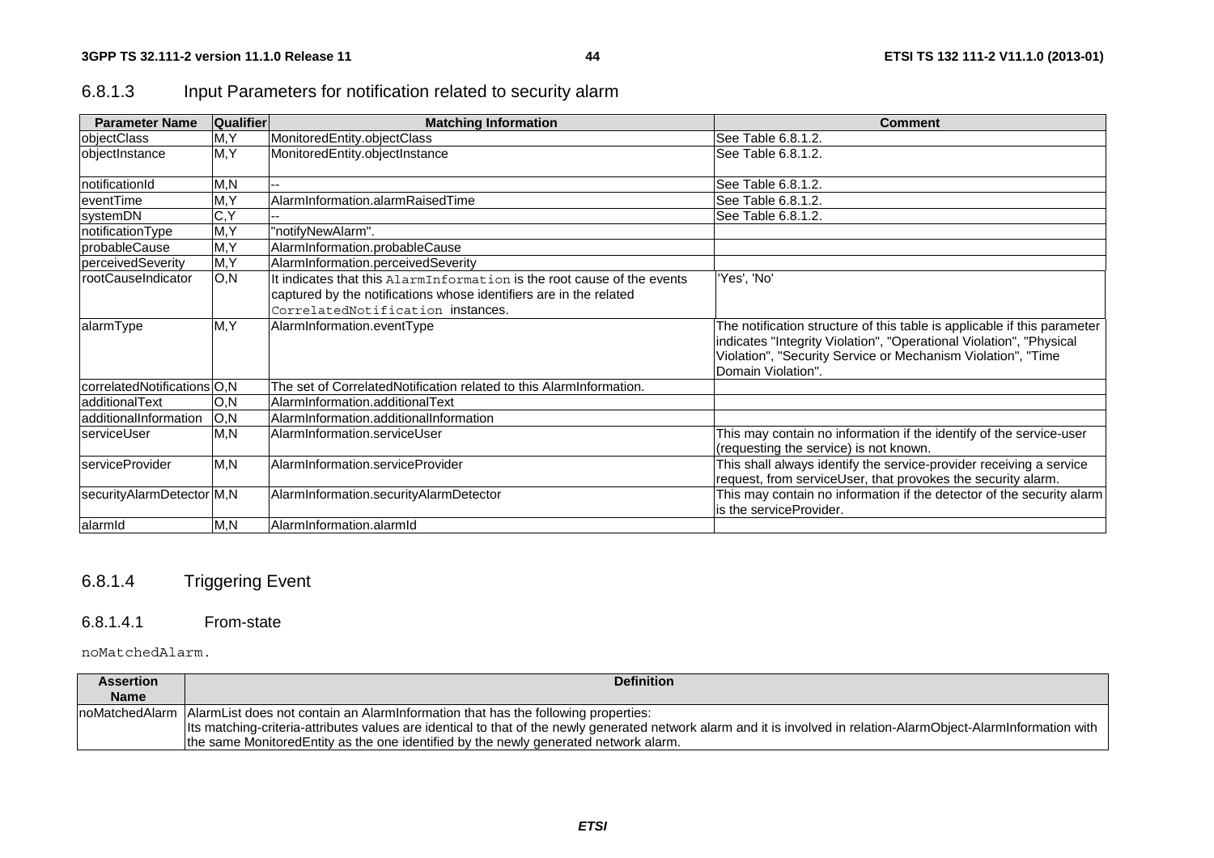### 6.8.1.3 Input Parameters for notification related to security alarm

| Parameter Name | Qualifier | Matching Information | Comment |
|---|---|---|---|
| objectClass | M,Y | MonitoredEntity.objectClass | See Table 6.8.1.2. |
| objectInstance | M,Y | MonitoredEntity.objectInstance | See Table 6.8.1.2. |
| notificationId | M,N | -- | See Table 6.8.1.2. |
| eventTime | M,Y | AlarmInformation.alarmRaisedTime | See Table 6.8.1.2. |
| systemDN | C,Y | -- | See Table 6.8.1.2. |
| notificationType | M,Y | "notifyNewAlarm". | |
| probableCause | M,Y | AlarmInformation.probableCause | |
| perceivedSeverity | M,Y | AlarmInformation.perceivedSeverity | |
| rootCauseIndicator | O,N | It indicates that this `AlarmInformation` is the root cause of the events captured by the notifications whose identifiers are in the related `CorrelatedNotification` instances. | 'Yes', 'No' |
| alarmType | M,Y | AlarmInformation.eventType | The notification structure of this table is applicable if this parameter indicates "Integrity Violation", "Operational Violation", "Physical Violation", "Security Service or Mechanism Violation", "Time Domain Violation". |
| correlatedNotifications | O,N | The set of CorrelatedNotification related to this AlarmInformation. | |
| additionalText | O,N | AlarmInformation.additionalText | |
| additionalInformation | O,N | AlarmInformation.additionalInformation | |
| serviceUser | M,N | AlarmInformation.serviceUser | This may contain no information if the identify of the service-user (requesting the service) is not known. |
| serviceProvider | M,N | AlarmInformation.serviceProvider | This shall always identify the service-provider receiving a service request, from serviceUser, that provokes the security alarm. |
| securityAlarmDetector | M,N | AlarmInformation.securityAlarmDetector | This may contain no information if the detector of the security alarm is the serviceProvider. |
| alarmId | M,N | AlarmInformation.alarmId | |

### 6.8.1.4 Triggering Event

#### 6.8.1.4.1 From-state

`noMatchedAlarm.`

| Assertion Name | Definition |
|---|---|
| noMatchedAlarm | AlarmList does not contain an AlarmInformation that has the following properties:<br>Its matching-criteria-attributes values are identical to that of the newly generated network alarm and it is involved in relation-AlarmObject-AlarmInformation with the same MonitoredEntity as the one identified by the newly generated network alarm. |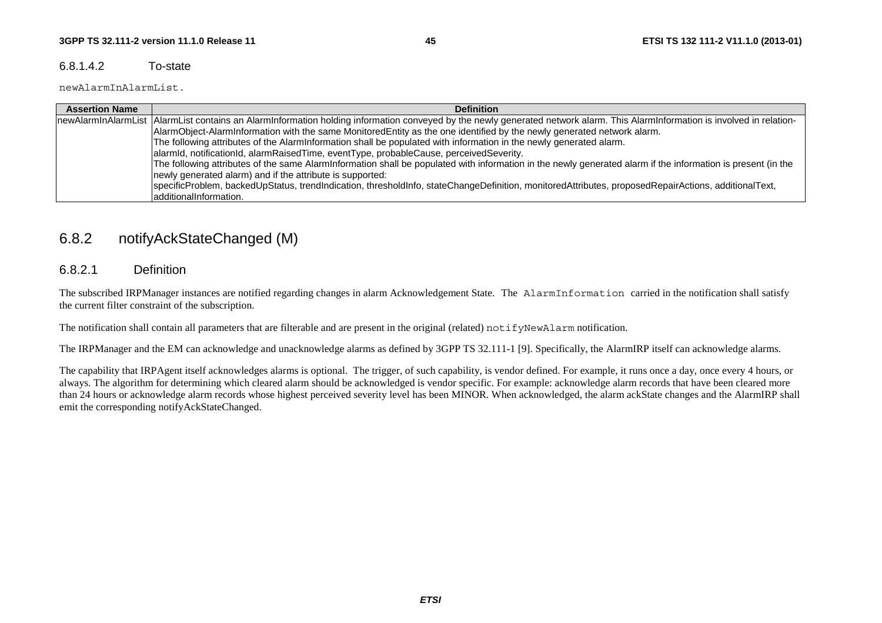#### 6.8.1.4.2 To-state

`newAlarmInAlarmList`.

| Assertion Name | Definition |
| --- | --- |
| newAlarmInAlarmList | AlarmList contains an AlarmInformation holding information conveyed by the newly generated network alarm. This AlarmInformation is involved in relation-AlarmObject-AlarmInformation with the same MonitoredEntity as the one identified by the newly generated network alarm.<br>The following attributes of the AlarmInformation shall be populated with information in the newly generated alarm.<br>alarmId, notificationId, alarmRaisedTime, eventType, probableCause, perceivedSeverity.<br>The following attributes of the same AlarmInformation shall be populated with information in the newly generated alarm if the information is present (in the newly generated alarm) and if the attribute is supported:<br>specificProblem, backedUpStatus, trendIndication, thresholdInfo, stateChangeDefinition, monitoredAttributes, proposedRepairActions, additionalText, additionalInformation. |

## 6.8.2 notifyAckStateChanged (M)

### 6.8.2.1 Definition

The subscribed IRPManager instances are notified regarding changes in alarm Acknowledgement State. The `AlarmInformation` carried in the notification shall satisfy the current filter constraint of the subscription.

The notification shall contain all parameters that are filterable and are present in the original (related) `notifyNewAlarm` notification.

The IRPManager and the EM can acknowledge and unacknowledge alarms as defined by 3GPP TS 32.111-1 [9]. Specifically, the AlarmIRP itself can acknowledge alarms.

The capability that IRPAgent itself acknowledges alarms is optional. The trigger, of such capability, is vendor defined. For example, it runs once a day, once every 4 hours, or always. The algorithm for determining which cleared alarm should be acknowledged is vendor specific. For example: acknowledge alarm records that have been cleared more than 24 hours or acknowledge alarm records whose highest perceived severity level has been MINOR. When acknowledged, the alarm ackState changes and the AlarmIRP shall emit the corresponding notifyAckStateChanged.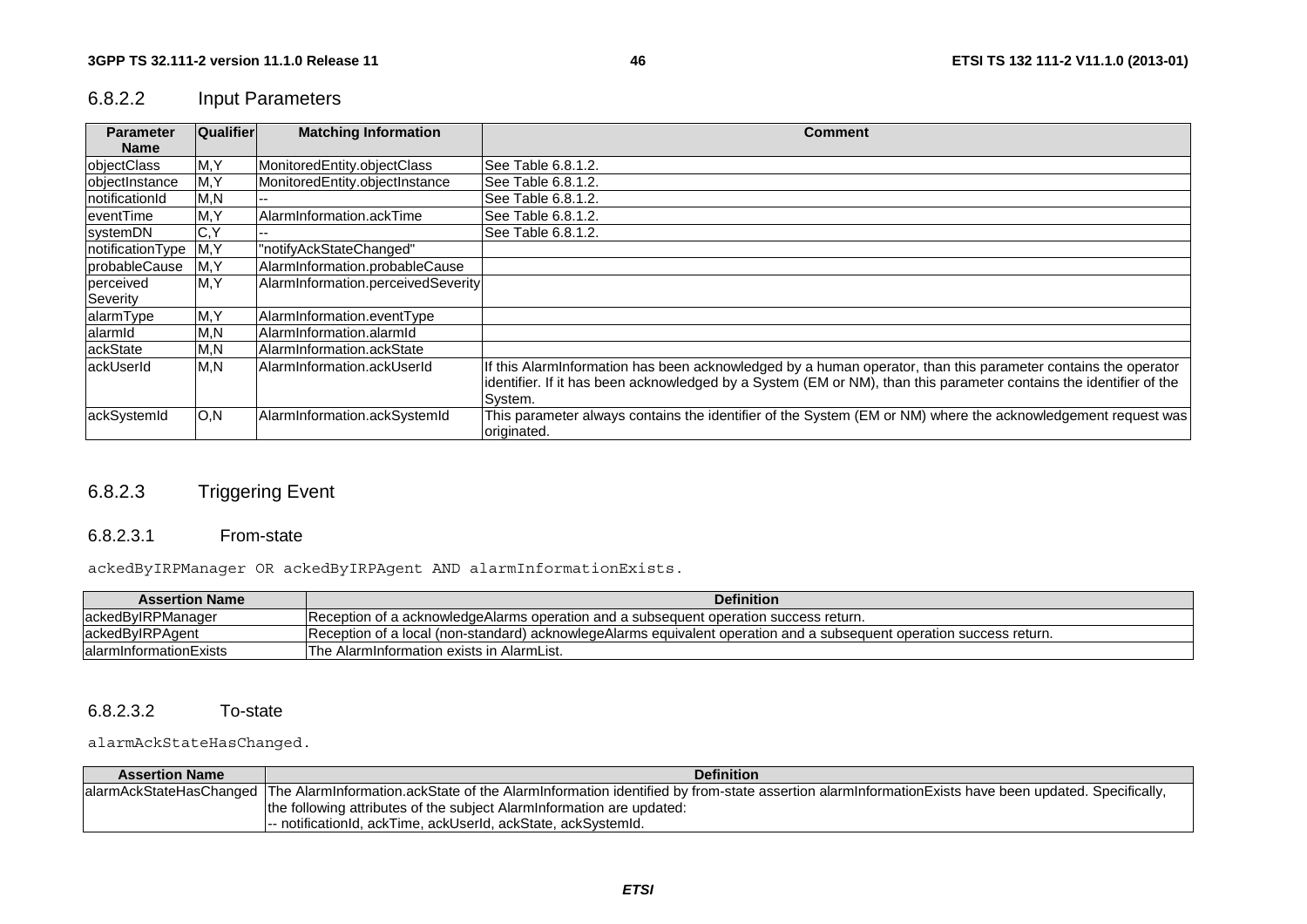### 6.8.2.2 Input Parameters

| Parameter Name | Qualifier | Matching Information | Comment |
|---|---|---|---|
| objectClass | M,Y | MonitoredEntity.objectClass | See Table 6.8.1.2. |
| objectInstance | M,Y | MonitoredEntity.objectInstance | See Table 6.8.1.2. |
| notificationId | M,N | -- | See Table 6.8.1.2. |
| eventTime | M,Y | AlarmInformation.ackTime | See Table 6.8.1.2. |
| systemDN | C,Y | -- | See Table 6.8.1.2. |
| notificationType | M,Y | "notifyAckStateChanged" | |
| probableCause | M,Y | AlarmInformation.probableCause | |
| perceived Severity | M,Y | AlarmInformation.perceivedSeverity | |
| alarmType | M,Y | AlarmInformation.eventType | |
| alarmId | M,N | AlarmInformation.alarmId | |
| ackState | M,N | AlarmInformation.ackState | |
| ackUserId | M,N | AlarmInformation.ackUserId | If this AlarmInformation has been acknowledged by a human operator, than this parameter contains the operator identifier. If it has been acknowledged by a System (EM or NM), than this parameter contains the identifier of the System. |
| ackSystemId | O,N | AlarmInformation.ackSystemId | This parameter always contains the identifier of the System (EM or NM) where the acknowledgement request was originated. |

### 6.8.2.3 Triggering Event

#### 6.8.2.3.1 From-state

ackedByIRPManager OR ackedByIRPAgent AND alarmInformationExists.

| Assertion Name | Definition |
|---|---|
| ackedByIRPManager | Reception of a acknowledgeAlarms operation and a subsequent operation success return. |
| ackedByIRPAgent | Reception of a local (non-standard) acknowlegeAlarms equivalent operation and a subsequent operation success return. |
| alarmInformationExists | The AlarmInformation exists in AlarmList. |

#### 6.8.2.3.2 To-state

alarmAckStateHasChanged.

| Assertion Name | Definition |
|---|---|
| alarmAckStateHasChanged | The AlarmInformation.ackState of the AlarmInformation identified by from-state assertion alarmInformationExists have been updated. Specifically, the following attributes of the subject AlarmInformation are updated:<br>-- notificationId, ackTime, ackUserId, ackState, ackSystemId. |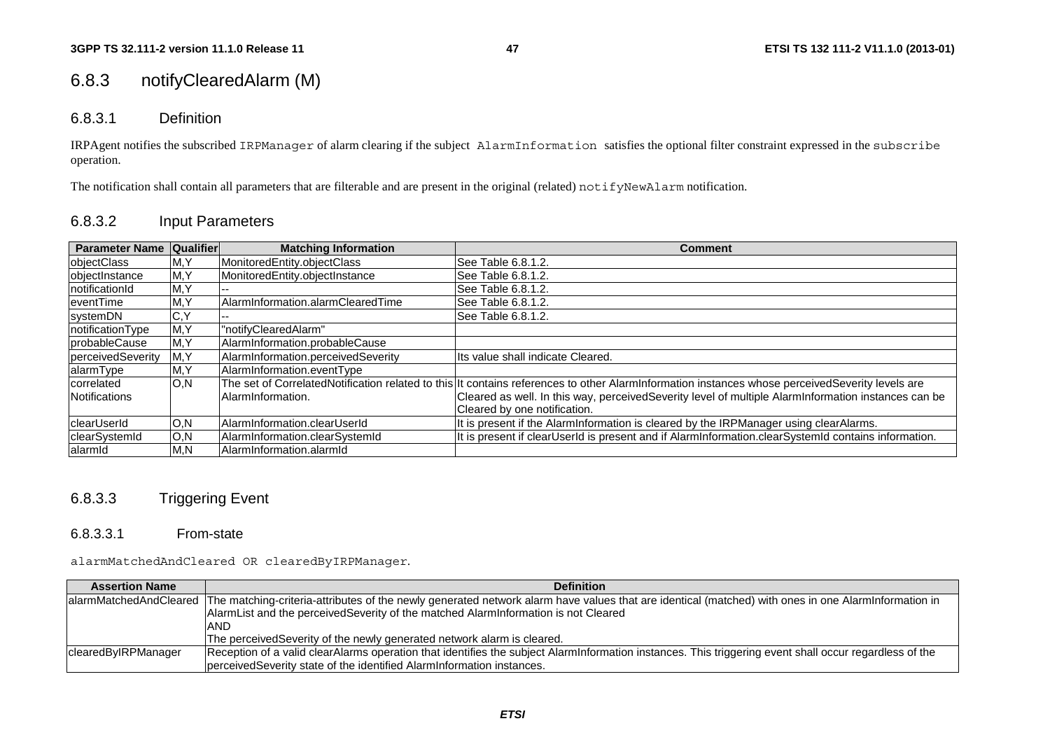## 6.8.3 notifyClearedAlarm (M)

### 6.8.3.1 Definition

IRPAgent notifies the subscribed `IRPManager` of alarm clearing if the subject `AlarmInformation` satisfies the optional filter constraint expressed in the `subscribe` operation.

The notification shall contain all parameters that are filterable and are present in the original (related) `notifyNewAlarm` notification.

### 6.8.3.2 Input Parameters

| Parameter Name | Qualifier | Matching Information | Comment |
|---|---|---|---|
| objectClass | M,Y | MonitoredEntity.objectClass | See Table 6.8.1.2. |
| objectInstance | M,Y | MonitoredEntity.objectInstance | See Table 6.8.1.2. |
| notificationId | M,Y | -- | See Table 6.8.1.2. |
| eventTime | M,Y | AlarmInformation.alarmClearedTime | See Table 6.8.1.2. |
| systemDN | C,Y | -- | See Table 6.8.1.2. |
| notificationType | M,Y | "notifyClearedAlarm" | |
| probableCause | M,Y | AlarmInformation.probableCause | |
| perceivedSeverity | M,Y | AlarmInformation.perceivedSeverity | Its value shall indicate Cleared. |
| alarmType | M,Y | AlarmInformation.eventType | |
| correlated Notifications | O,N | The set of CorrelatedNotification related to this AlarmInformation. | It contains references to other AlarmInformation instances whose perceivedSeverity levels are Cleared as well. In this way, perceivedSeverity level of multiple AlarmInformation instances can be Cleared by one notification. |
| clearUserId | O,N | AlarmInformation.clearUserId | It is present if the AlarmInformation is cleared by the IRPManager using clearAlarms. |
| clearSystemId | O,N | AlarmInformation.clearSystemId | It is present if clearUserId is present and if AlarmInformation.clearSystemId contains information. |
| alarmId | M,N | AlarmInformation.alarmId | |

### 6.8.3.3 Triggering Event

#### 6.8.3.3.1 From-state

`alarmMatchedAndCleared OR clearedByIRPManager`.

| Assertion Name | Definition |
|---|---|
| alarmMatchedAndCleared | The matching-criteria-attributes of the newly generated network alarm have values that are identical (matched) with ones in one AlarmInformation in AlarmList and the perceivedSeverity of the matched AlarmInformation is not Cleared<br>AND<br>The perceivedSeverity of the newly generated network alarm is cleared. |
| clearedByIRPManager | Reception of a valid clearAlarms operation that identifies the subject AlarmInformation instances. This triggering event shall occur regardless of the perceivedSeverity state of the identified AlarmInformation instances. |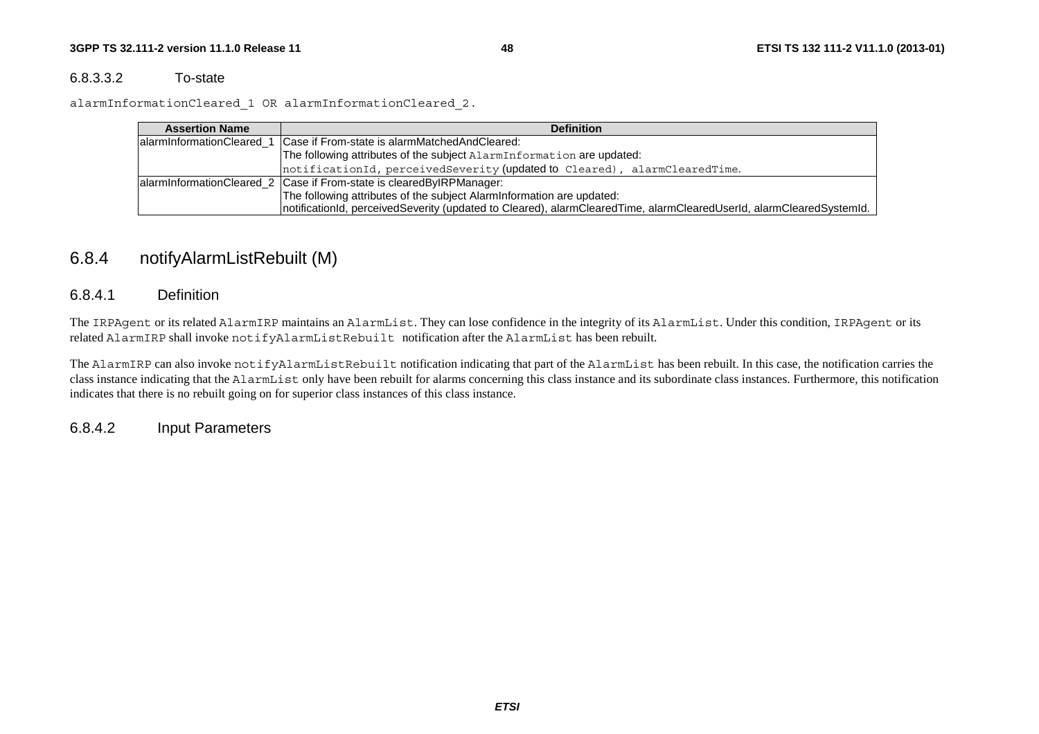#### 6.8.3.3.2 To-state

alarmInformationCleared_1 OR alarmInformationCleared_2.

| Assertion Name | Definition |
| --- | --- |
| alarmInformationCleared_1 | Case if From-state is alarmMatchedAndCleared:<br>The following attributes of the subject AlarmInformation are updated:<br>notificationId, perceivedSeverity (updated to Cleared), alarmClearedTime. |
| alarmInformationCleared_2 | Case if From-state is clearedByIRPManager:<br>The following attributes of the subject AlarmInformation are updated:<br>notificationId, perceivedSeverity (updated to Cleared), alarmClearedTime, alarmClearedUserId, alarmClearedSystemId. |

## 6.8.4 notifyAlarmListRebuilt (M)

### 6.8.4.1 Definition

The IRPAgent or its related AlarmIRP maintains an AlarmList. They can lose confidence in the integrity of its AlarmList. Under this condition, IRPAgent or its related AlarmIRP shall invoke notifyAlarmListRebuilt notification after the AlarmList has been rebuilt.

The AlarmIRP can also invoke notifyAlarmListRebuilt notification indicating that part of the AlarmList has been rebuilt. In this case, the notification carries the class instance indicating that the AlarmList only have been rebuilt for alarms concerning this class instance and its subordinate class instances. Furthermore, this notification indicates that there is no rebuilt going on for superior class instances of this class instance.

### 6.8.4.2 Input Parameters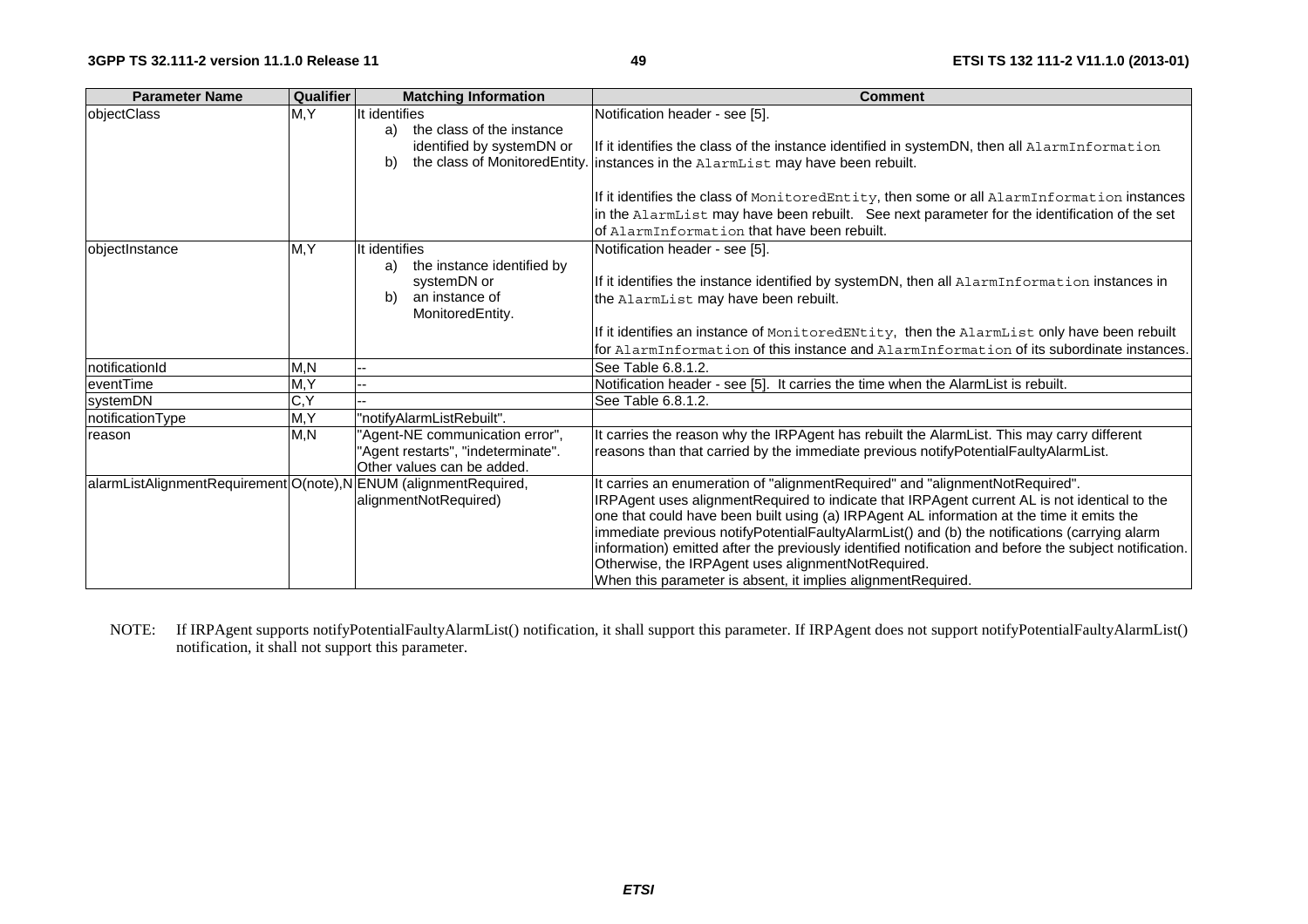| Parameter Name | Qualifier | Matching Information | Comment |
|---|---|---|---|
| objectClass | M,Y | It identifies<br>a) the class of the instance identified by systemDN or<br>b) the class of MonitoredEntity. | Notification header - see [5].<br><br>If it identifies the class of the instance identified in systemDN, then all AlarmInformation instances in the AlarmList may have been rebuilt.<br><br>If it identifies the class of MonitoredEntity, then some or all AlarmInformation instances in the AlarmList may have been rebuilt. See next parameter for the identification of the set of AlarmInformation that have been rebuilt. |
| objectInstance | M,Y | It identifies<br>a) the instance identified by systemDN or<br>b) an instance of MonitoredEntity. | Notification header - see [5].<br><br>If it identifies the instance identified by systemDN, then all AlarmInformation instances in the AlarmList may have been rebuilt.<br><br>If it identifies an instance of MonitoredENtity, then the AlarmList only have been rebuilt for AlarmInformation of this instance and AlarmInformation of its subordinate instances. |
| notificationId | M,N | -- | See Table 6.8.1.2. |
| eventTime | M,Y | -- | Notification header - see [5]. It carries the time when the AlarmList is rebuilt. |
| systemDN | C,Y | -- | See Table 6.8.1.2. |
| notificationType | M,Y | "notifyAlarmListRebuilt". | |
| reason | M,N | "Agent-NE communication error", "Agent restarts", "indeterminate". Other values can be added. | It carries the reason why the IRPAgent has rebuilt the AlarmList. This may carry different reasons than that carried by the immediate previous notifyPotentialFaultyAlarmList. |
| alarmListAlignmentRequirement | O(note),N | ENUM (alignmentRequired, alignmentNotRequired) | It carries an enumeration of "alignmentRequired" and "alignmentNotRequired".<br>IRPAgent uses alignmentRequired to indicate that IRPAgent current AL is not identical to the one that could have been built using (a) IRPAgent AL information at the time it emits the immediate previous notifyPotentialFaultyAlarmList() and (b) the notifications (carrying alarm information) emitted after the previously identified notification and before the subject notification.<br>Otherwise, the IRPAgent uses alignmentNotRequired.<br>When this parameter is absent, it implies alignmentRequired. |

NOTE: If IRPAgent supports notifyPotentialFaultyAlarmList() notification, it shall support this parameter. If IRPAgent does not support notifyPotentialFaultyAlarmList() notification, it shall not support this parameter.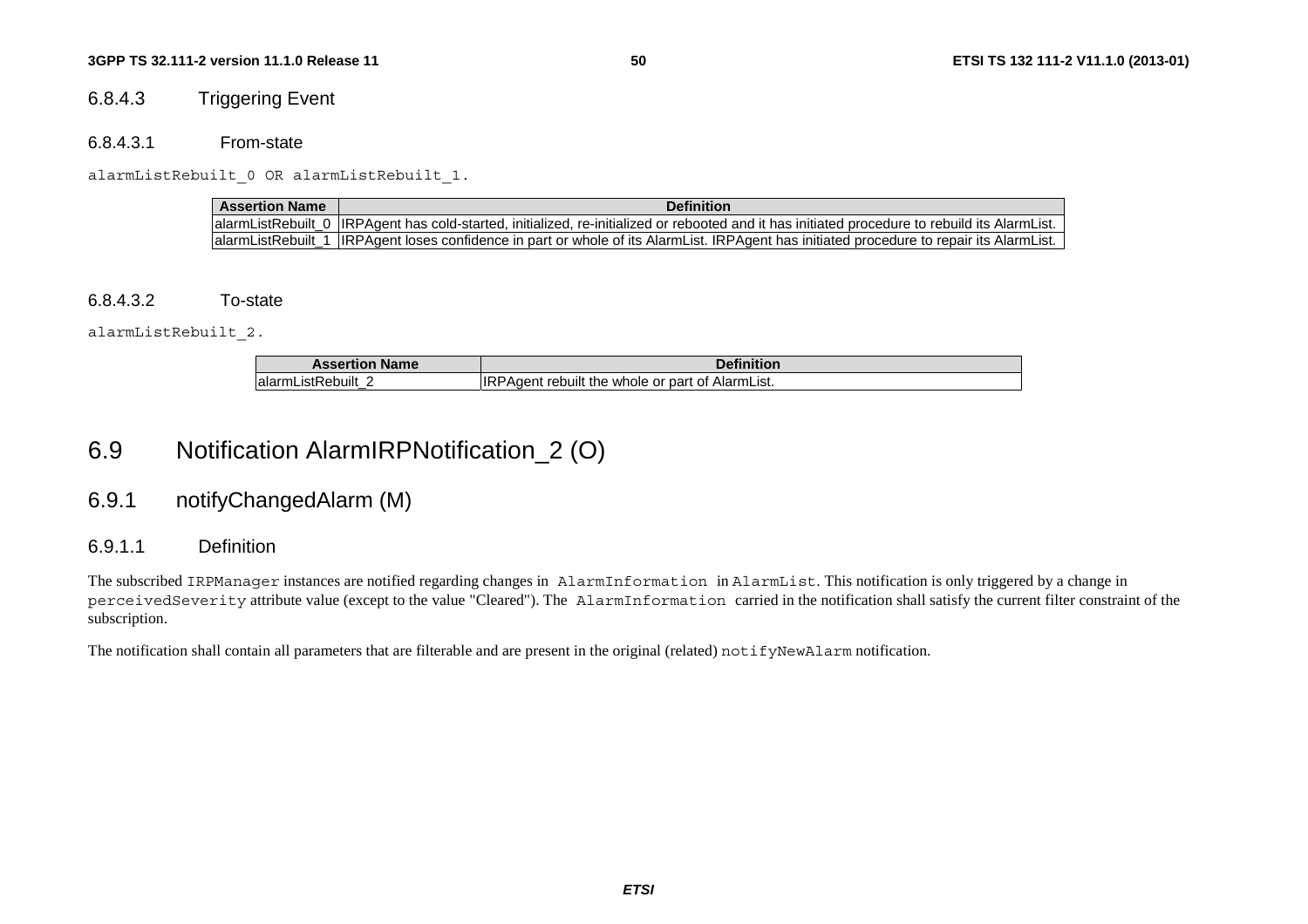#### 6.8.4.3 Triggering Event

##### 6.8.4.3.1 From-state

alarmListRebuilt_0 OR alarmListRebuilt_1.

| Assertion Name | Definition |
|---|---|
| alarmListRebuilt_0 | IRPAgent has cold-started, initialized, re-initialized or rebooted and it has initiated procedure to rebuild its AlarmList. |
| alarmListRebuilt_1 | IRPAgent loses confidence in part or whole of its AlarmList. IRPAgent has initiated procedure to repair its AlarmList. |

##### 6.8.4.3.2 To-state

alarmListRebuilt_2.

| Assertion Name | Definition |
|---|---|
| alarmListRebuilt_2 | IRPAgent rebuilt the whole or part of AlarmList. |

## 6.9 Notification AlarmIRPNotification_2 (O)

### 6.9.1 notifyChangedAlarm (M)

#### 6.9.1.1 Definition

The subscribed IRPManager instances are notified regarding changes in AlarmInformation in AlarmList. This notification is only triggered by a change in perceivedSeverity attribute value (except to the value "Cleared"). The AlarmInformation carried in the notification shall satisfy the current filter constraint of the subscription.

The notification shall contain all parameters that are filterable and are present in the original (related) notifyNewAlarm notification.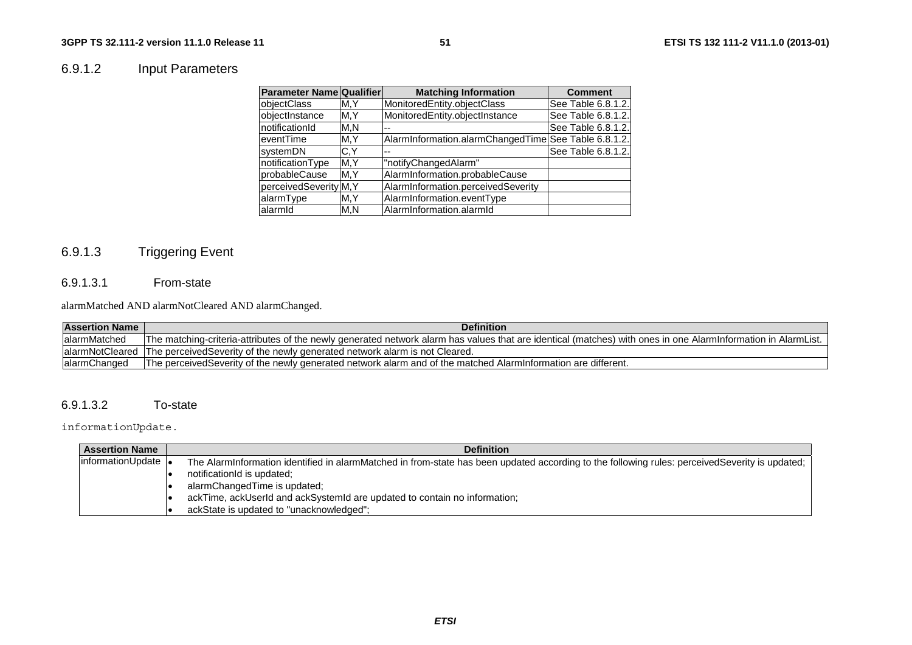### 6.9.1.2 Input Parameters

| Parameter Name | Qualifier | Matching Information | Comment |
|---|---|---|---|
| objectClass | M,Y | MonitoredEntity.objectClass | See Table 6.8.1.2. |
| objectInstance | M,Y | MonitoredEntity.objectInstance | See Table 6.8.1.2. |
| notificationId | M,N | -- | See Table 6.8.1.2. |
| eventTime | M,Y | AlarmInformation.alarmChangedTime | See Table 6.8.1.2. |
| systemDN | C,Y | -- | See Table 6.8.1.2. |
| notificationType | M,Y | "notifyChangedAlarm" | |
| probableCause | M,Y | AlarmInformation.probableCause | |
| perceivedSeverity | M,Y | AlarmInformation.perceivedSeverity | |
| alarmType | M,Y | AlarmInformation.eventType | |
| alarmId | M,N | AlarmInformation.alarmId | |

### 6.9.1.3 Triggering Event

#### 6.9.1.3.1 From-state

alarmMatched AND alarmNotCleared AND alarmChanged.

| Assertion Name | Definition |
|---|---|
| alarmMatched | The matching-criteria-attributes of the newly generated network alarm has values that are identical (matches) with ones in one AlarmInformation in AlarmList. |
| alarmNotCleared | The perceivedSeverity of the newly generated network alarm is not Cleared. |
| alarmChanged | The perceivedSeverity of the newly generated network alarm and of the matched AlarmInformation are different. |

#### 6.9.1.3.2 To-state

informationUpdate.

| Assertion Name | Definition |
|---|---|
| informationUpdate | • The AlarmInformation identified in alarmMatched in from-state has been updated according to the following rules: perceivedSeverity is updated;<br>• notificationId is updated;<br>• alarmChangedTime is updated;<br>• ackTime, ackUserId and ackSystemId are updated to contain no information;<br>• ackState is updated to "unacknowledged"; |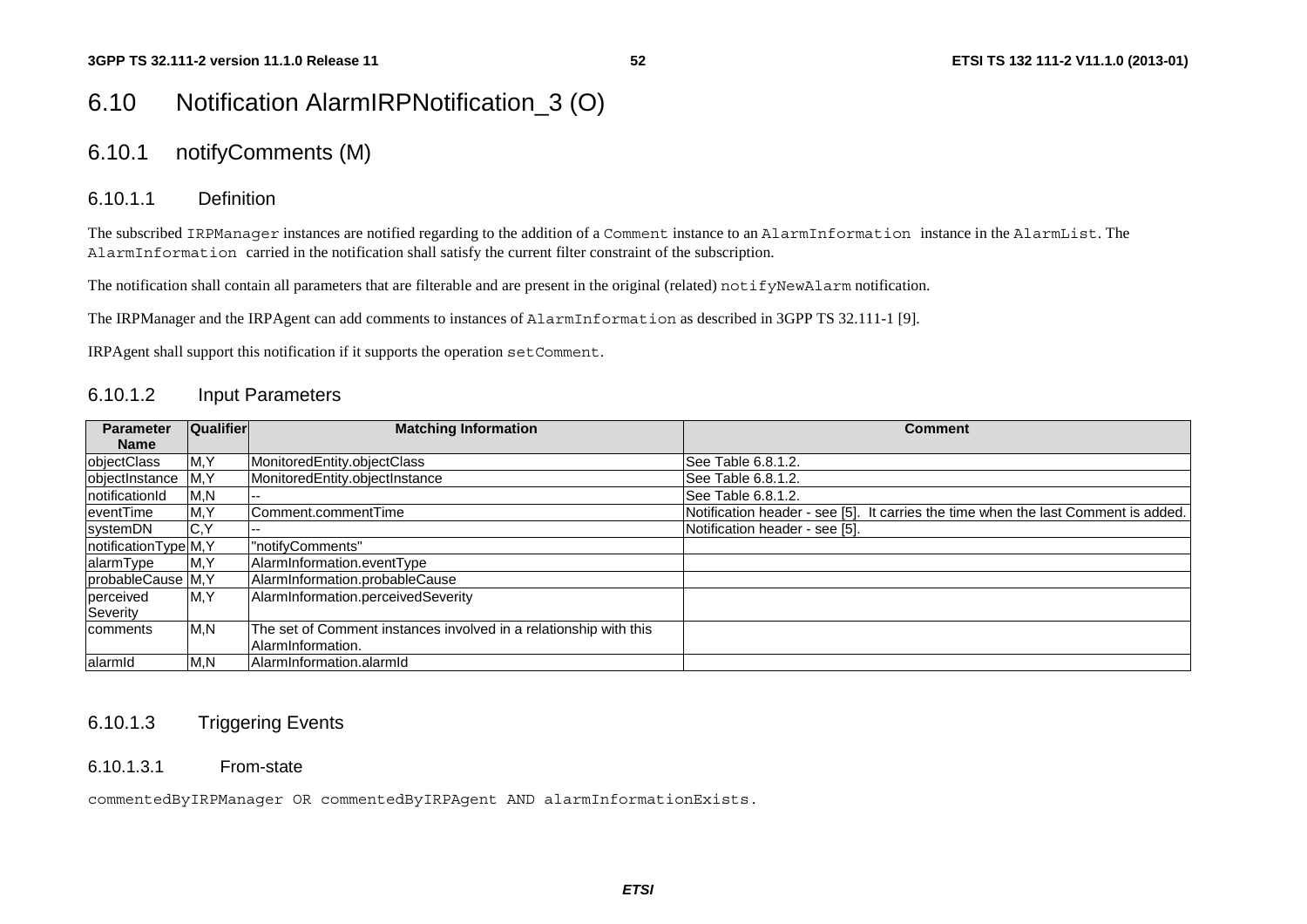## 6.10 Notification AlarmIRPNotification_3 (O)

### 6.10.1 notifyComments (M)

#### 6.10.1.1 Definition

The subscribed `IRPManager` instances are notified regarding to the addition of a `Comment` instance to an `AlarmInformation` instance in the `AlarmList`. The `AlarmInformation` carried in the notification shall satisfy the current filter constraint of the subscription.

The notification shall contain all parameters that are filterable and are present in the original (related) `notifyNewAlarm` notification.

The IRPManager and the IRPAgent can add comments to instances of `AlarmInformation` as described in 3GPP TS 32.111-1 [9].

IRPAgent shall support this notification if it supports the operation `setComment`.

#### 6.10.1.2 Input Parameters

| Parameter Name | Qualifier | Matching Information | Comment |
|---|---|---|---|
| objectClass | M,Y | MonitoredEntity.objectClass | See Table 6.8.1.2. |
| objectInstance | M,Y | MonitoredEntity.objectInstance | See Table 6.8.1.2. |
| notificationId | M,N | -- | See Table 6.8.1.2. |
| eventTime | M,Y | Comment.commentTime | Notification header - see [5]. It carries the time when the last Comment is added. |
| systemDN | C,Y | -- | Notification header - see [5]. |
| notificationType | M,Y | "notifyComments" | |
| alarmType | M,Y | AlarmInformation.eventType | |
| probableCause | M,Y | AlarmInformation.probableCause | |
| perceived Severity | M,Y | AlarmInformation.perceivedSeverity | |
| comments | M,N | The set of Comment instances involved in a relationship with this AlarmInformation. | |
| alarmId | M,N | AlarmInformation.alarmId | |

#### 6.10.1.3 Triggering Events

##### 6.10.1.3.1 From-state

`commentedByIRPManager OR commentedByIRPAgent AND alarmInformationExists.`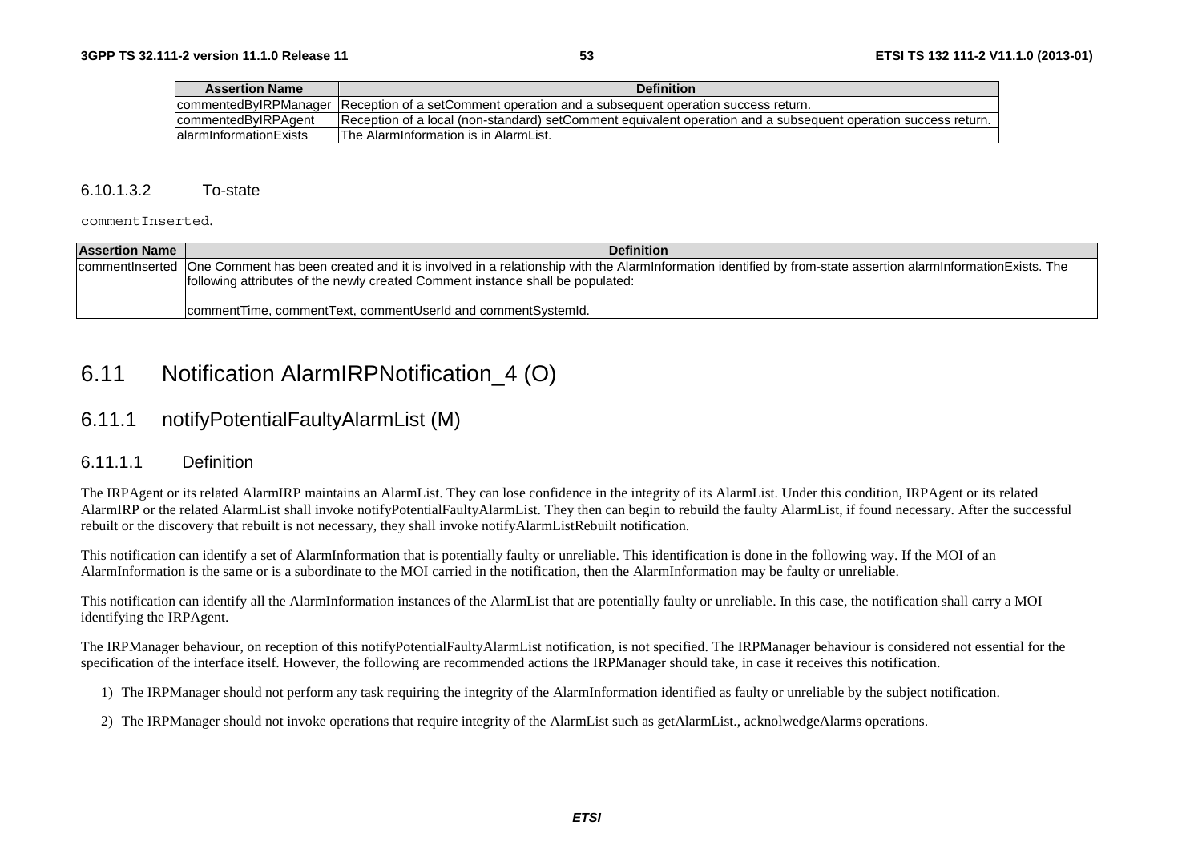| Assertion Name | Definition |
|---|---|
| commentedByIRPManager | Reception of a setComment operation and a subsequent operation success return. |
| commentedByIRPAgent | Reception of a local (non-standard) setComment equivalent operation and a subsequent operation success return. |
| alarmInformationExists | The AlarmInformation is in AlarmList. |

#### 6.10.1.3.2 To-state

`commentInserted`.

| Assertion Name | Definition |
|---|---|
| commentInserted | One Comment has been created and it is involved in a relationship with the AlarmInformation identified by from-state assertion alarmInformationExists. The following attributes of the newly created Comment instance shall be populated:<br><br>commentTime, commentText, commentUserId and commentSystemId. |

# 6.11 Notification AlarmIRPNotification_4 (O)

## 6.11.1 notifyPotentialFaultyAlarmList (M)

### 6.11.1.1 Definition

The IRPAgent or its related AlarmIRP maintains an AlarmList. They can lose confidence in the integrity of its AlarmList. Under this condition, IRPAgent or its related AlarmIRP or the related AlarmList shall invoke notifyPotentialFaultyAlarmList. They then can begin to rebuild the faulty AlarmList, if found necessary. After the successful rebuilt or the discovery that rebuilt is not necessary, they shall invoke notifyAlarmListRebuilt notification.

This notification can identify a set of AlarmInformation that is potentially faulty or unreliable. This identification is done in the following way. If the MOI of an AlarmInformation is the same or is a subordinate to the MOI carried in the notification, then the AlarmInformation may be faulty or unreliable.

This notification can identify all the AlarmInformation instances of the AlarmList that are potentially faulty or unreliable. In this case, the notification shall carry a MOI identifying the IRPAgent.

The IRPManager behaviour, on reception of this notifyPotentialFaultyAlarmList notification, is not specified. The IRPManager behaviour is considered not essential for the specification of the interface itself. However, the following are recommended actions the IRPManager should take, in case it receives this notification.

1) The IRPManager should not perform any task requiring the integrity of the AlarmInformation identified as faulty or unreliable by the subject notification.

2) The IRPManager should not invoke operations that require integrity of the AlarmList such as getAlarmList., acknolwedgeAlarms operations.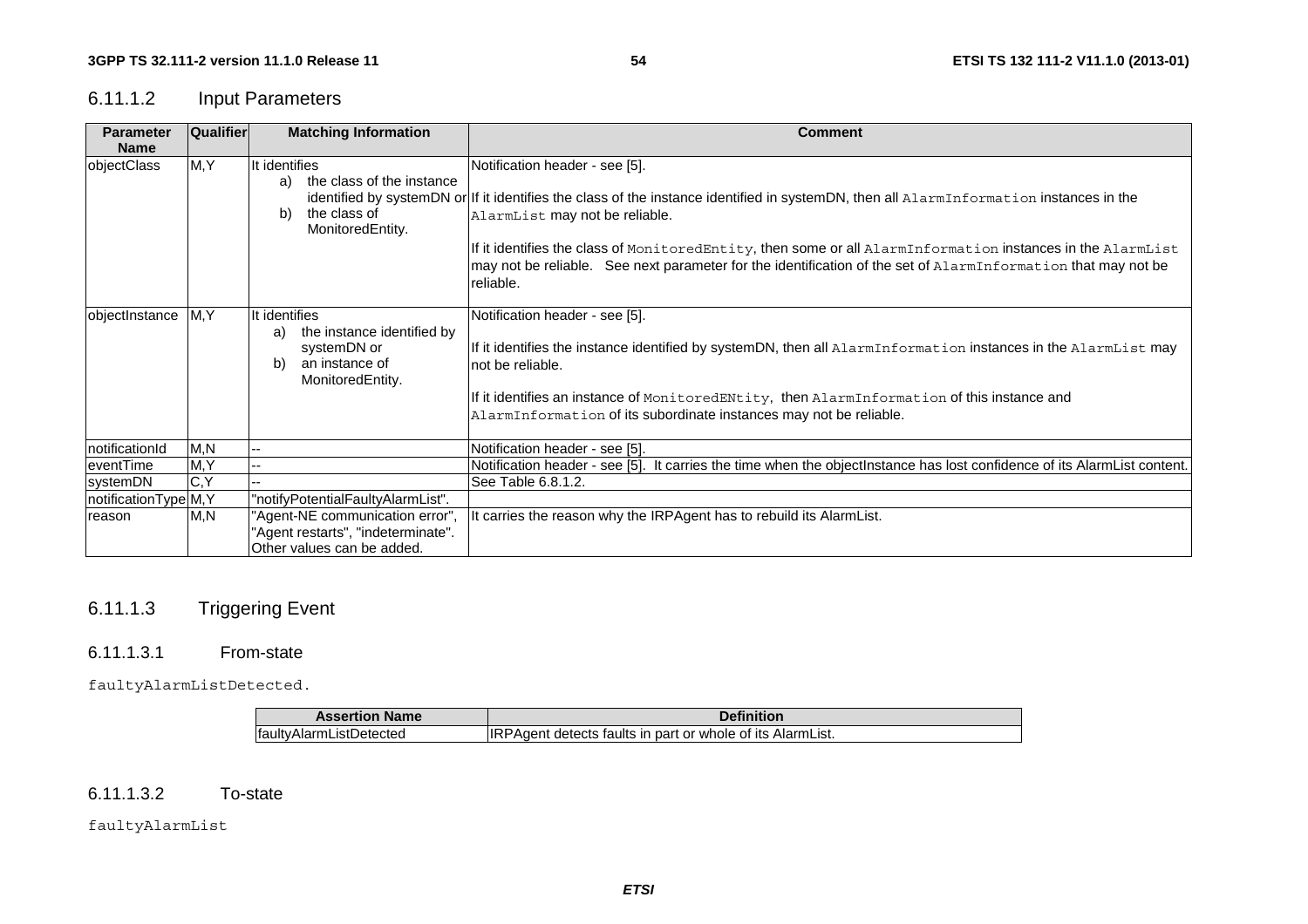### 6.11.1.2 Input Parameters

| Parameter Name | Qualifier | Matching Information | Comment |
|---|---|---|---|
| objectClass | M,Y | It identifies<br>a) the class of the instance identified by systemDN or<br>b) the class of MonitoredEntity. | Notification header - see [5].<br><br>If it identifies the class of the instance identified in systemDN, then all `AlarmInformation` instances in the `AlarmList` may not be reliable.<br><br>If it identifies the class of `MonitoredEntity`, then some or all `AlarmInformation` instances in the `AlarmList` may not be reliable. See next parameter for the identification of the set of `AlarmInformation` that may not be reliable. |
| objectInstance | M,Y | It identifies<br>a) the instance identified by systemDN or<br>b) an instance of MonitoredEntity. | Notification header - see [5].<br><br>If it identifies the instance identified by systemDN, then all `AlarmInformation` instances in the `AlarmList` may not be reliable.<br><br>If it identifies an instance of `MonitoredENtity`, then `AlarmInformation` of this instance and `AlarmInformation` of its subordinate instances may not be reliable. |
| notificationId | M,N | -- | Notification header - see [5]. |
| eventTime | M,Y | -- | Notification header - see [5]. It carries the time when the objectInstance has lost confidence of its AlarmList content. |
| systemDN | C,Y | -- | See Table 6.8.1.2. |
| notificationType | M,Y | "notifyPotentialFaultyAlarmList". | |
| reason | M,N | "Agent-NE communication error", "Agent restarts", "indeterminate". Other values can be added. | It carries the reason why the IRPAgent has to rebuild its AlarmList. |

### 6.11.1.3 Triggering Event

#### 6.11.1.3.1 From-state

`faultyAlarmListDetected.`

| Assertion Name | Definition |
|---|---|
| faultyAlarmListDetected | IRPAgent detects faults in part or whole of its AlarmList. |

#### 6.11.1.3.2 To-state

`faultyAlarmList`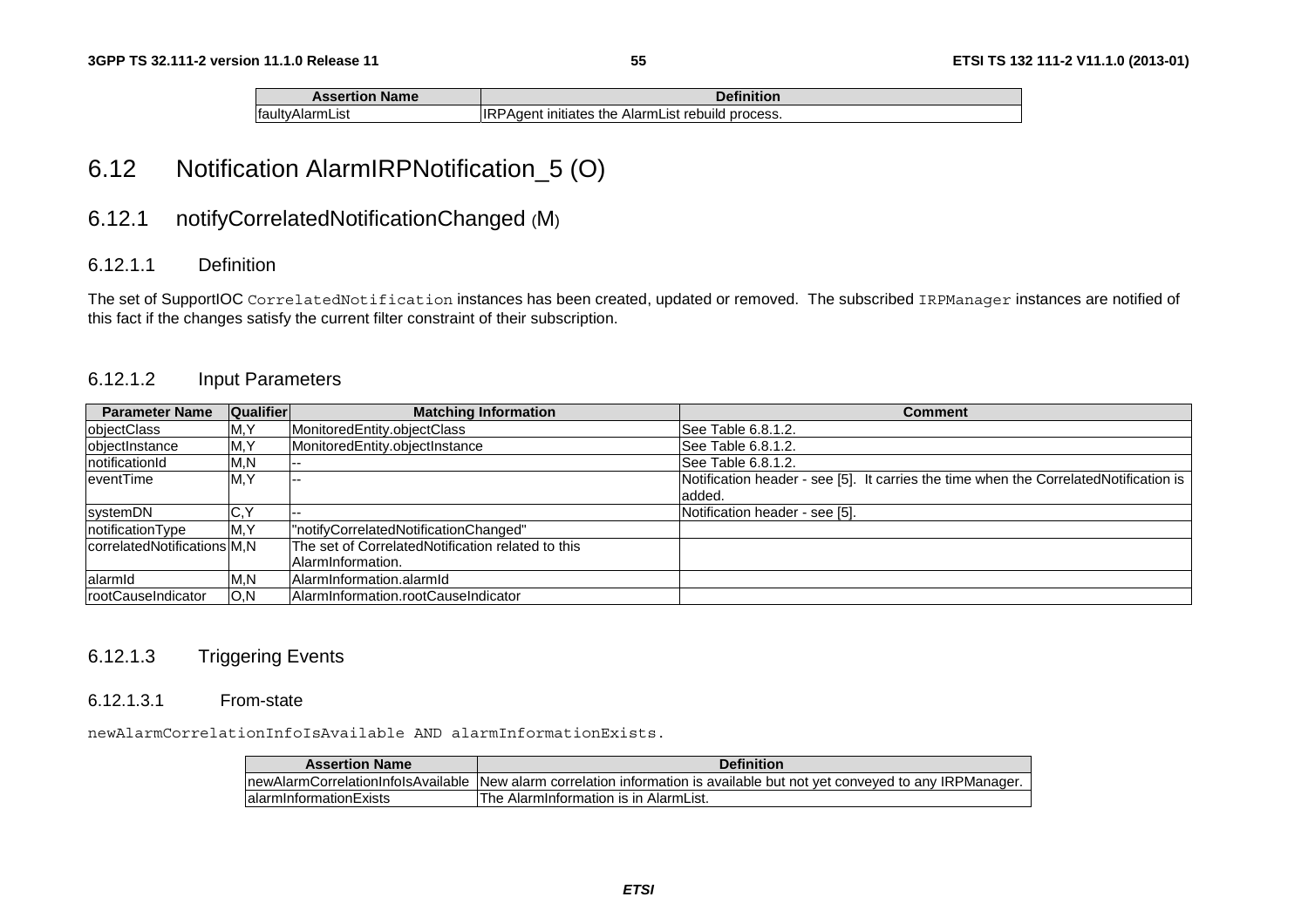| Assertion Name | Definition |
| --- | --- |
| faultyAlarmList | IRPAgent initiates the AlarmList rebuild process. |

# 6.12 Notification AlarmIRPNotification_5 (O)

## 6.12.1 notifyCorrelatedNotificationChanged (M)

### 6.12.1.1 Definition

The set of SupportIOC `CorrelatedNotification` instances has been created, updated or removed. The subscribed `IRPManager` instances are notified of this fact if the changes satisfy the current filter constraint of their subscription.

### 6.12.1.2 Input Parameters

| Parameter Name | Qualifier | Matching Information | Comment |
| --- | --- | --- | --- |
| objectClass | M,Y | MonitoredEntity.objectClass | See Table 6.8.1.2. |
| objectInstance | M,Y | MonitoredEntity.objectInstance | See Table 6.8.1.2. |
| notificationId | M,N | -- | See Table 6.8.1.2. |
| eventTime | M,Y | -- | Notification header - see [5]. It carries the time when the CorrelatedNotification is added. |
| systemDN | C,Y | -- | Notification header - see [5]. |
| notificationType | M,Y | "notifyCorrelatedNotificationChanged" | |
| correlatedNotifications | M,N | The set of CorrelatedNotification related to this AlarmInformation. | |
| alarmId | M,N | AlarmInformation.alarmId | |
| rootCauseIndicator | O,N | AlarmInformation.rootCauseIndicator | |

### 6.12.1.3 Triggering Events

#### 6.12.1.3.1 From-state

`newAlarmCorrelationInfoIsAvailable AND alarmInformationExists.`

| Assertion Name | Definition |
| --- | --- |
| newAlarmCorrelationInfoIsAvailable | New alarm correlation information is available but not yet conveyed to any IRPManager. |
| alarmInformationExists | The AlarmInformation is in AlarmList. |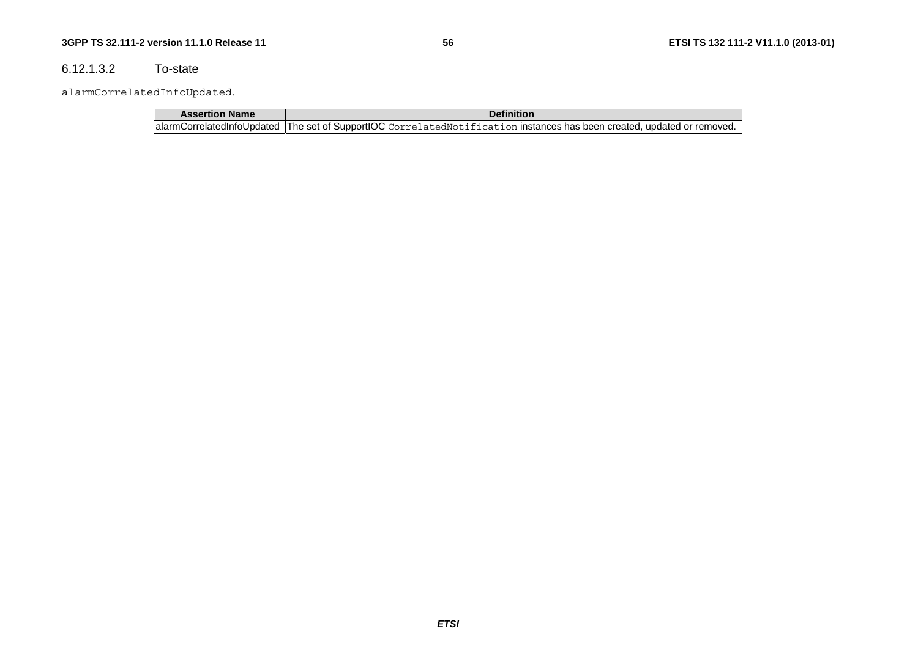#### 6.12.1.3.2 To-state

`alarmCorrelatedInfoUpdated`.

| Assertion Name | Definition |
| --- | --- |
| alarmCorrelatedInfoUpdated | The set of SupportIOC `CorrelatedNotification` instances has been created, updated or removed. |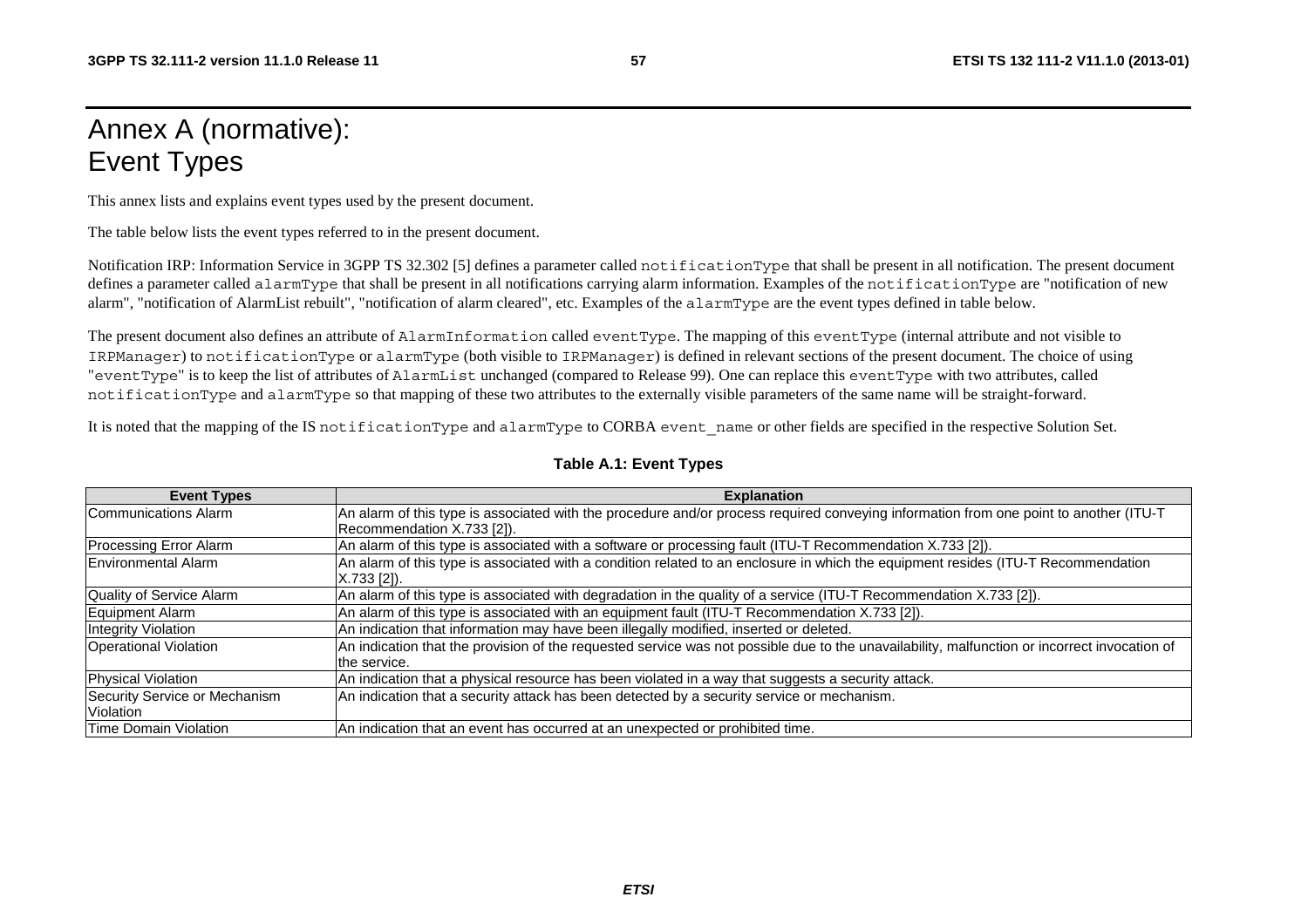# Annex A (normative): Event Types

This annex lists and explains event types used by the present document.

The table below lists the event types referred to in the present document.

Notification IRP: Information Service in 3GPP TS 32.302 [5] defines a parameter called `notificationType` that shall be present in all notification. The present document defines a parameter called `alarmType` that shall be present in all notifications carrying alarm information. Examples of the `notificationType` are "notification of new alarm", "notification of AlarmList rebuilt", "notification of alarm cleared", etc. Examples of the `alarmType` are the event types defined in table below.

The present document also defines an attribute of `AlarmInformation` called `eventType`. The mapping of this `eventType` (internal attribute and not visible to `IRPManager`) to `notificationType` or `alarmType` (both visible to `IRPManager`) is defined in relevant sections of the present document. The choice of using "`eventType`" is to keep the list of attributes of `AlarmList` unchanged (compared to Release 99). One can replace this `eventType` with two attributes, called `notificationType` and `alarmType` so that mapping of these two attributes to the externally visible parameters of the same name will be straight-forward.

It is noted that the mapping of the IS `notificationType` and `alarmType` to CORBA `event_name` or other fields are specified in the respective Solution Set.

**Table A.1: Event Types**

| Event Types | Explanation |
|---|---|
| Communications Alarm | An alarm of this type is associated with the procedure and/or process required conveying information from one point to another (ITU-T Recommendation X.733 [2]). |
| Processing Error Alarm | An alarm of this type is associated with a software or processing fault (ITU-T Recommendation X.733 [2]). |
| Environmental Alarm | An alarm of this type is associated with a condition related to an enclosure in which the equipment resides (ITU-T Recommendation X.733 [2]). |
| Quality of Service Alarm | An alarm of this type is associated with degradation in the quality of a service (ITU-T Recommendation X.733 [2]). |
| Equipment Alarm | An alarm of this type is associated with an equipment fault (ITU-T Recommendation X.733 [2]). |
| Integrity Violation | An indication that information may have been illegally modified, inserted or deleted. |
| Operational Violation | An indication that the provision of the requested service was not possible due to the unavailability, malfunction or incorrect invocation of the service. |
| Physical Violation | An indication that a physical resource has been violated in a way that suggests a security attack. |
| Security Service or Mechanism Violation | An indication that a security attack has been detected by a security service or mechanism. |
| Time Domain Violation | An indication that an event has occurred at an unexpected or prohibited time. |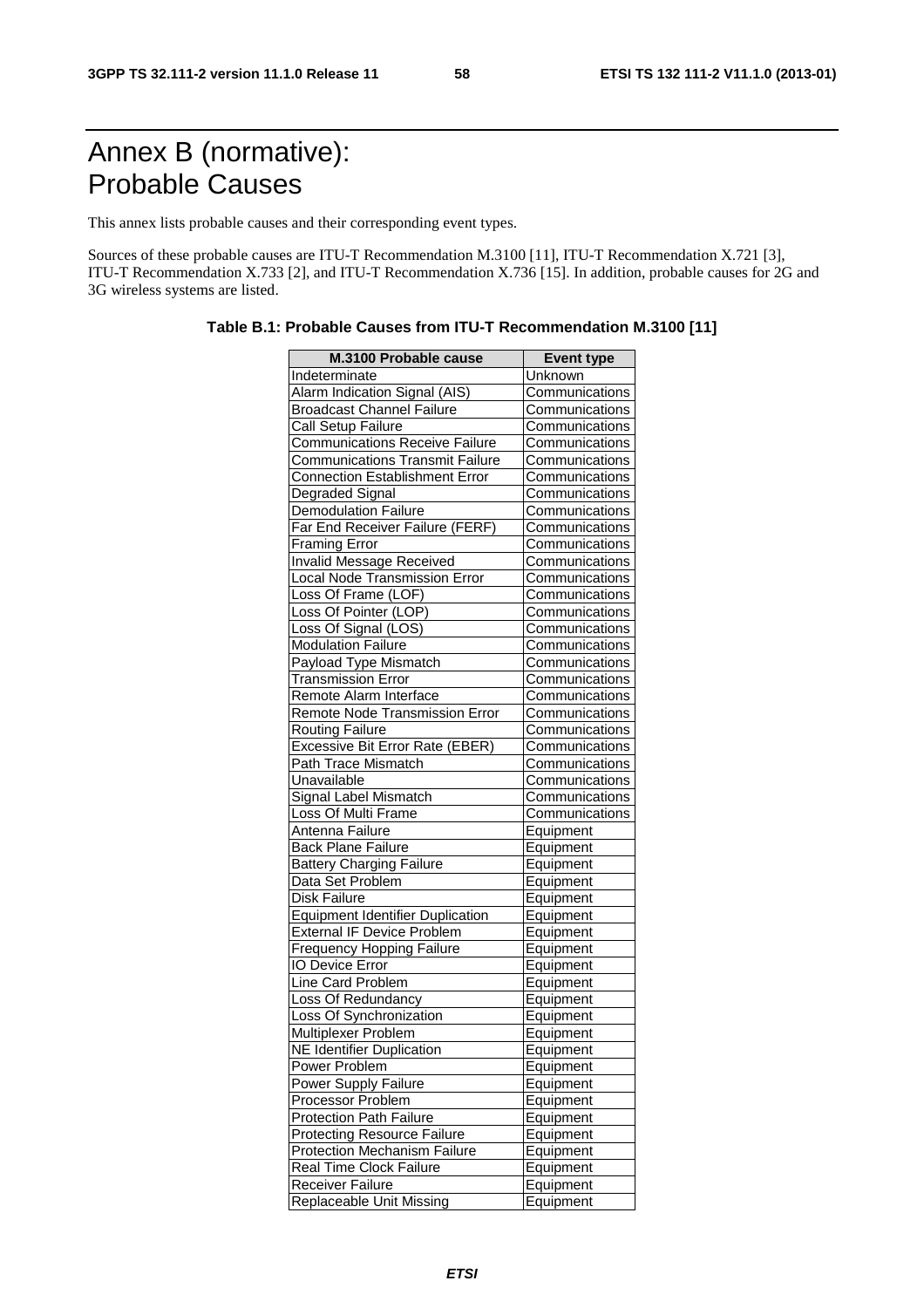# Annex B (normative): Probable Causes

This annex lists probable causes and their corresponding event types.

Sources of these probable causes are ITU-T Recommendation M.3100 [11], ITU-T Recommendation X.721 [3], ITU-T Recommendation X.733 [2], and ITU-T Recommendation X.736 [15]. In addition, probable causes for 2G and 3G wireless systems are listed.

**Table B.1: Probable Causes from ITU-T Recommendation M.3100 [11]**

| M.3100 Probable cause | Event type |
|---|---|
| Indeterminate | Unknown |
| Alarm Indication Signal (AIS) | Communications |
| Broadcast Channel Failure | Communications |
| Call Setup Failure | Communications |
| Communications Receive Failure | Communications |
| Communications Transmit Failure | Communications |
| Connection Establishment Error | Communications |
| Degraded Signal | Communications |
| Demodulation Failure | Communications |
| Far End Receiver Failure (FERF) | Communications |
| Framing Error | Communications |
| Invalid Message Received | Communications |
| Local Node Transmission Error | Communications |
| Loss Of Frame (LOF) | Communications |
| Loss Of Pointer (LOP) | Communications |
| Loss Of Signal (LOS) | Communications |
| Modulation Failure | Communications |
| Payload Type Mismatch | Communications |
| Transmission Error | Communications |
| Remote Alarm Interface | Communications |
| Remote Node Transmission Error | Communications |
| Routing Failure | Communications |
| Excessive Bit Error Rate (EBER) | Communications |
| Path Trace Mismatch | Communications |
| Unavailable | Communications |
| Signal Label Mismatch | Communications |
| Loss Of Multi Frame | Communications |
| Antenna Failure | Equipment |
| Back Plane Failure | Equipment |
| Battery Charging Failure | Equipment |
| Data Set Problem | Equipment |
| Disk Failure | Equipment |
| Equipment Identifier Duplication | Equipment |
| External IF Device Problem | Equipment |
| Frequency Hopping Failure | Equipment |
| IO Device Error | Equipment |
| Line Card Problem | Equipment |
| Loss Of Redundancy | Equipment |
| Loss Of Synchronization | Equipment |
| Multiplexer Problem | Equipment |
| NE Identifier Duplication | Equipment |
| Power Problem | Equipment |
| Power Supply Failure | Equipment |
| Processor Problem | Equipment |
| Protection Path Failure | Equipment |
| Protecting Resource Failure | Equipment |
| Protection Mechanism Failure | Equipment |
| Real Time Clock Failure | Equipment |
| Receiver Failure | Equipment |
| Replaceable Unit Missing | Equipment |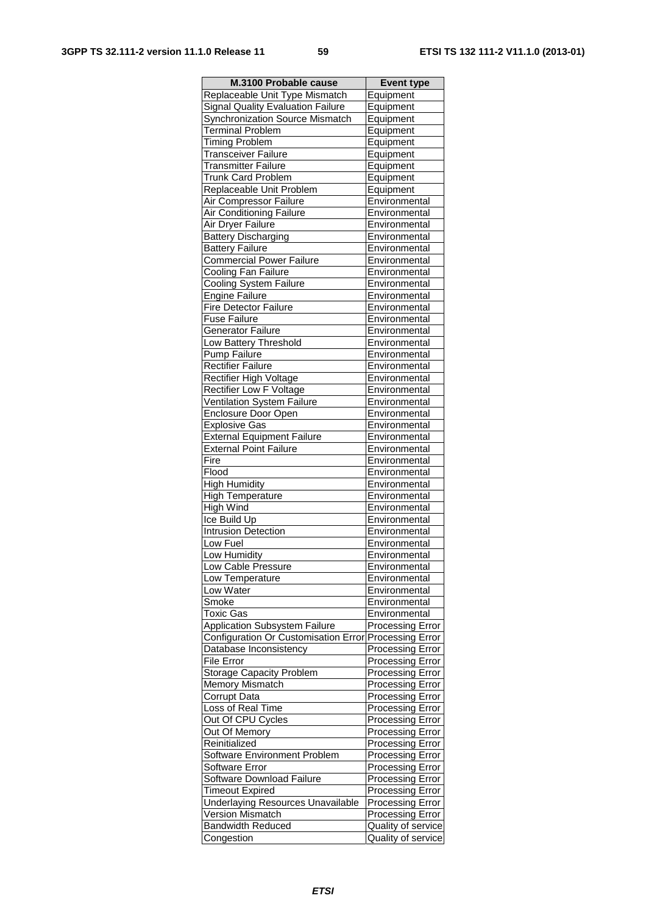| M.3100 Probable cause | Event type |
| --- | --- |
| Replaceable Unit Type Mismatch | Equipment |
| Signal Quality Evaluation Failure | Equipment |
| Synchronization Source Mismatch | Equipment |
| Terminal Problem | Equipment |
| Timing Problem | Equipment |
| Transceiver Failure | Equipment |
| Transmitter Failure | Equipment |
| Trunk Card Problem | Equipment |
| Replaceable Unit Problem | Equipment |
| Air Compressor Failure | Environmental |
| Air Conditioning Failure | Environmental |
| Air Dryer Failure | Environmental |
| Battery Discharging | Environmental |
| Battery Failure | Environmental |
| Commercial Power Failure | Environmental |
| Cooling Fan Failure | Environmental |
| Cooling System Failure | Environmental |
| Engine Failure | Environmental |
| Fire Detector Failure | Environmental |
| Fuse Failure | Environmental |
| Generator Failure | Environmental |
| Low Battery Threshold | Environmental |
| Pump Failure | Environmental |
| Rectifier Failure | Environmental |
| Rectifier High Voltage | Environmental |
| Rectifier Low F Voltage | Environmental |
| Ventilation System Failure | Environmental |
| Enclosure Door Open | Environmental |
| Explosive Gas | Environmental |
| External Equipment Failure | Environmental |
| External Point Failure | Environmental |
| Fire | Environmental |
| Flood | Environmental |
| High Humidity | Environmental |
| High Temperature | Environmental |
| High Wind | Environmental |
| Ice Build Up | Environmental |
| Intrusion Detection | Environmental |
| Low Fuel | Environmental |
| Low Humidity | Environmental |
| Low Cable Pressure | Environmental |
| Low Temperature | Environmental |
| Low Water | Environmental |
| Smoke | Environmental |
| Toxic Gas | Environmental |
| Application Subsystem Failure | Processing Error |
| Configuration Or Customisation Error | Processing Error |
| Database Inconsistency | Processing Error |
| File Error | Processing Error |
| Storage Capacity Problem | Processing Error |
| Memory Mismatch | Processing Error |
| Corrupt Data | Processing Error |
| Loss of Real Time | Processing Error |
| Out Of CPU Cycles | Processing Error |
| Out Of Memory | Processing Error |
| Reinitialized | Processing Error |
| Software Environment Problem | Processing Error |
| Software Error | Processing Error |
| Software Download Failure | Processing Error |
| Timeout Expired | Processing Error |
| Underlaying Resources Unavailable | Processing Error |
| Version Mismatch | Processing Error |
| Bandwidth Reduced | Quality of service |
| Congestion | Quality of service |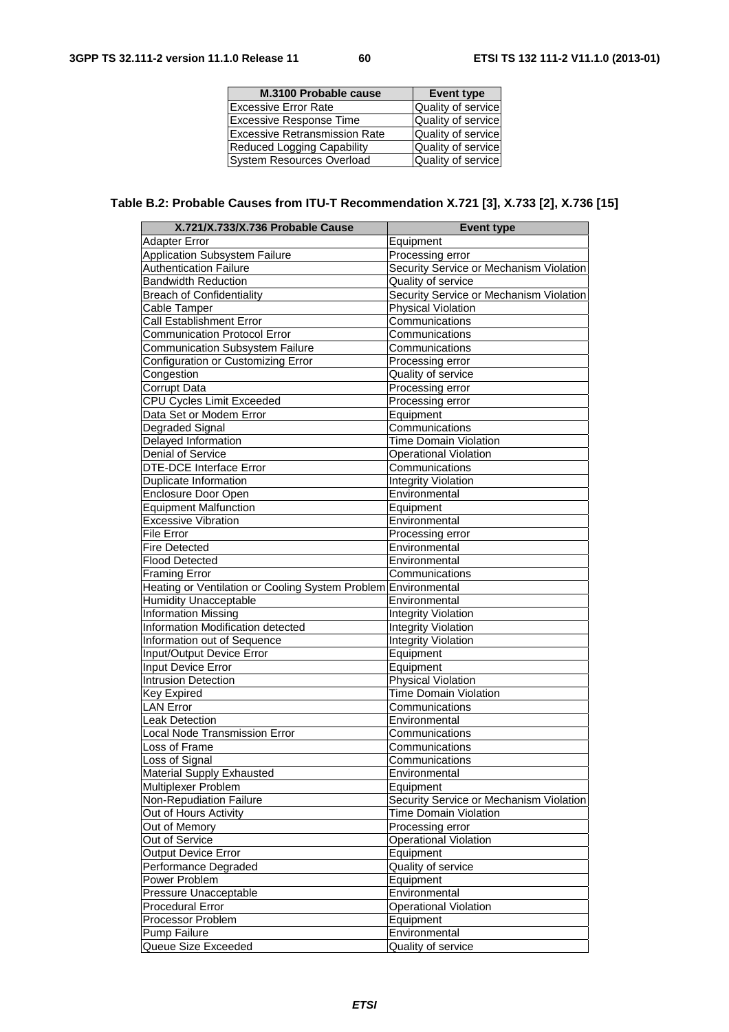| M.3100 Probable cause | Event type |
|---|---|
| Excessive Error Rate | Quality of service |
| Excessive Response Time | Quality of service |
| Excessive Retransmission Rate | Quality of service |
| Reduced Logging Capability | Quality of service |
| System Resources Overload | Quality of service |

### Table B.2: Probable Causes from ITU-T Recommendation X.721 [3], X.733 [2], X.736 [15]

| X.721/X.733/X.736 Probable Cause | Event type |
|---|---|
| Adapter Error | Equipment |
| Application Subsystem Failure | Processing error |
| Authentication Failure | Security Service or Mechanism Violation |
| Bandwidth Reduction | Quality of service |
| Breach of Confidentiality | Security Service or Mechanism Violation |
| Cable Tamper | Physical Violation |
| Call Establishment Error | Communications |
| Communication Protocol Error | Communications |
| Communication Subsystem Failure | Communications |
| Configuration or Customizing Error | Processing error |
| Congestion | Quality of service |
| Corrupt Data | Processing error |
| CPU Cycles Limit Exceeded | Processing error |
| Data Set or Modem Error | Equipment |
| Degraded Signal | Communications |
| Delayed Information | Time Domain Violation |
| Denial of Service | Operational Violation |
| DTE-DCE Interface Error | Communications |
| Duplicate Information | Integrity Violation |
| Enclosure Door Open | Environmental |
| Equipment Malfunction | Equipment |
| Excessive Vibration | Environmental |
| File Error | Processing error |
| Fire Detected | Environmental |
| Flood Detected | Environmental |
| Framing Error | Communications |
| Heating or Ventilation or Cooling System Problem | Environmental |
| Humidity Unacceptable | Environmental |
| Information Missing | Integrity Violation |
| Information Modification detected | Integrity Violation |
| Information out of Sequence | Integrity Violation |
| Input/Output Device Error | Equipment |
| Input Device Error | Equipment |
| Intrusion Detection | Physical Violation |
| Key Expired | Time Domain Violation |
| LAN Error | Communications |
| Leak Detection | Environmental |
| Local Node Transmission Error | Communications |
| Loss of Frame | Communications |
| Loss of Signal | Communications |
| Material Supply Exhausted | Environmental |
| Multiplexer Problem | Equipment |
| Non-Repudiation Failure | Security Service or Mechanism Violation |
| Out of Hours Activity | Time Domain Violation |
| Out of Memory | Processing error |
| Out of Service | Operational Violation |
| Output Device Error | Equipment |
| Performance Degraded | Quality of service |
| Power Problem | Equipment |
| Pressure Unacceptable | Environmental |
| Procedural Error | Operational Violation |
| Processor Problem | Equipment |
| Pump Failure | Environmental |
| Queue Size Exceeded | Quality of service |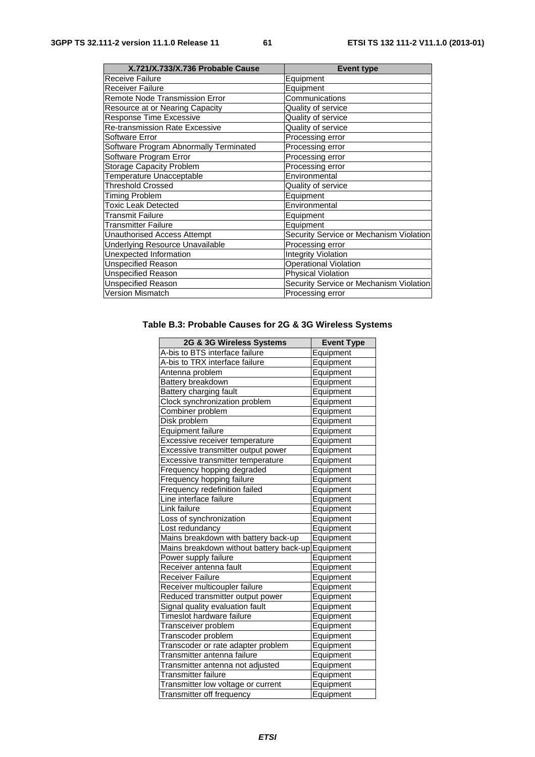| X.721/X.733/X.736 Probable Cause | Event type |
|---|---|
| Receive Failure | Equipment |
| Receiver Failure | Equipment |
| Remote Node Transmission Error | Communications |
| Resource at or Nearing Capacity | Quality of service |
| Response Time Excessive | Quality of service |
| Re-transmission Rate Excessive | Quality of service |
| Software Error | Processing error |
| Software Program Abnormally Terminated | Processing error |
| Software Program Error | Processing error |
| Storage Capacity Problem | Processing error |
| Temperature Unacceptable | Environmental |
| Threshold Crossed | Quality of service |
| Timing Problem | Equipment |
| Toxic Leak Detected | Environmental |
| Transmit Failure | Equipment |
| Transmitter Failure | Equipment |
| Unauthorised Access Attempt | Security Service or Mechanism Violation |
| Underlying Resource Unavailable | Processing error |
| Unexpected Information | Integrity Violation |
| Unspecified Reason | Operational Violation |
| Unspecified Reason | Physical Violation |
| Unspecified Reason | Security Service or Mechanism Violation |
| Version Mismatch | Processing error |

**Table B.3: Probable Causes for 2G & 3G Wireless Systems**

| 2G & 3G Wireless Systems | Event Type |
|---|---|
| A-bis to BTS interface failure | Equipment |
| A-bis to TRX interface failure | Equipment |
| Antenna problem | Equipment |
| Battery breakdown | Equipment |
| Battery charging fault | Equipment |
| Clock synchronization problem | Equipment |
| Combiner problem | Equipment |
| Disk problem | Equipment |
| Equipment failure | Equipment |
| Excessive receiver temperature | Equipment |
| Excessive transmitter output power | Equipment |
| Excessive transmitter temperature | Equipment |
| Frequency hopping degraded | Equipment |
| Frequency hopping failure | Equipment |
| Frequency redefinition failed | Equipment |
| Line interface failure | Equipment |
| Link failure | Equipment |
| Loss of synchronization | Equipment |
| Lost redundancy | Equipment |
| Mains breakdown with battery back-up | Equipment |
| Mains breakdown without battery back-up | Equipment |
| Power supply failure | Equipment |
| Receiver antenna fault | Equipment |
| Receiver Failure | Equipment |
| Receiver multicoupler failure | Equipment |
| Reduced transmitter output power | Equipment |
| Signal quality evaluation fault | Equipment |
| Timeslot hardware failure | Equipment |
| Transceiver problem | Equipment |
| Transcoder problem | Equipment |
| Transcoder or rate adapter problem | Equipment |
| Transmitter antenna failure | Equipment |
| Transmitter antenna not adjusted | Equipment |
| Transmitter failure | Equipment |
| Transmitter low voltage or current | Equipment |
| Transmitter off frequency | Equipment |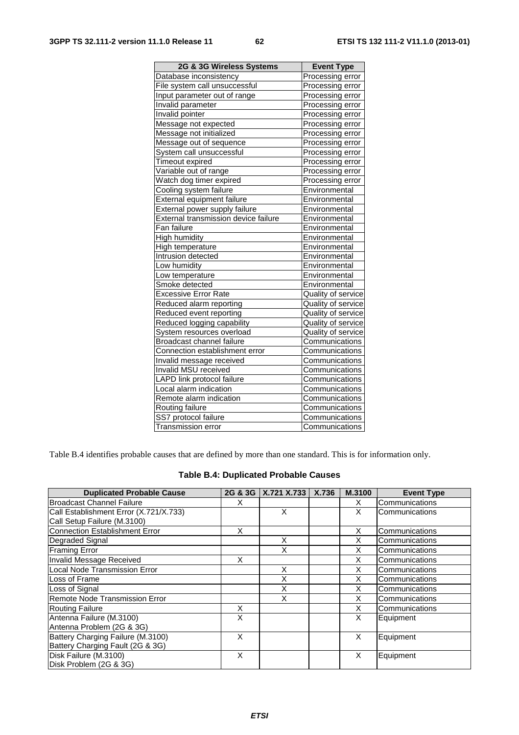| 2G & 3G Wireless Systems | Event Type |
|---|---|
| Database inconsistency | Processing error |
| File system call unsuccessful | Processing error |
| Input parameter out of range | Processing error |
| Invalid parameter | Processing error |
| Invalid pointer | Processing error |
| Message not expected | Processing error |
| Message not initialized | Processing error |
| Message out of sequence | Processing error |
| System call unsuccessful | Processing error |
| Timeout expired | Processing error |
| Variable out of range | Processing error |
| Watch dog timer expired | Processing error |
| Cooling system failure | Environmental |
| External equipment failure | Environmental |
| External power supply failure | Environmental |
| External transmission device failure | Environmental |
| Fan failure | Environmental |
| High humidity | Environmental |
| High temperature | Environmental |
| Intrusion detected | Environmental |
| Low humidity | Environmental |
| Low temperature | Environmental |
| Smoke detected | Environmental |
| Excessive Error Rate | Quality of service |
| Reduced alarm reporting | Quality of service |
| Reduced event reporting | Quality of service |
| Reduced logging capability | Quality of service |
| System resources overload | Quality of service |
| Broadcast channel failure | Communications |
| Connection establishment error | Communications |
| Invalid message received | Communications |
| Invalid MSU received | Communications |
| LAPD link protocol failure | Communications |
| Local alarm indication | Communications |
| Remote alarm indication | Communications |
| Routing failure | Communications |
| SS7 protocol failure | Communications |
| Transmission error | Communications |

Table B.4 identifies probable causes that are defined by more than one standard. This is for information only.

**Table B.4: Duplicated Probable Causes**

| Duplicated Probable Cause | 2G & 3G | X.721 X.733 | X.736 | M.3100 | Event Type |
|---|---|---|---|---|---|
| Broadcast Channel Failure | X | | | X | Communications |
| Call Establishment Error (X.721/X.733)<br>Call Setup Failure (M.3100) | | X | | X | Communications |
| Connection Establishment Error | X | | | X | Communications |
| Degraded Signal | | X | | X | Communications |
| Framing Error | | X | | X | Communications |
| Invalid Message Received | X | | | X | Communications |
| Local Node Transmission Error | | X | | X | Communications |
| Loss of Frame | | X | | X | Communications |
| Loss of Signal | | X | | X | Communications |
| Remote Node Transmission Error | | X | | X | Communications |
| Routing Failure | X | | | X | Communications |
| Antenna Failure (M.3100)<br>Antenna Problem (2G & 3G) | X | | | X | Equipment |
| Battery Charging Failure (M.3100)<br>Battery Charging Fault (2G & 3G) | X | | | X | Equipment |
| Disk Failure (M.3100)<br>Disk Problem (2G & 3G) | X | | | X | Equipment |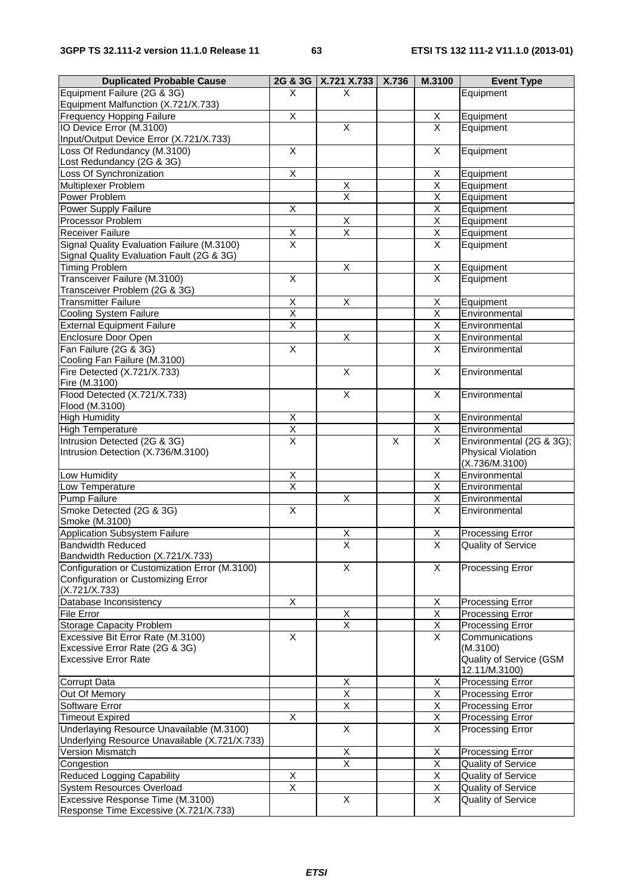| Duplicated Probable Cause | 2G & 3G | X.721 X.733 | X.736 | M.3100 | Event Type |
|---|---|---|---|---|---|
| Equipment Failure (2G & 3G)<br>Equipment Malfunction (X.721/X.733) | X | X | | | Equipment |
| Frequency Hopping Failure | X | | | X | Equipment |
| IO Device Error (M.3100)<br>Input/Output Device Error (X.721/X.733) | | X | | X | Equipment |
| Loss Of Redundancy (M.3100)<br>Lost Redundancy (2G & 3G) | X | | | X | Equipment |
| Loss Of Synchronization | X | | | X | Equipment |
| Multiplexer Problem | | X | | X | Equipment |
| Power Problem | | X | | X | Equipment |
| Power Supply Failure | X | | | X | Equipment |
| Processor Problem | | X | | X | Equipment |
| Receiver Failure | X | X | | X | Equipment |
| Signal Quality Evaluation Failure (M.3100)<br>Signal Quality Evaluation Fault (2G & 3G) | X | | | X | Equipment |
| Timing Problem | | X | | X | Equipment |
| Transceiver Failure (M.3100)<br>Transceiver Problem (2G & 3G) | X | | | X | Equipment |
| Transmitter Failure | X | X | | X | Equipment |
| Cooling System Failure | X | | | X | Environmental |
| External Equipment Failure | X | | | X | Environmental |
| Enclosure Door Open | | X | | X | Environmental |
| Fan Failure (2G & 3G)<br>Cooling Fan Failure (M.3100) | X | | | X | Environmental |
| Fire Detected (X.721/X.733)<br>Fire (M.3100) | | X | | X | Environmental |
| Flood Detected (X.721/X.733)<br>Flood (M.3100) | | X | | X | Environmental |
| High Humidity | X | | | X | Environmental |
| High Temperature | X | | | X | Environmental |
| Intrusion Detected (2G & 3G)<br>Intrusion Detection (X.736/M.3100) | X | | X | X | Environmental (2G & 3G);<br>Physical Violation<br>(X.736/M.3100) |
| Low Humidity | X | | | X | Environmental |
| Low Temperature | X | | | X | Environmental |
| Pump Failure | | X | | X | Environmental |
| Smoke Detected (2G & 3G)<br>Smoke (M.3100) | X | | | X | Environmental |
| Application Subsystem Failure | | X | | X | Processing Error |
| Bandwidth Reduced<br>Bandwidth Reduction (X.721/X.733) | | X | | X | Quality of Service |
| Configuration or Customization Error (M.3100)<br>Configuration or Customizing Error<br>(X.721/X.733) | | X | | X | Processing Error |
| Database Inconsistency | X | | | X | Processing Error |
| File Error | | X | | X | Processing Error |
| Storage Capacity Problem | | X | | X | Processing Error |
| Excessive Bit Error Rate (M.3100)<br>Excessive Error Rate (2G & 3G)<br>Excessive Error Rate | X | | | X | Communications<br>(M.3100)<br>Quality of Service (GSM<br>12.11/M.3100) |
| Corrupt Data | | X | | X | Processing Error |
| Out Of Memory | | X | | X | Processing Error |
| Software Error | | X | | X | Processing Error |
| Timeout Expired | X | | | X | Processing Error |
| Underlaying Resource Unavailable (M.3100)<br>Underlying Resource Unavailable (X.721/X.733) | | X | | X | Processing Error |
| Version Mismatch | | X | | X | Processing Error |
| Congestion | | X | | X | Quality of Service |
| Reduced Logging Capability | X | | | X | Quality of Service |
| System Resources Overload | X | | | X | Quality of Service |
| Excessive Response Time (M.3100)<br>Response Time Excessive (X.721/X.733) | | X | | X | Quality of Service |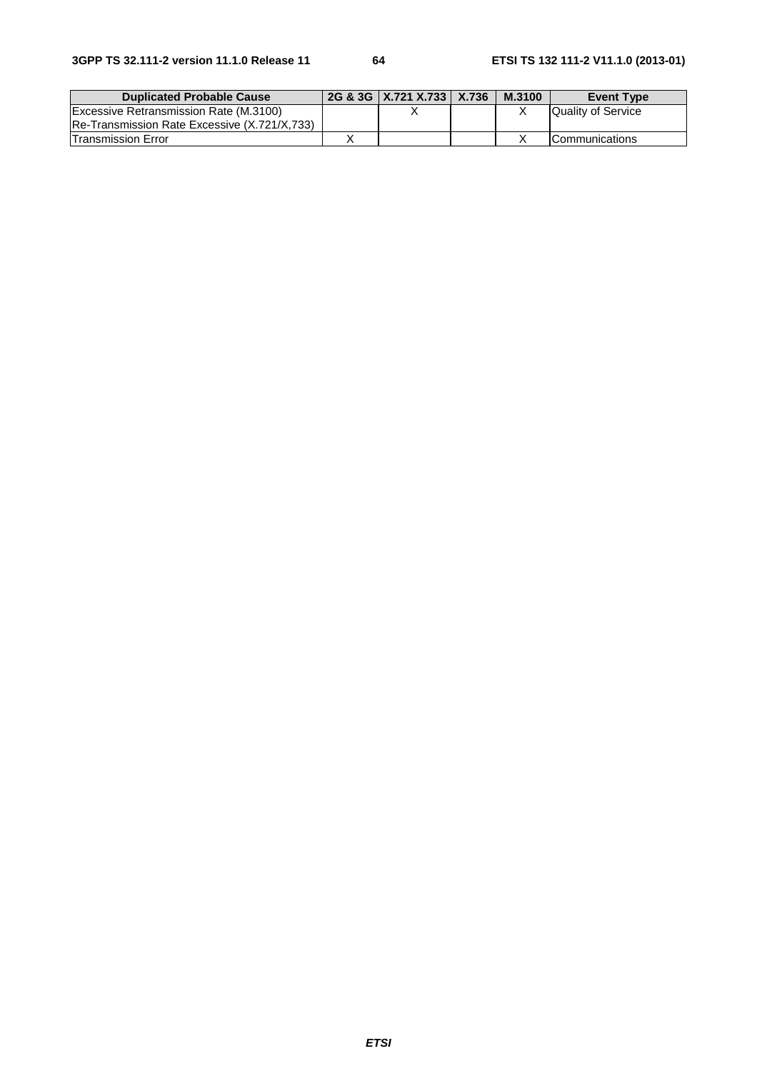| Duplicated Probable Cause | 2G & 3G | X.721 X.733 | X.736 | M.3100 | Event Type |
|---|---|---|---|---|---|
| Excessive Retransmission Rate (M.3100)<br>Re-Transmission Rate Excessive (X.721/X,733) | | X | | X | Quality of Service |
| Transmission Error | X | | | X | Communications |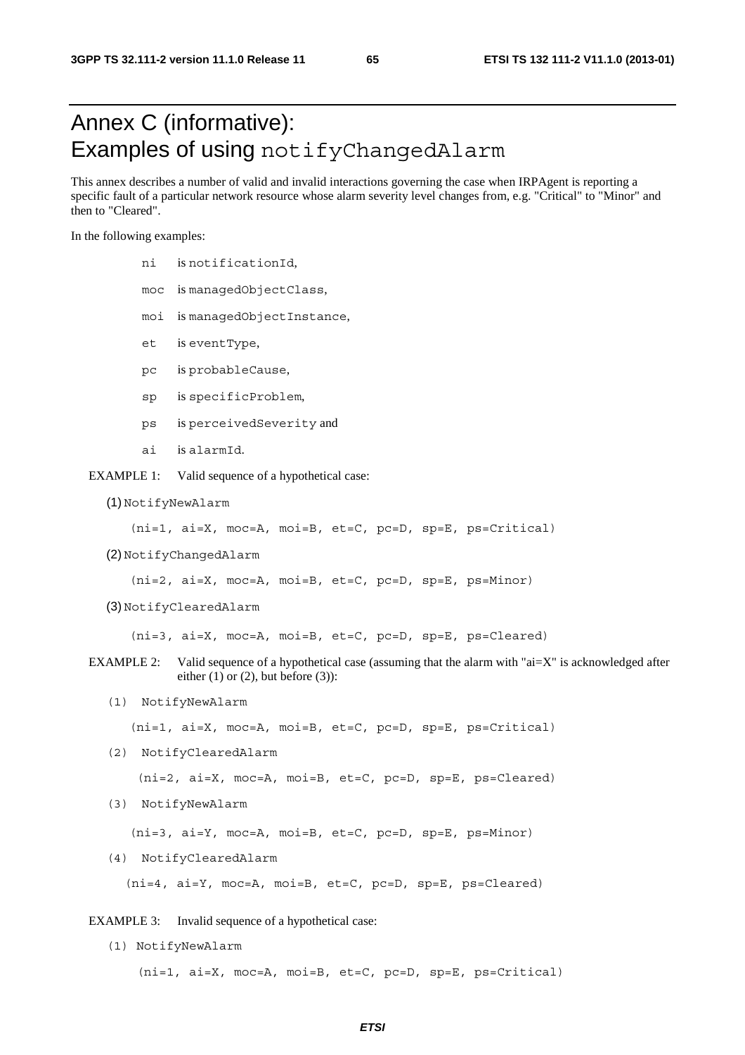# Annex C (informative): Examples of using notifyChangedAlarm

This annex describes a number of valid and invalid interactions governing the case when IRPAgent is reporting a specific fault of a particular network resource whose alarm severity level changes from, e.g. "Critical" to "Minor" and then to "Cleared".

In the following examples:

- `ni` is `notificationId`,
- `moc` is `managedObjectClass`,
- `moi` is `managedObjectInstance`,
- `et` is `eventType`,
- `pc` is `probableCause`,
- `sp` is `specificProblem`,
- `ps` is `perceivedSeverity` and
- `ai` is `alarmId`.

EXAMPLE 1: Valid sequence of a hypothetical case:

```
(1) NotifyNewAlarm
    (ni=1, ai=X, moc=A, moi=B, et=C, pc=D, sp=E, ps=Critical)
(2) NotifyChangedAlarm
    (ni=2, ai=X, moc=A, moi=B, et=C, pc=D, sp=E, ps=Minor)
(3) NotifyClearedAlarm
    (ni=3, ai=X, moc=A, moi=B, et=C, pc=D, sp=E, ps=Cleared)
```

EXAMPLE 2: Valid sequence of a hypothetical case (assuming that the alarm with "ai=X" is acknowledged after either (1) or (2), but before (3)):

```
(1)  NotifyNewAlarm
    (ni=1, ai=X, moc=A, moi=B, et=C, pc=D, sp=E, ps=Critical)
(2)  NotifyClearedAlarm
    (ni=2, ai=X, moc=A, moi=B, et=C, pc=D, sp=E, ps=Cleared)
(3)  NotifyNewAlarm
    (ni=3, ai=Y, moc=A, moi=B, et=C, pc=D, sp=E, ps=Minor)
(4)  NotifyClearedAlarm
    (ni=4, ai=Y, moc=A, moi=B, et=C, pc=D, sp=E, ps=Cleared)
```

EXAMPLE 3: Invalid sequence of a hypothetical case:

```
(1) NotifyNewAlarm
    (ni=1, ai=X, moc=A, moi=B, et=C, pc=D, sp=E, ps=Critical)
```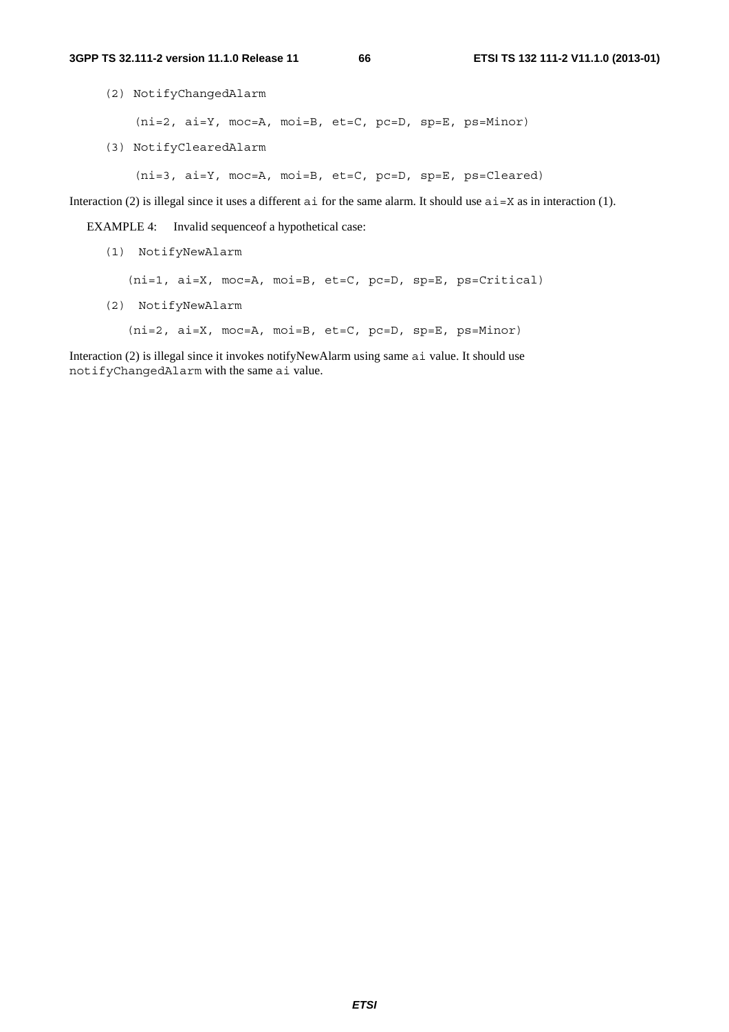(2) NotifyChangedAlarm

(ni=2, ai=Y, moc=A, moi=B, et=C, pc=D, sp=E, ps=Minor)

(3) NotifyClearedAlarm

(ni=3, ai=Y, moc=A, moi=B, et=C, pc=D, sp=E, ps=Cleared)

Interaction (2) is illegal since it uses a different `ai` for the same alarm. It should use `ai=X` as in interaction (1).

EXAMPLE 4: Invalid sequenceof a hypothetical case:

(1) NotifyNewAlarm

(ni=1, ai=X, moc=A, moi=B, et=C, pc=D, sp=E, ps=Critical)

(2) NotifyNewAlarm

(ni=2, ai=X, moc=A, moi=B, et=C, pc=D, sp=E, ps=Minor)

Interaction (2) is illegal since it invokes notifyNewAlarm using same `ai` value. It should use `notifyChangedAlarm` with the same `ai` value.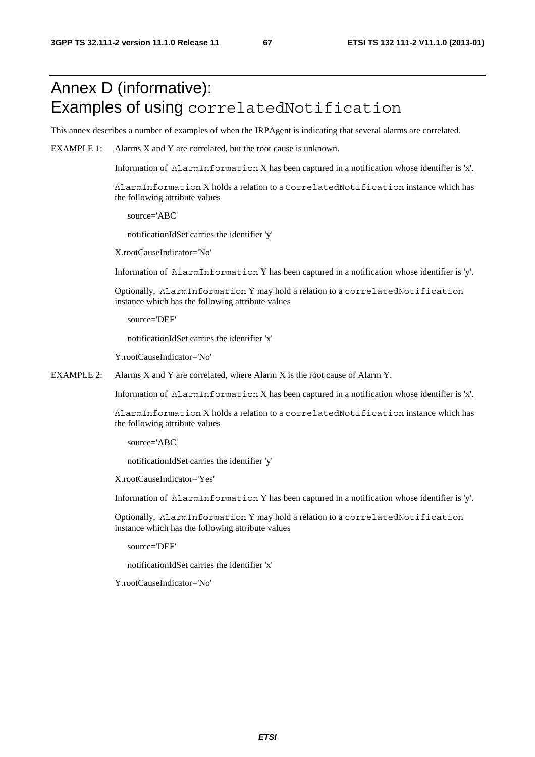# Annex D (informative): Examples of using `correlatedNotification`

This annex describes a number of examples of when the IRPAgent is indicating that several alarms are correlated.

EXAMPLE 1: Alarms X and Y are correlated, but the root cause is unknown.

Information of `AlarmInformation` X has been captured in a notification whose identifier is 'x'.

`AlarmInformation` X holds a relation to a `CorrelatedNotification` instance which has the following attribute values

source='ABC'

notificationIdSet carries the identifier 'y'

X.rootCauseIndicator='No'

Information of `AlarmInformation` Y has been captured in a notification whose identifier is 'y'.

Optionally, `AlarmInformation` Y may hold a relation to a `correlatedNotification` instance which has the following attribute values

source='DEF'

notificationIdSet carries the identifier 'x'

Y.rootCauseIndicator='No'

EXAMPLE 2: Alarms X and Y are correlated, where Alarm X is the root cause of Alarm Y.

Information of `AlarmInformation` X has been captured in a notification whose identifier is 'x'.

`AlarmInformation` X holds a relation to a `correlatedNotification` instance which has the following attribute values

source='ABC'

notificationIdSet carries the identifier 'y'

X.rootCauseIndicator='Yes'

Information of `AlarmInformation` Y has been captured in a notification whose identifier is 'y'.

Optionally, `AlarmInformation` Y may hold a relation to a `correlatedNotification` instance which has the following attribute values

source='DEF'

notificationIdSet carries the identifier 'x'

Y.rootCauseIndicator='No'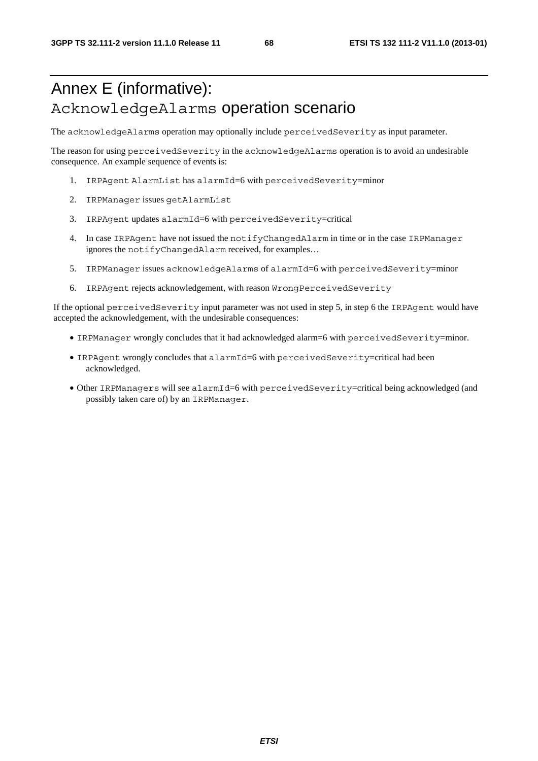# Annex E (informative): AcknowledgeAlarms operation scenario

The acknowledgeAlarms operation may optionally include perceivedSeverity as input parameter.

The reason for using perceivedSeverity in the acknowledgeAlarms operation is to avoid an undesirable consequence. An example sequence of events is:

1. IRPAgent AlarmList has alarmId=6 with perceivedSeverity=minor
2. IRPManager issues getAlarmList
3. IRPAgent updates alarmId=6 with perceivedSeverity=critical
4. In case IRPAgent have not issued the notifyChangedAlarm in time or in the case IRPManager ignores the notifyChangedAlarm received, for examples…
5. IRPManager issues acknowledgeAlarms of alarmId=6 with perceivedSeverity=minor
6. IRPAgent rejects acknowledgement, with reason WrongPerceivedSeverity

If the optional perceivedSeverity input parameter was not used in step 5, in step 6 the IRPAgent would have accepted the acknowledgement, with the undesirable consequences:

- IRPManager wrongly concludes that it had acknowledged alarm=6 with perceivedSeverity=minor.
- IRPAgent wrongly concludes that alarmId=6 with perceivedSeverity=critical had been acknowledged.
- Other IRPManagers will see alarmId=6 with perceivedSeverity=critical being acknowledged (and possibly taken care of) by an IRPManager.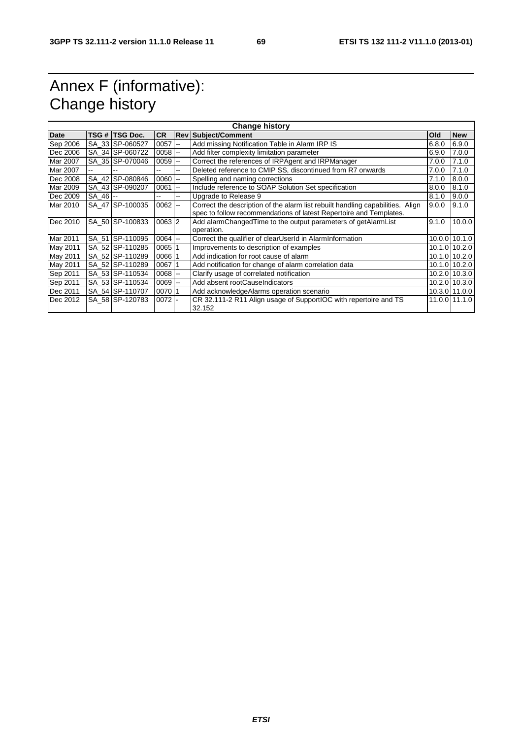# Annex F (informative): Change history

| Change history | | | | | | | |
|---|---|---|---|---|---|---|---|
| **Date** | **TSG #** | **TSG Doc.** | **CR** | **Rev** | **Subject/Comment** | **Old** | **New** |
| Sep 2006 | SA_33 | SP-060527 | 0057 | -- | Add missing Notification Table in Alarm IRP IS | 6.8.0 | 6.9.0 |
| Dec 2006 | SA_34 | SP-060722 | 0058 | -- | Add filter complexity limitation parameter | 6.9.0 | 7.0.0 |
| Mar 2007 | SA_35 | SP-070046 | 0059 | -- | Correct the references of IRPAgent and IRPManager | 7.0.0 | 7.1.0 |
| Mar 2007 | -- | -- | -- | -- | Deleted reference to CMIP SS, discontinued from R7 onwards | 7.0.0 | 7.1.0 |
| Dec 2008 | SA_42 | SP-080846 | 0060 | -- | Spelling and naming corrections | 7.1.0 | 8.0.0 |
| Mar 2009 | SA_43 | SP-090207 | 0061 | -- | Include reference to SOAP Solution Set specification | 8.0.0 | 8.1.0 |
| Dec 2009 | SA_46 | -- | -- | -- | Upgrade to Release 9 | 8.1.0 | 9.0.0 |
| Mar 2010 | SA_47 | SP-100035 | 0062 | -- | Correct the description of the alarm list rebuilt handling capabilities. Align spec to follow recommendations of latest Repertoire and Templates. | 9.0.0 | 9.1.0 |
| Dec 2010 | SA_50 | SP-100833 | 0063 | 2 | Add alarmChangedTime to the output parameters of getAlarmList operation. | 9.1.0 | 10.0.0 |
| Mar 2011 | SA_51 | SP-110095 | 0064 | -- | Correct the qualifier of clearUserId in AlarmInformation | 10.0.0 | 10.1.0 |
| May 2011 | SA_52 | SP-110285 | 0065 | 1 | Improvements to description of examples | 10.1.0 | 10.2.0 |
| May 2011 | SA_52 | SP-110289 | 0066 | 1 | Add indication for root cause of alarm | 10.1.0 | 10.2.0 |
| May 2011 | SA_52 | SP-110289 | 0067 | 1 | Add notification for change of alarm correlation data | 10.1.0 | 10.2.0 |
| Sep 2011 | SA_53 | SP-110534 | 0068 | -- | Clarify usage of correlated notification | 10.2.0 | 10.3.0 |
| Sep 2011 | SA_53 | SP-110534 | 0069 | -- | Add absent rootCauseIndicators | 10.2.0 | 10.3.0 |
| Dec 2011 | SA_54 | SP-110707 | 0070 | 1 | Add acknowledgeAlarms operation scenario | 10.3.0 | 11.0.0 |
| Dec 2012 | SA_58 | SP-120783 | 0072 | - | CR 32.111-2 R11 Align usage of SupportIOC with repertoire and TS 32.152 | 11.0.0 | 11.1.0 |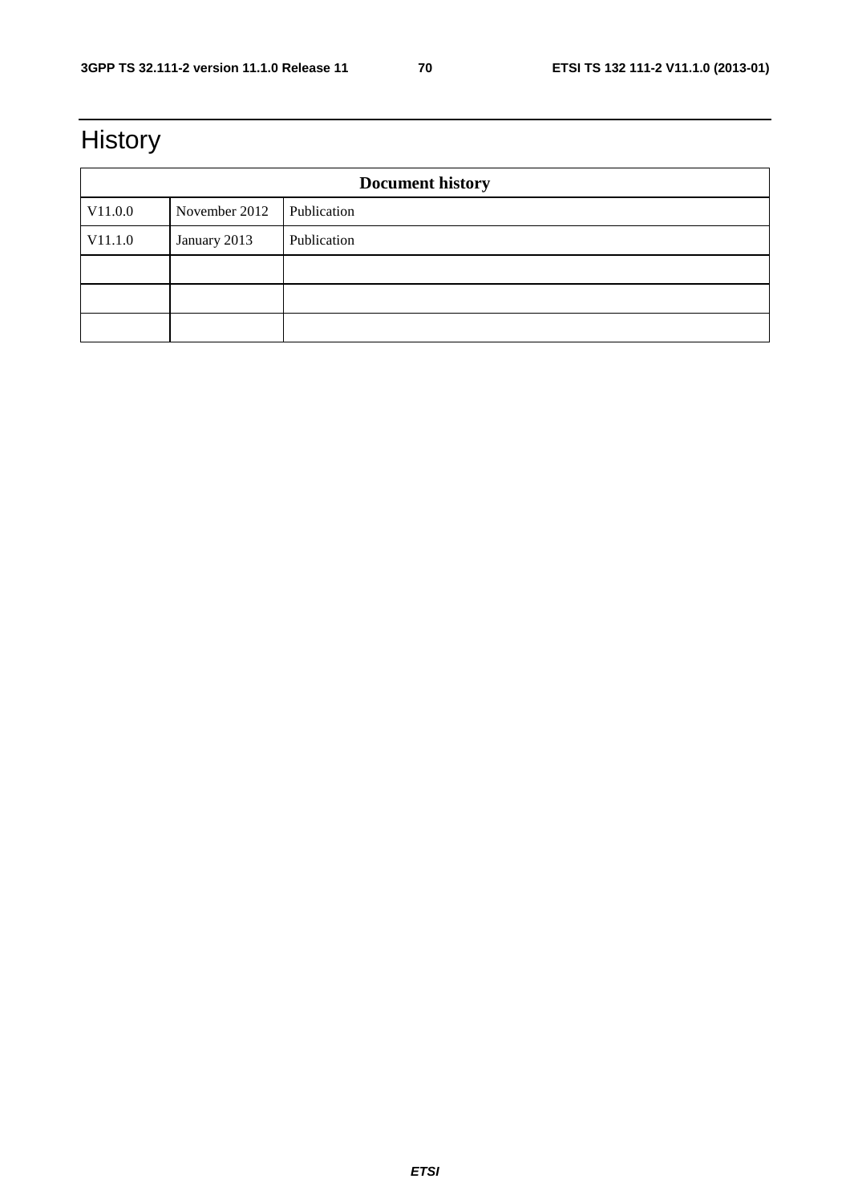# History

| Document history | | |
|---|---|---|
| V11.0.0 | November 2012 | Publication |
| V11.1.0 | January 2013 | Publication |
| | | |
| | | |
| | | |